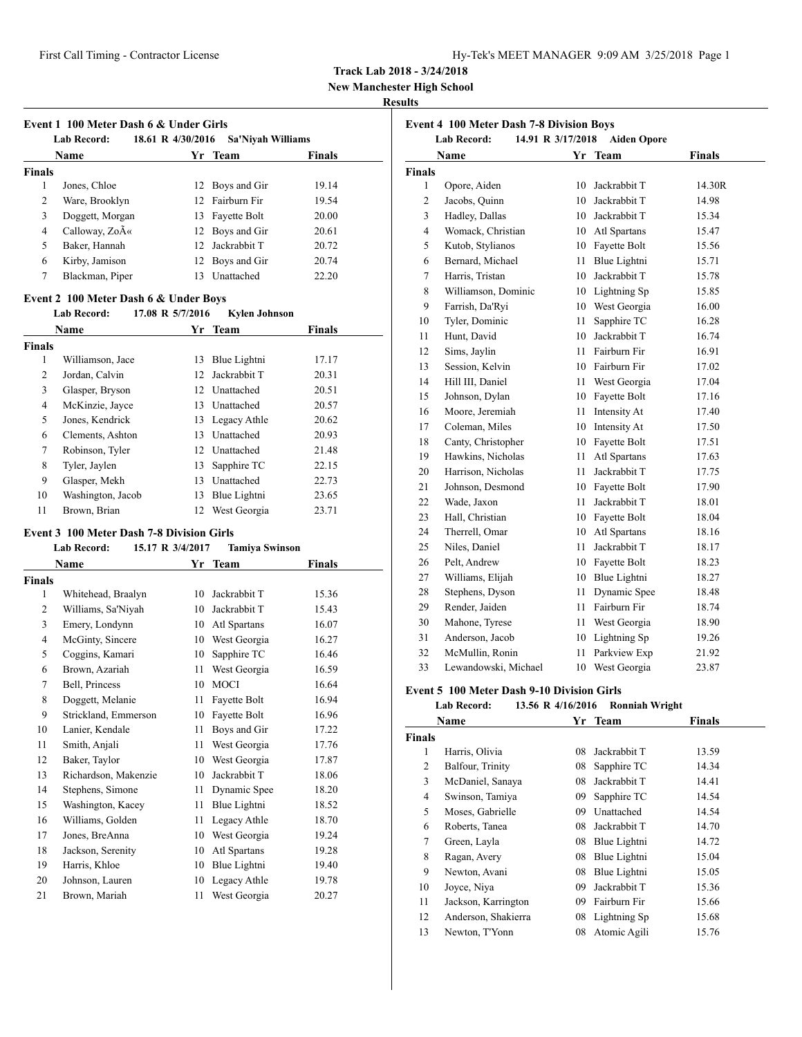# Track Lab 2018 - 3/24/2018

**New Manchester High School**

**Results**

## Event 1 100 Meter Dash 6 & Under Girls

**Lab Record:** 18.61 R 4/30/2016 Sa'Niyah Williams

**Finals**

| | Name | Yr | Team | Finals |
|---|---|---|---|---|
| 1 | Jones, Chloe | 12 | Boys and Gir | 19.14 |
| 2 | Ware, Brooklyn | 12 | Fairburn Fir | 19.54 |
| 3 | Doggett, Morgan | 13 | Fayette Bolt | 20.00 |
| 4 | Calloway, ZoÃ« | 12 | Boys and Gir | 20.61 |
| 5 | Baker, Hannah | 12 | Jackrabbit T | 20.72 |
| 6 | Kirby, Jamison | 12 | Boys and Gir | 20.74 |
| 7 | Blackman, Piper | 13 | Unattached | 22.20 |

## Event 2 100 Meter Dash 6 & Under Boys

**Lab Record:** 17.08 R 5/7/2016 Kylen Johnson

**Finals**

| | Name | Yr | Team | Finals |
|---|---|---|---|---|
| 1 | Williamson, Jace | 13 | Blue Lightni | 17.17 |
| 2 | Jordan, Calvin | 12 | Jackrabbit T | 20.31 |
| 3 | Glasper, Bryson | 12 | Unattached | 20.51 |
| 4 | McKinzie, Jayce | 13 | Unattached | 20.57 |
| 5 | Jones, Kendrick | 13 | Legacy Athle | 20.62 |
| 6 | Clements, Ashton | 13 | Unattached | 20.93 |
| 7 | Robinson, Tyler | 12 | Unattached | 21.48 |
| 8 | Tyler, Jaylen | 13 | Sapphire TC | 22.15 |
| 9 | Glasper, Mekh | 13 | Unattached | 22.73 |
| 10 | Washington, Jacob | 13 | Blue Lightni | 23.65 |
| 11 | Brown, Brian | 12 | West Georgia | 23.71 |

## Event 3 100 Meter Dash 7-8 Division Girls

**Lab Record:** 15.17 R 3/4/2017 Tamiya Swinson

**Finals**

| | Name | Yr | Team | Finals |
|---|---|---|---|---|
| 1 | Whitehead, Braalyn | 10 | Jackrabbit T | 15.36 |
| 2 | Williams, Sa'Niyah | 10 | Jackrabbit T | 15.43 |
| 3 | Emery, Londynn | 10 | Atl Spartans | 16.07 |
| 4 | McGinty, Sincere | 10 | West Georgia | 16.27 |
| 5 | Coggins, Kamari | 10 | Sapphire TC | 16.46 |
| 6 | Brown, Azariah | 11 | West Georgia | 16.59 |
| 7 | Bell, Princess | 10 | MOCI | 16.64 |
| 8 | Doggett, Melanie | 11 | Fayette Bolt | 16.94 |
| 9 | Strickland, Emmerson | 10 | Fayette Bolt | 16.96 |
| 10 | Lanier, Kendale | 11 | Boys and Gir | 17.22 |
| 11 | Smith, Anjali | 11 | West Georgia | 17.76 |
| 12 | Baker, Taylor | 10 | West Georgia | 17.87 |
| 13 | Richardson, Makenzie | 10 | Jackrabbit T | 18.06 |
| 14 | Stephens, Simone | 11 | Dynamic Spee | 18.20 |
| 15 | Washington, Kacey | 11 | Blue Lightni | 18.52 |
| 16 | Williams, Golden | 11 | Legacy Athle | 18.70 |
| 17 | Jones, BreAnna | 10 | West Georgia | 19.24 |
| 18 | Jackson, Serenity | 10 | Atl Spartans | 19.28 |
| 19 | Harris, Khloe | 10 | Blue Lightni | 19.40 |
| 20 | Johnson, Lauren | 10 | Legacy Athle | 19.78 |
| 21 | Brown, Mariah | 11 | West Georgia | 20.27 |

## Event 4 100 Meter Dash 7-8 Division Boys

**Lab Record:** 14.91 R 3/17/2018 Aiden Opore

**Finals**

| | Name | Yr | Team | Finals |
|---|---|---|---|---|
| 1 | Opore, Aiden | 10 | Jackrabbit T | 14.30R |
| 2 | Jacobs, Quinn | 10 | Jackrabbit T | 14.98 |
| 3 | Hadley, Dallas | 10 | Jackrabbit T | 15.34 |
| 4 | Womack, Christian | 10 | Atl Spartans | 15.47 |
| 5 | Kutob, Stylianos | 10 | Fayette Bolt | 15.56 |
| 6 | Bernard, Michael | 11 | Blue Lightni | 15.71 |
| 7 | Harris, Tristan | 10 | Jackrabbit T | 15.78 |
| 8 | Williamson, Dominic | 10 | Lightning Sp | 15.85 |
| 9 | Farrish, Da'Ryi | 10 | West Georgia | 16.00 |
| 10 | Tyler, Dominic | 11 | Sapphire TC | 16.28 |
| 11 | Hunt, David | 10 | Jackrabbit T | 16.74 |
| 12 | Sims, Jaylin | 11 | Fairburn Fir | 16.91 |
| 13 | Session, Kelvin | 10 | Fairburn Fir | 17.02 |
| 14 | Hill III, Daniel | 11 | West Georgia | 17.04 |
| 15 | Johnson, Dylan | 10 | Fayette Bolt | 17.16 |
| 16 | Moore, Jeremiah | 11 | Intensity At | 17.40 |
| 17 | Coleman, Miles | 10 | Intensity At | 17.50 |
| 18 | Canty, Christopher | 10 | Fayette Bolt | 17.51 |
| 19 | Hawkins, Nicholas | 11 | Atl Spartans | 17.63 |
| 20 | Harrison, Nicholas | 11 | Jackrabbit T | 17.75 |
| 21 | Johnson, Desmond | 10 | Fayette Bolt | 17.90 |
| 22 | Wade, Jaxon | 11 | Jackrabbit T | 18.01 |
| 23 | Hall, Christian | 10 | Fayette Bolt | 18.04 |
| 24 | Therrell, Omar | 10 | Atl Spartans | 18.16 |
| 25 | Niles, Daniel | 11 | Jackrabbit T | 18.17 |
| 26 | Pelt, Andrew | 10 | Fayette Bolt | 18.23 |
| 27 | Williams, Elijah | 10 | Blue Lightni | 18.27 |
| 28 | Stephens, Dyson | 11 | Dynamic Spee | 18.48 |
| 29 | Render, Jaiden | 11 | Fairburn Fir | 18.74 |
| 30 | Mahone, Tyrese | 11 | West Georgia | 18.90 |
| 31 | Anderson, Jacob | 10 | Lightning Sp | 19.26 |
| 32 | McMullin, Ronin | 11 | Parkview Exp | 21.92 |
| 33 | Lewandowski, Michael | 10 | West Georgia | 23.87 |

## Event 5 100 Meter Dash 9-10 Division Girls

**Lab Record:** 13.56 R 4/16/2016 Ronniah Wright

**Finals**

| | Name | Yr | Team | Finals |
|---|---|---|---|---|
| 1 | Harris, Olivia | 08 | Jackrabbit T | 13.59 |
| 2 | Balfour, Trinity | 08 | Sapphire TC | 14.34 |
| 3 | McDaniel, Sanaya | 08 | Jackrabbit T | 14.41 |
| 4 | Swinson, Tamiya | 09 | Sapphire TC | 14.54 |
| 5 | Moses, Gabrielle | 09 | Unattached | 14.54 |
| 6 | Roberts, Tanea | 08 | Jackrabbit T | 14.70 |
| 7 | Green, Layla | 08 | Blue Lightni | 14.72 |
| 8 | Ragan, Avery | 08 | Blue Lightni | 15.04 |
| 9 | Newton, Avani | 08 | Blue Lightni | 15.05 |
| 10 | Joyce, Niya | 09 | Jackrabbit T | 15.36 |
| 11 | Jackson, Karrington | 09 | Fairburn Fir | 15.66 |
| 12 | Anderson, Shakierra | 08 | Lightning Sp | 15.68 |
| 13 | Newton, T'Yonn | 08 | Atomic Agili | 15.76 |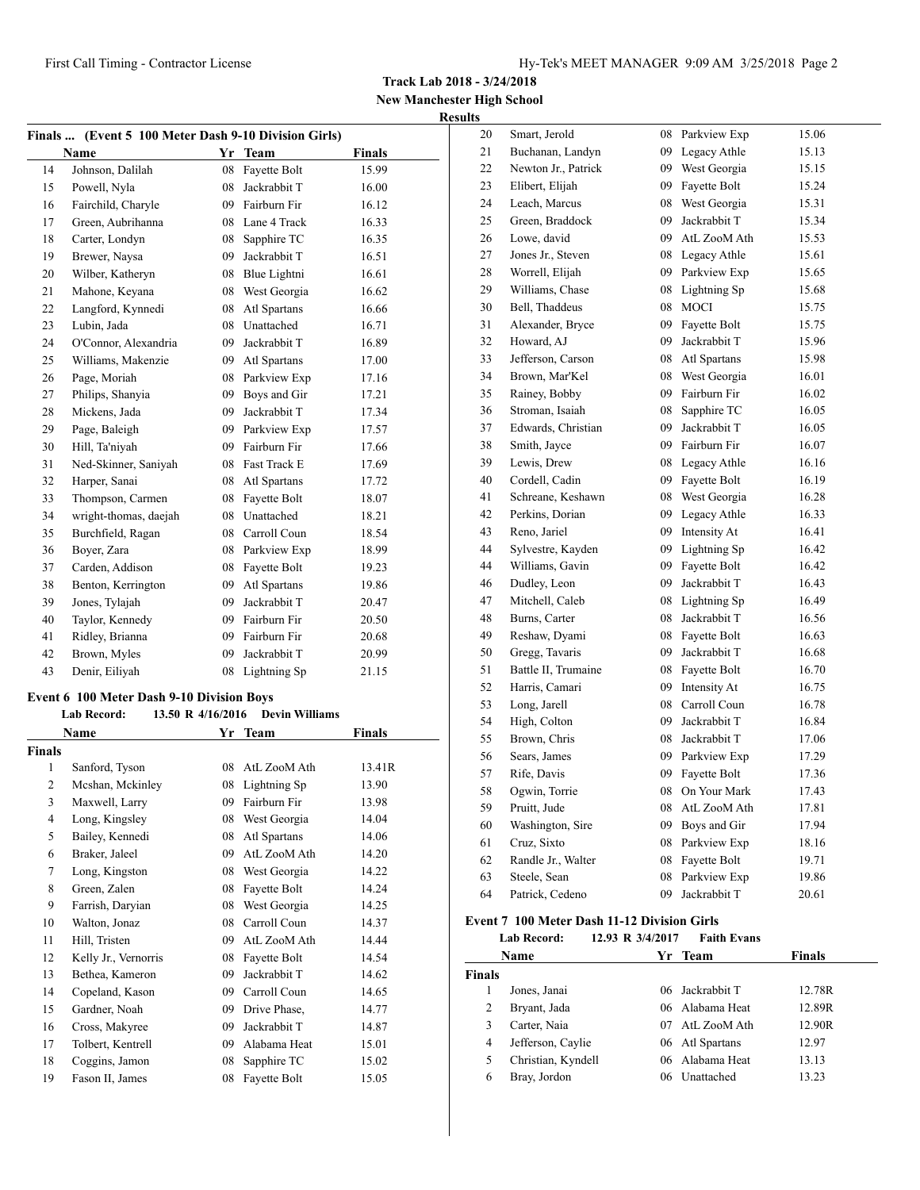**Track Lab 2018 - 3/24/2018**
**New Manchester High School**
**Results**

### Finals ... (Event 5 100 Meter Dash 9-10 Division Girls)

| | Name | Yr | Team | Finals |
|---|---|---|---|---|
| 14 | Johnson, Dalilah | 08 | Fayette Bolt | 15.99 |
| 15 | Powell, Nyla | 08 | Jackrabbit T | 16.00 |
| 16 | Fairchild, Charyle | 09 | Fairburn Fir | 16.12 |
| 17 | Green, Aubrihanna | 08 | Lane 4 Track | 16.33 |
| 18 | Carter, Londyn | 08 | Sapphire TC | 16.35 |
| 19 | Brewer, Naysa | 09 | Jackrabbit T | 16.51 |
| 20 | Wilber, Katheryn | 08 | Blue Lightni | 16.61 |
| 21 | Mahone, Keyana | 08 | West Georgia | 16.62 |
| 22 | Langford, Kynnedi | 08 | Atl Spartans | 16.66 |
| 23 | Lubin, Jada | 08 | Unattached | 16.71 |
| 24 | O'Connor, Alexandria | 09 | Jackrabbit T | 16.89 |
| 25 | Williams, Makenzie | 09 | Atl Spartans | 17.00 |
| 26 | Page, Moriah | 08 | Parkview Exp | 17.16 |
| 27 | Philips, Shanyia | 09 | Boys and Gir | 17.21 |
| 28 | Mickens, Jada | 09 | Jackrabbit T | 17.34 |
| 29 | Page, Baleigh | 09 | Parkview Exp | 17.57 |
| 30 | Hill, Ta'niyah | 09 | Fairburn Fir | 17.66 |
| 31 | Ned-Skinner, Saniyah | 08 | Fast Track E | 17.69 |
| 32 | Harper, Sanai | 08 | Atl Spartans | 17.72 |
| 33 | Thompson, Carmen | 08 | Fayette Bolt | 18.07 |
| 34 | wright-thomas, daejah | 08 | Unattached | 18.21 |
| 35 | Burchfield, Ragan | 08 | Carroll Coun | 18.54 |
| 36 | Boyer, Zara | 08 | Parkview Exp | 18.99 |
| 37 | Carden, Addison | 08 | Fayette Bolt | 19.23 |
| 38 | Benton, Kerrington | 09 | Atl Spartans | 19.86 |
| 39 | Jones, Tylajah | 09 | Jackrabbit T | 20.47 |
| 40 | Taylor, Kennedy | 09 | Fairburn Fir | 20.50 |
| 41 | Ridley, Brianna | 09 | Fairburn Fir | 20.68 |
| 42 | Brown, Myles | 09 | Jackrabbit T | 20.99 |
| 43 | Denir, Eiliyah | 08 | Lightning Sp | 21.15 |

### Event 6 100 Meter Dash 9-10 Division Boys

**Lab Record:** 13.50 R 4/16/2016 Devin Williams

**Finals**

| | Name | Yr | Team | Finals |
|---|---|---|---|---|
| 1 | Sanford, Tyson | 08 | AtL ZooM Ath | 13.41R |
| 2 | Mcshan, Mckinley | 08 | Lightning Sp | 13.90 |
| 3 | Maxwell, Larry | 09 | Fairburn Fir | 13.98 |
| 4 | Long, Kingsley | 08 | West Georgia | 14.04 |
| 5 | Bailey, Kennedi | 08 | Atl Spartans | 14.06 |
| 6 | Braker, Jaleel | 09 | AtL ZooM Ath | 14.20 |
| 7 | Long, Kingston | 08 | West Georgia | 14.22 |
| 8 | Green, Zalen | 08 | Fayette Bolt | 14.24 |
| 9 | Farrish, Daryian | 08 | West Georgia | 14.25 |
| 10 | Walton, Jonaz | 08 | Carroll Coun | 14.37 |
| 11 | Hill, Tristen | 09 | AtL ZooM Ath | 14.44 |
| 12 | Kelly Jr., Vernorris | 08 | Fayette Bolt | 14.54 |
| 13 | Bethea, Kameron | 09 | Jackrabbit T | 14.62 |
| 14 | Copeland, Kason | 09 | Carroll Coun | 14.65 |
| 15 | Gardner, Noah | 09 | Drive Phase, | 14.77 |
| 16 | Cross, Makyree | 09 | Jackrabbit T | 14.87 |
| 17 | Tolbert, Kentrell | 09 | Alabama Heat | 15.01 |
| 18 | Coggins, Jamon | 08 | Sapphire TC | 15.02 |
| 19 | Fason II, James | 08 | Fayette Bolt | 15.05 |
| 20 | Smart, Jerold | 08 | Parkview Exp | 15.06 |
| 21 | Buchanan, Landyn | 09 | Legacy Athle | 15.13 |
| 22 | Newton Jr., Patrick | 09 | West Georgia | 15.15 |
| 23 | Elibert, Elijah | 09 | Fayette Bolt | 15.24 |
| 24 | Leach, Marcus | 08 | West Georgia | 15.31 |
| 25 | Green, Braddock | 09 | Jackrabbit T | 15.34 |
| 26 | Lowe, david | 09 | AtL ZooM Ath | 15.53 |
| 27 | Jones Jr., Steven | 08 | Legacy Athle | 15.61 |
| 28 | Worrell, Elijah | 09 | Parkview Exp | 15.65 |
| 29 | Williams, Chase | 08 | Lightning Sp | 15.68 |
| 30 | Bell, Thaddeus | 08 | MOCI | 15.75 |
| 31 | Alexander, Bryce | 09 | Fayette Bolt | 15.75 |
| 32 | Howard, AJ | 09 | Jackrabbit T | 15.96 |
| 33 | Jefferson, Carson | 08 | Atl Spartans | 15.98 |
| 34 | Brown, Mar'Kel | 08 | West Georgia | 16.01 |
| 35 | Rainey, Bobby | 09 | Fairburn Fir | 16.02 |
| 36 | Stroman, Isaiah | 08 | Sapphire TC | 16.05 |
| 37 | Edwards, Christian | 09 | Jackrabbit T | 16.05 |
| 38 | Smith, Jayce | 09 | Fairburn Fir | 16.07 |
| 39 | Lewis, Drew | 08 | Legacy Athle | 16.16 |
| 40 | Cordell, Cadin | 09 | Fayette Bolt | 16.19 |
| 41 | Schreane, Keshawn | 08 | West Georgia | 16.28 |
| 42 | Perkins, Dorian | 09 | Legacy Athle | 16.33 |
| 43 | Reno, Jariel | 09 | Intensity At | 16.41 |
| 44 | Sylvestre, Kayden | 09 | Lightning Sp | 16.42 |
| 44 | Williams, Gavin | 09 | Fayette Bolt | 16.42 |
| 46 | Dudley, Leon | 09 | Jackrabbit T | 16.43 |
| 47 | Mitchell, Caleb | 08 | Lightning Sp | 16.49 |
| 48 | Burns, Carter | 08 | Jackrabbit T | 16.56 |
| 49 | Reshaw, Dyami | 08 | Fayette Bolt | 16.63 |
| 50 | Gregg, Tavaris | 09 | Jackrabbit T | 16.68 |
| 51 | Battle II, Trumaine | 08 | Fayette Bolt | 16.70 |
| 52 | Harris, Camari | 09 | Intensity At | 16.75 |
| 53 | Long, Jarell | 08 | Carroll Coun | 16.78 |
| 54 | High, Colton | 09 | Jackrabbit T | 16.84 |
| 55 | Brown, Chris | 08 | Jackrabbit T | 17.06 |
| 56 | Sears, James | 09 | Parkview Exp | 17.29 |
| 57 | Rife, Davis | 09 | Fayette Bolt | 17.36 |
| 58 | Ogwin, Torrie | 08 | On Your Mark | 17.43 |
| 59 | Pruitt, Jude | 08 | AtL ZooM Ath | 17.81 |
| 60 | Washington, Sire | 09 | Boys and Gir | 17.94 |
| 61 | Cruz, Sixto | 08 | Parkview Exp | 18.16 |
| 62 | Randle Jr., Walter | 08 | Fayette Bolt | 19.71 |
| 63 | Steele, Sean | 08 | Parkview Exp | 19.86 |
| 64 | Patrick, Cedeno | 09 | Jackrabbit T | 20.61 |

### Event 7 100 Meter Dash 11-12 Division Girls

**Lab Record:** 12.93 R 3/4/2017 Faith Evans

**Finals**

| | Name | Yr | Team | Finals |
|---|---|---|---|---|
| 1 | Jones, Janai | 06 | Jackrabbit T | 12.78R |
| 2 | Bryant, Jada | 06 | Alabama Heat | 12.89R |
| 3 | Carter, Naia | 07 | AtL ZooM Ath | 12.90R |
| 4 | Jefferson, Caylie | 06 | Atl Spartans | 12.97 |
| 5 | Christian, Kyndell | 06 | Alabama Heat | 13.13 |
| 6 | Bray, Jordon | 06 | Unattached | 13.23 |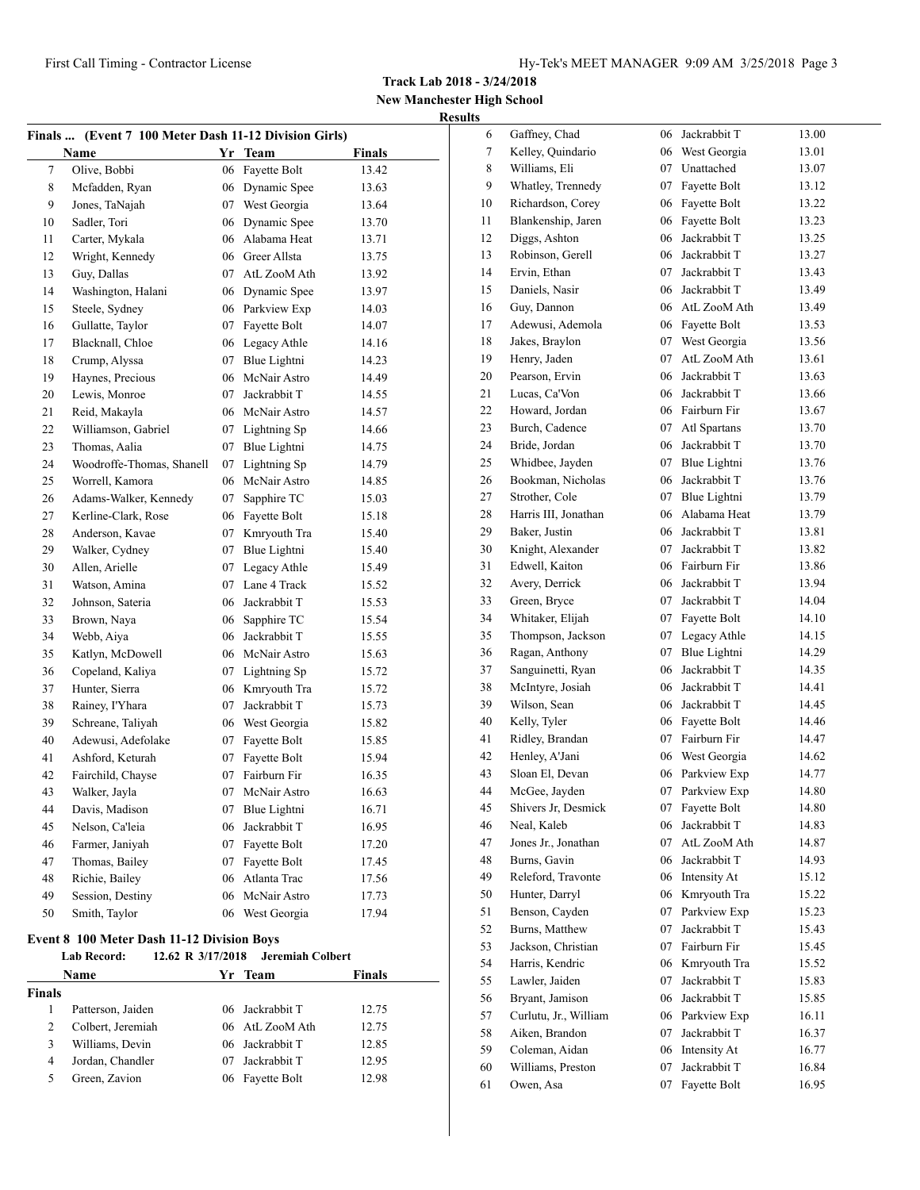**Track Lab 2018 - 3/24/2018**

**New Manchester High School**

**Results**

### Finals ... (Event 7 100 Meter Dash 11-12 Division Girls)

| | Name | Yr | Team | Finals |
|---|---|---|---|---|
| 7 | Olive, Bobbi | 06 | Fayette Bolt | 13.42 |
| 8 | Mcfadden, Ryan | 06 | Dynamic Spee | 13.63 |
| 9 | Jones, TaNajah | 07 | West Georgia | 13.64 |
| 10 | Sadler, Tori | 06 | Dynamic Spee | 13.70 |
| 11 | Carter, Mykala | 06 | Alabama Heat | 13.71 |
| 12 | Wright, Kennedy | 06 | Greer Allsta | 13.75 |
| 13 | Guy, Dallas | 07 | AtL ZooM Ath | 13.92 |
| 14 | Washington, Halani | 06 | Dynamic Spee | 13.97 |
| 15 | Steele, Sydney | 06 | Parkview Exp | 14.03 |
| 16 | Gullatte, Taylor | 07 | Fayette Bolt | 14.07 |
| 17 | Blacknall, Chloe | 06 | Legacy Athle | 14.16 |
| 18 | Crump, Alyssa | 07 | Blue Lightni | 14.23 |
| 19 | Haynes, Precious | 06 | McNair Astro | 14.49 |
| 20 | Lewis, Monroe | 07 | Jackrabbit T | 14.55 |
| 21 | Reid, Makayla | 06 | McNair Astro | 14.57 |
| 22 | Williamson, Gabriel | 07 | Lightning Sp | 14.66 |
| 23 | Thomas, Aalia | 07 | Blue Lightni | 14.75 |
| 24 | Woodroffe-Thomas, Shanell | 07 | Lightning Sp | 14.79 |
| 25 | Worrell, Kamora | 06 | McNair Astro | 14.85 |
| 26 | Adams-Walker, Kennedy | 07 | Sapphire TC | 15.03 |
| 27 | Kerline-Clark, Rose | 06 | Fayette Bolt | 15.18 |
| 28 | Anderson, Kavae | 07 | Kmryouth Tra | 15.40 |
| 29 | Walker, Cydney | 07 | Blue Lightni | 15.40 |
| 30 | Allen, Arielle | 07 | Legacy Athle | 15.49 |
| 31 | Watson, Amina | 07 | Lane 4 Track | 15.52 |
| 32 | Johnson, Sateria | 06 | Jackrabbit T | 15.53 |
| 33 | Brown, Naya | 06 | Sapphire TC | 15.54 |
| 34 | Webb, Aiya | 06 | Jackrabbit T | 15.55 |
| 35 | Katlyn, McDowell | 06 | McNair Astro | 15.63 |
| 36 | Copeland, Kaliya | 07 | Lightning Sp | 15.72 |
| 37 | Hunter, Sierra | 06 | Kmryouth Tra | 15.72 |
| 38 | Rainey, I'Yhara | 07 | Jackrabbit T | 15.73 |
| 39 | Schreane, Taliyah | 06 | West Georgia | 15.82 |
| 40 | Adewusi, Adefolake | 07 | Fayette Bolt | 15.85 |
| 41 | Ashford, Keturah | 07 | Fayette Bolt | 15.94 |
| 42 | Fairchild, Chayse | 07 | Fairburn Fir | 16.35 |
| 43 | Walker, Jayla | 07 | McNair Astro | 16.63 |
| 44 | Davis, Madison | 07 | Blue Lightni | 16.71 |
| 45 | Nelson, Ca'leia | 06 | Jackrabbit T | 16.95 |
| 46 | Farmer, Janiyah | 07 | Fayette Bolt | 17.20 |
| 47 | Thomas, Bailey | 07 | Fayette Bolt | 17.45 |
| 48 | Richie, Bailey | 06 | Atlanta Trac | 17.56 |
| 49 | Session, Destiny | 06 | McNair Astro | 17.73 |
| 50 | Smith, Taylor | 06 | West Georgia | 17.94 |

### Event 8 100 Meter Dash 11-12 Division Boys

**Lab Record:** 12.62 R 3/17/2018 **Jeremiah Colbert**

**Finals**

| | Name | Yr | Team | Finals |
|---|---|---|---|---|
| 1 | Patterson, Jaiden | 06 | Jackrabbit T | 12.75 |
| 2 | Colbert, Jeremiah | 06 | AtL ZooM Ath | 12.75 |
| 3 | Williams, Devin | 06 | Jackrabbit T | 12.85 |
| 4 | Jordan, Chandler | 07 | Jackrabbit T | 12.95 |
| 5 | Green, Zavion | 06 | Fayette Bolt | 12.98 |
| 6 | Gaffney, Chad | 06 | Jackrabbit T | 13.00 |
| 7 | Kelley, Quindario | 06 | West Georgia | 13.01 |
| 8 | Williams, Eli | 07 | Unattached | 13.07 |
| 9 | Whatley, Trennedy | 07 | Fayette Bolt | 13.12 |
| 10 | Richardson, Corey | 06 | Fayette Bolt | 13.22 |
| 11 | Blankenship, Jaren | 06 | Fayette Bolt | 13.23 |
| 12 | Diggs, Ashton | 06 | Jackrabbit T | 13.25 |
| 13 | Robinson, Gerell | 06 | Jackrabbit T | 13.27 |
| 14 | Ervin, Ethan | 07 | Jackrabbit T | 13.43 |
| 15 | Daniels, Nasir | 06 | Jackrabbit T | 13.49 |
| 16 | Guy, Dannon | 06 | AtL ZooM Ath | 13.49 |
| 17 | Adewusi, Ademola | 06 | Fayette Bolt | 13.53 |
| 18 | Jakes, Braylon | 07 | West Georgia | 13.56 |
| 19 | Henry, Jaden | 07 | AtL ZooM Ath | 13.61 |
| 20 | Pearson, Ervin | 06 | Jackrabbit T | 13.63 |
| 21 | Lucas, Ca'Von | 06 | Jackrabbit T | 13.66 |
| 22 | Howard, Jordan | 06 | Fairburn Fir | 13.67 |
| 23 | Burch, Cadence | 07 | Atl Spartans | 13.70 |
| 24 | Bride, Jordan | 06 | Jackrabbit T | 13.70 |
| 25 | Whidbee, Jayden | 07 | Blue Lightni | 13.76 |
| 26 | Bookman, Nicholas | 06 | Jackrabbit T | 13.76 |
| 27 | Strother, Cole | 07 | Blue Lightni | 13.79 |
| 28 | Harris III, Jonathan | 06 | Alabama Heat | 13.79 |
| 29 | Baker, Justin | 06 | Jackrabbit T | 13.81 |
| 30 | Knight, Alexander | 07 | Jackrabbit T | 13.82 |
| 31 | Edwell, Kaiton | 06 | Fairburn Fir | 13.86 |
| 32 | Avery, Derrick | 06 | Jackrabbit T | 13.94 |
| 33 | Green, Bryce | 07 | Jackrabbit T | 14.04 |
| 34 | Whitaker, Elijah | 07 | Fayette Bolt | 14.10 |
| 35 | Thompson, Jackson | 07 | Legacy Athle | 14.15 |
| 36 | Ragan, Anthony | 07 | Blue Lightni | 14.29 |
| 37 | Sanguinetti, Ryan | 06 | Jackrabbit T | 14.35 |
| 38 | McIntyre, Josiah | 06 | Jackrabbit T | 14.41 |
| 39 | Wilson, Sean | 06 | Jackrabbit T | 14.45 |
| 40 | Kelly, Tyler | 06 | Fayette Bolt | 14.46 |
| 41 | Ridley, Brandan | 07 | Fairburn Fir | 14.47 |
| 42 | Henley, A'Jani | 06 | West Georgia | 14.62 |
| 43 | Sloan El, Devan | 06 | Parkview Exp | 14.77 |
| 44 | McGee, Jayden | 07 | Parkview Exp | 14.80 |
| 45 | Shivers Jr, Desmick | 07 | Fayette Bolt | 14.80 |
| 46 | Neal, Kaleb | 06 | Jackrabbit T | 14.83 |
| 47 | Jones Jr., Jonathan | 07 | AtL ZooM Ath | 14.87 |
| 48 | Burns, Gavin | 06 | Jackrabbit T | 14.93 |
| 49 | Releford, Travonte | 06 | Intensity At | 15.12 |
| 50 | Hunter, Darryl | 06 | Kmryouth Tra | 15.22 |
| 51 | Benson, Cayden | 07 | Parkview Exp | 15.23 |
| 52 | Burns, Matthew | 07 | Jackrabbit T | 15.43 |
| 53 | Jackson, Christian | 07 | Fairburn Fir | 15.45 |
| 54 | Harris, Kendric | 06 | Kmryouth Tra | 15.52 |
| 55 | Lawler, Jaiden | 07 | Jackrabbit T | 15.83 |
| 56 | Bryant, Jamison | 06 | Jackrabbit T | 15.85 |
| 57 | Curlutu, Jr., William | 06 | Parkview Exp | 16.11 |
| 58 | Aiken, Brandon | 07 | Jackrabbit T | 16.37 |
| 59 | Coleman, Aidan | 06 | Intensity At | 16.77 |
| 60 | Williams, Preston | 07 | Jackrabbit T | 16.84 |
| 61 | Owen, Asa | 07 | Fayette Bolt | 16.95 |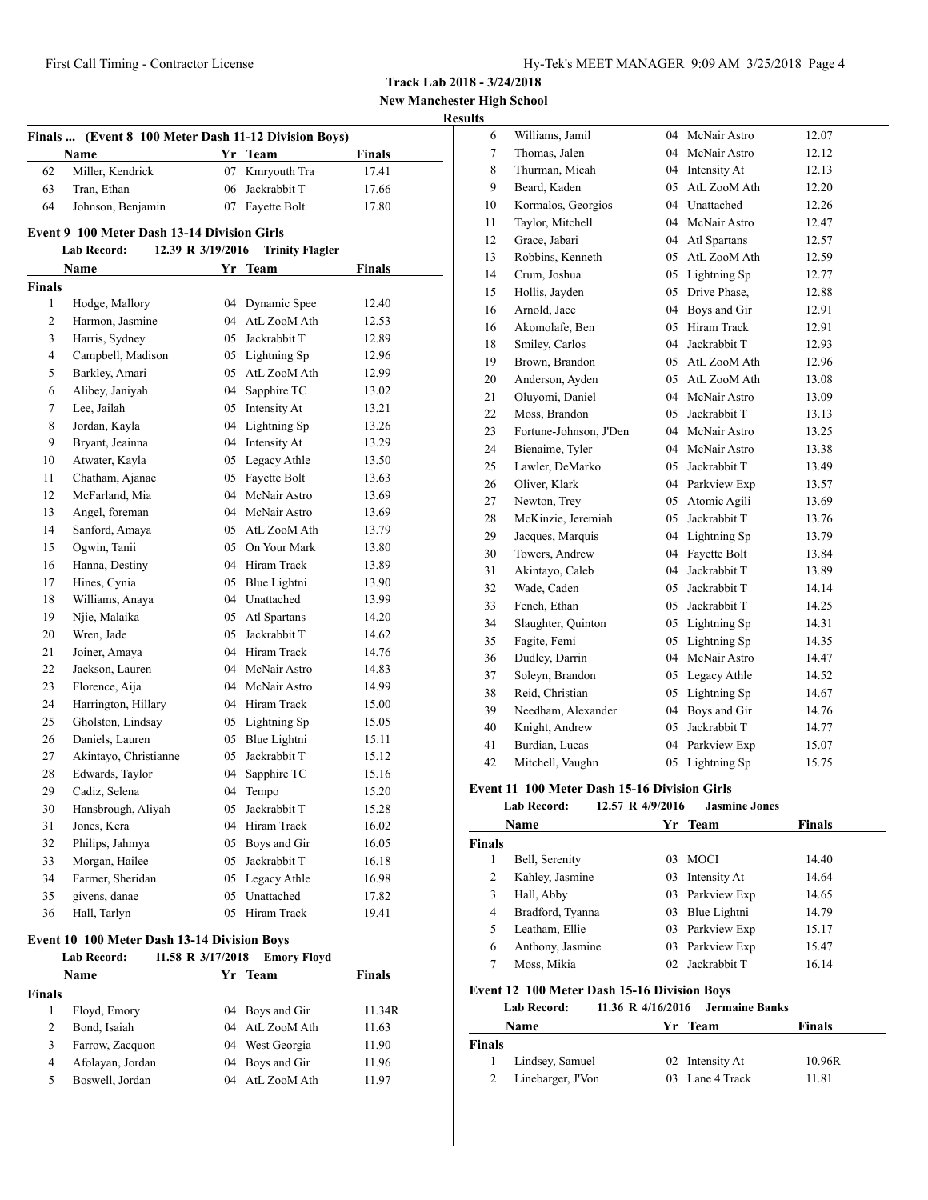**Track Lab 2018 - 3/24/2018**
**New Manchester High School**
**Results**

### Finals ... (Event 8 100 Meter Dash 11-12 Division Boys)

| | Name | Yr | Team | Finals |
|---|---|---|---|---|
| 62 | Miller, Kendrick | 07 | Kmryouth Tra | 17.41 |
| 63 | Tran, Ethan | 06 | Jackrabbit T | 17.66 |
| 64 | Johnson, Benjamin | 07 | Fayette Bolt | 17.80 |

### Event 9 100 Meter Dash 13-14 Division Girls

**Lab Record:** 12.39 R 3/19/2016 **Trinity Flagler**

| | Name | Yr | Team | Finals |
|---|---|---|---|---|
| **Finals** | | | | |
| 1 | Hodge, Mallory | 04 | Dynamic Spee | 12.40 |
| 2 | Harmon, Jasmine | 04 | AtL ZooM Ath | 12.53 |
| 3 | Harris, Sydney | 05 | Jackrabbit T | 12.89 |
| 4 | Campbell, Madison | 05 | Lightning Sp | 12.96 |
| 5 | Barkley, Amari | 05 | AtL ZooM Ath | 12.99 |
| 6 | Alibey, Janiyah | 04 | Sapphire TC | 13.02 |
| 7 | Lee, Jailah | 05 | Intensity At | 13.21 |
| 8 | Jordan, Kayla | 04 | Lightning Sp | 13.26 |
| 9 | Bryant, Jeainna | 04 | Intensity At | 13.29 |
| 10 | Atwater, Kayla | 05 | Legacy Athle | 13.50 |
| 11 | Chatham, Ajanae | 05 | Fayette Bolt | 13.63 |
| 12 | McFarland, Mia | 04 | McNair Astro | 13.69 |
| 13 | Angel, foreman | 04 | McNair Astro | 13.69 |
| 14 | Sanford, Amaya | 05 | AtL ZooM Ath | 13.79 |
| 15 | Ogwin, Tanii | 05 | On Your Mark | 13.80 |
| 16 | Hanna, Destiny | 04 | Hiram Track | 13.89 |
| 17 | Hines, Cynia | 05 | Blue Lightni | 13.90 |
| 18 | Williams, Anaya | 04 | Unattached | 13.99 |
| 19 | Njie, Malaika | 05 | Atl Spartans | 14.20 |
| 20 | Wren, Jade | 05 | Jackrabbit T | 14.62 |
| 21 | Joiner, Amaya | 04 | Hiram Track | 14.76 |
| 22 | Jackson, Lauren | 04 | McNair Astro | 14.83 |
| 23 | Florence, Aija | 04 | McNair Astro | 14.99 |
| 24 | Harrington, Hillary | 04 | Hiram Track | 15.00 |
| 25 | Gholston, Lindsay | 05 | Lightning Sp | 15.05 |
| 26 | Daniels, Lauren | 05 | Blue Lightni | 15.11 |
| 27 | Akintayo, Christianne | 05 | Jackrabbit T | 15.12 |
| 28 | Edwards, Taylor | 04 | Sapphire TC | 15.16 |
| 29 | Cadiz, Selena | 04 | Tempo | 15.20 |
| 30 | Hansbrough, Aliyah | 05 | Jackrabbit T | 15.28 |
| 31 | Jones, Kera | 04 | Hiram Track | 16.02 |
| 32 | Philips, Jahmya | 05 | Boys and Gir | 16.05 |
| 33 | Morgan, Hailee | 05 | Jackrabbit T | 16.18 |
| 34 | Farmer, Sheridan | 05 | Legacy Athle | 16.98 |
| 35 | givens, danae | 05 | Unattached | 17.82 |
| 36 | Hall, Tarlyn | 05 | Hiram Track | 19.41 |

### Event 10 100 Meter Dash 13-14 Division Boys

**Lab Record:** 11.58 R 3/17/2018 **Emory Floyd**

| | Name | Yr | Team | Finals |
|---|---|---|---|---|
| **Finals** | | | | |
| 1 | Floyd, Emory | 04 | Boys and Gir | 11.34R |
| 2 | Bond, Isaiah | 04 | AtL ZooM Ath | 11.63 |
| 3 | Farrow, Zacquon | 04 | West Georgia | 11.90 |
| 4 | Afolayan, Jordan | 04 | Boys and Gir | 11.96 |
| 5 | Boswell, Jordan | 04 | AtL ZooM Ath | 11.97 |
| 6 | Williams, Jamil | 04 | McNair Astro | 12.07 |
| 7 | Thomas, Jalen | 04 | McNair Astro | 12.12 |
| 8 | Thurman, Micah | 04 | Intensity At | 12.13 |
| 9 | Beard, Kaden | 05 | AtL ZooM Ath | 12.20 |
| 10 | Kormalos, Georgios | 04 | Unattached | 12.26 |
| 11 | Taylor, Mitchell | 04 | McNair Astro | 12.47 |
| 12 | Grace, Jabari | 04 | Atl Spartans | 12.57 |
| 13 | Robbins, Kenneth | 05 | AtL ZooM Ath | 12.59 |
| 14 | Crum, Joshua | 05 | Lightning Sp | 12.77 |
| 15 | Hollis, Jayden | 05 | Drive Phase, | 12.88 |
| 16 | Arnold, Jace | 04 | Boys and Gir | 12.91 |
| 16 | Akomolafe, Ben | 05 | Hiram Track | 12.91 |
| 18 | Smiley, Carlos | 04 | Jackrabbit T | 12.93 |
| 19 | Brown, Brandon | 05 | AtL ZooM Ath | 12.96 |
| 20 | Anderson, Ayden | 05 | AtL ZooM Ath | 13.08 |
| 21 | Oluyomi, Daniel | 04 | McNair Astro | 13.09 |
| 22 | Moss, Brandon | 05 | Jackrabbit T | 13.13 |
| 23 | Fortune-Johnson, J'Den | 04 | McNair Astro | 13.25 |
| 24 | Bienaime, Tyler | 04 | McNair Astro | 13.38 |
| 25 | Lawler, DeMarko | 05 | Jackrabbit T | 13.49 |
| 26 | Oliver, Klark | 04 | Parkview Exp | 13.57 |
| 27 | Newton, Trey | 05 | Atomic Agili | 13.69 |
| 28 | McKinzie, Jeremiah | 05 | Jackrabbit T | 13.76 |
| 29 | Jacques, Marquis | 04 | Lightning Sp | 13.79 |
| 30 | Towers, Andrew | 04 | Fayette Bolt | 13.84 |
| 31 | Akintayo, Caleb | 04 | Jackrabbit T | 13.89 |
| 32 | Wade, Caden | 05 | Jackrabbit T | 14.14 |
| 33 | Fench, Ethan | 05 | Jackrabbit T | 14.25 |
| 34 | Slaughter, Quinton | 05 | Lightning Sp | 14.31 |
| 35 | Fagite, Femi | 05 | Lightning Sp | 14.35 |
| 36 | Dudley, Darrin | 04 | McNair Astro | 14.47 |
| 37 | Soleyn, Brandon | 05 | Legacy Athle | 14.52 |
| 38 | Reid, Christian | 05 | Lightning Sp | 14.67 |
| 39 | Needham, Alexander | 04 | Boys and Gir | 14.76 |
| 40 | Knight, Andrew | 05 | Jackrabbit T | 14.77 |
| 41 | Burdian, Lucas | 04 | Parkview Exp | 15.07 |
| 42 | Mitchell, Vaughn | 05 | Lightning Sp | 15.75 |

### Event 11 100 Meter Dash 15-16 Division Girls

**Lab Record:** 12.57 R 4/9/2016 **Jasmine Jones**

| | Name | Yr | Team | Finals |
|---|---|---|---|---|
| **Finals** | | | | |
| 1 | Bell, Serenity | 03 | MOCI | 14.40 |
| 2 | Kahley, Jasmine | 03 | Intensity At | 14.64 |
| 3 | Hall, Abby | 03 | Parkview Exp | 14.65 |
| 4 | Bradford, Tyanna | 03 | Blue Lightni | 14.79 |
| 5 | Leatham, Ellie | 03 | Parkview Exp | 15.17 |
| 6 | Anthony, Jasmine | 03 | Parkview Exp | 15.47 |
| 7 | Moss, Mikia | 02 | Jackrabbit T | 16.14 |

### Event 12 100 Meter Dash 15-16 Division Boys

**Lab Record:** 11.36 R 4/16/2016 **Jermaine Banks**

| | Name | Yr | Team | Finals |
|---|---|---|---|---|
| **Finals** | | | | |
| 1 | Lindsey, Samuel | 02 | Intensity At | 10.96R |
| 2 | Linebarger, J'Von | 03 | Lane 4 Track | 11.81 |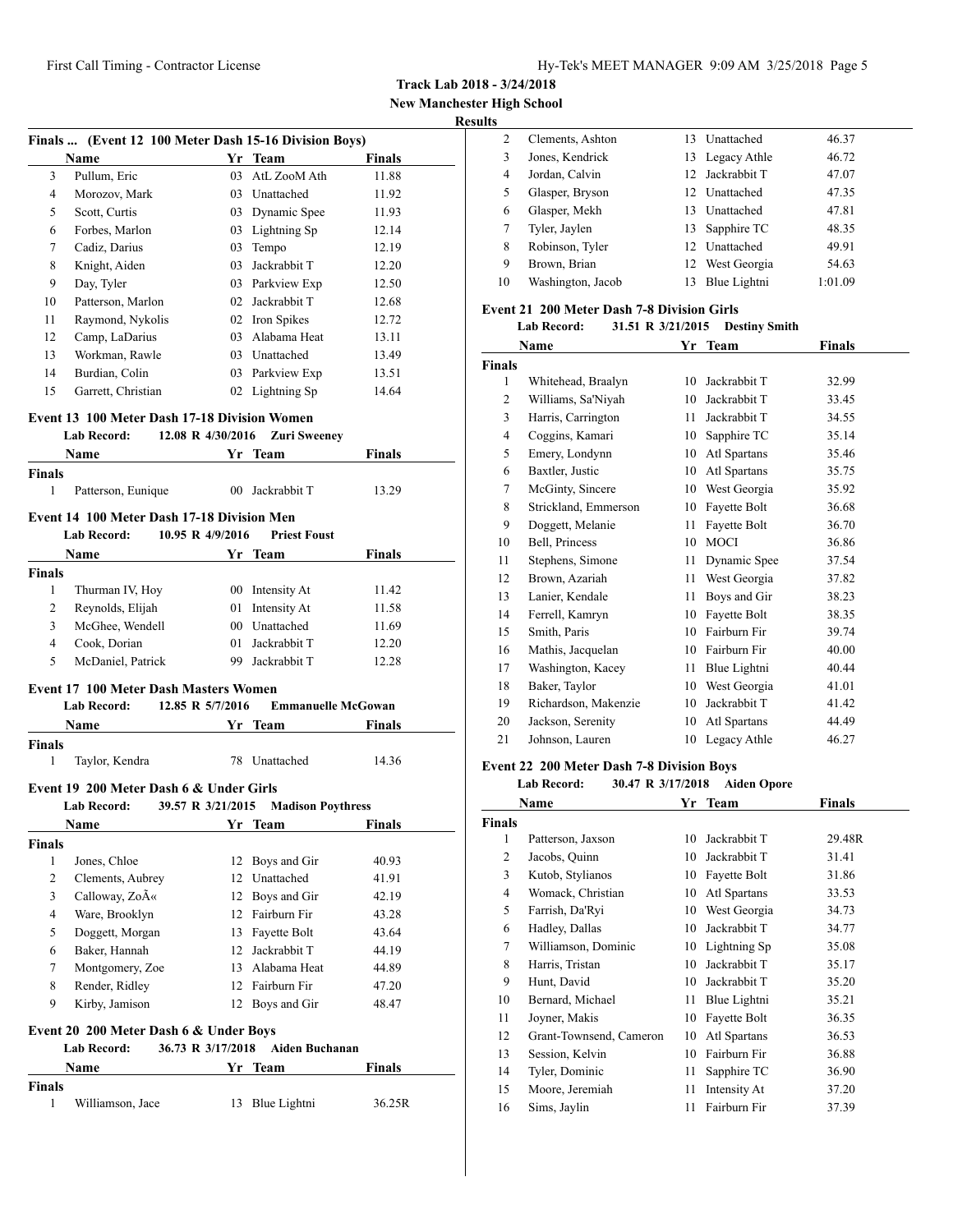**Track Lab 2018 - 3/24/2018**
**New Manchester High School**
**Results**

### Finals ... (Event 12 100 Meter Dash 15-16 Division Boys)

| | Name | Yr | Team | Finals |
|---|---|---|---|---|
| 3 | Pullum, Eric | 03 | AtL ZooM Ath | 11.88 |
| 4 | Morozov, Mark | 03 | Unattached | 11.92 |
| 5 | Scott, Curtis | 03 | Dynamic Spee | 11.93 |
| 6 | Forbes, Marlon | 03 | Lightning Sp | 12.14 |
| 7 | Cadiz, Darius | 03 | Tempo | 12.19 |
| 8 | Knight, Aiden | 03 | Jackrabbit T | 12.20 |
| 9 | Day, Tyler | 03 | Parkview Exp | 12.50 |
| 10 | Patterson, Marlon | 02 | Jackrabbit T | 12.68 |
| 11 | Raymond, Nykolis | 02 | Iron Spikes | 12.72 |
| 12 | Camp, LaDarius | 03 | Alabama Heat | 13.11 |
| 13 | Workman, Rawle | 03 | Unattached | 13.49 |
| 14 | Burdian, Colin | 03 | Parkview Exp | 13.51 |
| 15 | Garrett, Christian | 02 | Lightning Sp | 14.64 |

### Event 13 100 Meter Dash 17-18 Division Women

Lab Record: 12.08 R 4/30/2016 Zuri Sweeney

| | Name | Yr | Team | Finals |
|---|---|---|---|---|
| **Finals** | | | | |
| 1 | Patterson, Eunique | 00 | Jackrabbit T | 13.29 |

### Event 14 100 Meter Dash 17-18 Division Men

Lab Record: 10.95 R 4/9/2016 Priest Foust

| | Name | Yr | Team | Finals |
|---|---|---|---|---|
| **Finals** | | | | |
| 1 | Thurman IV, Hoy | 00 | Intensity At | 11.42 |
| 2 | Reynolds, Elijah | 01 | Intensity At | 11.58 |
| 3 | McGhee, Wendell | 00 | Unattached | 11.69 |
| 4 | Cook, Dorian | 01 | Jackrabbit T | 12.20 |
| 5 | McDaniel, Patrick | 99 | Jackrabbit T | 12.28 |

### Event 17 100 Meter Dash Masters Women

Lab Record: 12.85 R 5/7/2016 Emmanuelle McGowan

| | Name | Yr | Team | Finals |
|---|---|---|---|---|
| **Finals** | | | | |
| 1 | Taylor, Kendra | 78 | Unattached | 14.36 |

### Event 19 200 Meter Dash 6 & Under Girls

Lab Record: 39.57 R 3/21/2015 Madison Poythress

| | Name | Yr | Team | Finals |
|---|---|---|---|---|
| **Finals** | | | | |
| 1 | Jones, Chloe | 12 | Boys and Gir | 40.93 |
| 2 | Clements, Aubrey | 12 | Unattached | 41.91 |
| 3 | Calloway, ZoÃ« | 12 | Boys and Gir | 42.19 |
| 4 | Ware, Brooklyn | 12 | Fairburn Fir | 43.28 |
| 5 | Doggett, Morgan | 13 | Fayette Bolt | 43.64 |
| 6 | Baker, Hannah | 12 | Jackrabbit T | 44.19 |
| 7 | Montgomery, Zoe | 13 | Alabama Heat | 44.89 |
| 8 | Render, Ridley | 12 | Fairburn Fir | 47.20 |
| 9 | Kirby, Jamison | 12 | Boys and Gir | 48.47 |

### Event 20 200 Meter Dash 6 & Under Boys

Lab Record: 36.73 R 3/17/2018 Aiden Buchanan

| | Name | Yr | Team | Finals |
|---|---|---|---|---|
| **Finals** | | | | |
| 1 | Williamson, Jace | 13 | Blue Lightni | 36.25R |
| 2 | Clements, Ashton | 13 | Unattached | 46.37 |
| 3 | Jones, Kendrick | 13 | Legacy Athle | 46.72 |
| 4 | Jordan, Calvin | 12 | Jackrabbit T | 47.07 |
| 5 | Glasper, Bryson | 12 | Unattached | 47.35 |
| 6 | Glasper, Mekh | 13 | Unattached | 47.81 |
| 7 | Tyler, Jaylen | 13 | Sapphire TC | 48.35 |
| 8 | Robinson, Tyler | 12 | Unattached | 49.91 |
| 9 | Brown, Brian | 12 | West Georgia | 54.63 |
| 10 | Washington, Jacob | 13 | Blue Lightni | 1:01.09 |

### Event 21 200 Meter Dash 7-8 Division Girls

Lab Record: 31.51 R 3/21/2015 Destiny Smith

| | Name | Yr | Team | Finals |
|---|---|---|---|---|
| **Finals** | | | | |
| 1 | Whitehead, Braalyn | 10 | Jackrabbit T | 32.99 |
| 2 | Williams, Sa'Niyah | 10 | Jackrabbit T | 33.45 |
| 3 | Harris, Carrington | 11 | Jackrabbit T | 34.55 |
| 4 | Coggins, Kamari | 10 | Sapphire TC | 35.14 |
| 5 | Emery, Londynn | 10 | Atl Spartans | 35.46 |
| 6 | Baxtler, Justic | 10 | Atl Spartans | 35.75 |
| 7 | McGinty, Sincere | 10 | West Georgia | 35.92 |
| 8 | Strickland, Emmerson | 10 | Fayette Bolt | 36.68 |
| 9 | Doggett, Melanie | 11 | Fayette Bolt | 36.70 |
| 10 | Bell, Princess | 10 | MOCI | 36.86 |
| 11 | Stephens, Simone | 11 | Dynamic Spee | 37.54 |
| 12 | Brown, Azariah | 11 | West Georgia | 37.82 |
| 13 | Lanier, Kendale | 11 | Boys and Gir | 38.23 |
| 14 | Ferrell, Kamryn | 10 | Fayette Bolt | 38.35 |
| 15 | Smith, Paris | 10 | Fairburn Fir | 39.74 |
| 16 | Mathis, Jacquelan | 10 | Fairburn Fir | 40.00 |
| 17 | Washington, Kacey | 11 | Blue Lightni | 40.44 |
| 18 | Baker, Taylor | 10 | West Georgia | 41.01 |
| 19 | Richardson, Makenzie | 10 | Jackrabbit T | 41.42 |
| 20 | Jackson, Serenity | 10 | Atl Spartans | 44.49 |
| 21 | Johnson, Lauren | 10 | Legacy Athle | 46.27 |

### Event 22 200 Meter Dash 7-8 Division Boys

Lab Record: 30.47 R 3/17/2018 Aiden Opore

| | Name | Yr | Team | Finals |
|---|---|---|---|---|
| **Finals** | | | | |
| 1 | Patterson, Jaxson | 10 | Jackrabbit T | 29.48R |
| 2 | Jacobs, Quinn | 10 | Jackrabbit T | 31.41 |
| 3 | Kutob, Stylianos | 10 | Fayette Bolt | 31.86 |
| 4 | Womack, Christian | 10 | Atl Spartans | 33.53 |
| 5 | Farrish, Da'Ryi | 10 | West Georgia | 34.73 |
| 6 | Hadley, Dallas | 10 | Jackrabbit T | 34.77 |
| 7 | Williamson, Dominic | 10 | Lightning Sp | 35.08 |
| 8 | Harris, Tristan | 10 | Jackrabbit T | 35.17 |
| 9 | Hunt, David | 10 | Jackrabbit T | 35.20 |
| 10 | Bernard, Michael | 11 | Blue Lightni | 35.21 |
| 11 | Joyner, Makis | 10 | Fayette Bolt | 36.35 |
| 12 | Grant-Townsend, Cameron | 10 | Atl Spartans | 36.53 |
| 13 | Session, Kelvin | 10 | Fairburn Fir | 36.88 |
| 14 | Tyler, Dominic | 11 | Sapphire TC | 36.90 |
| 15 | Moore, Jeremiah | 11 | Intensity At | 37.20 |
| 16 | Sims, Jaylin | 11 | Fairburn Fir | 37.39 |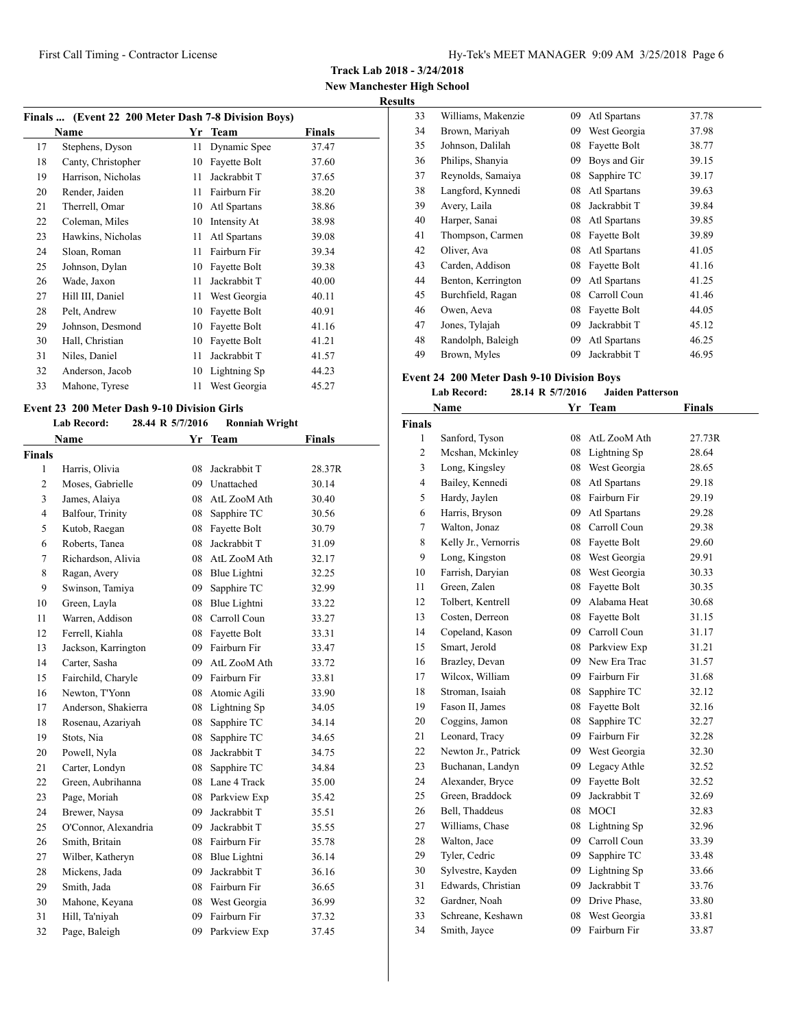**Track Lab 2018 - 3/24/2018**
**New Manchester High School**
**Results**

### Finals ... (Event 22 200 Meter Dash 7-8 Division Boys)

| | Name | Yr | Team | Finals |
|---|---|---|---|---|
| 17 | Stephens, Dyson | 11 | Dynamic Spee | 37.47 |
| 18 | Canty, Christopher | 10 | Fayette Bolt | 37.60 |
| 19 | Harrison, Nicholas | 11 | Jackrabbit T | 37.65 |
| 20 | Render, Jaiden | 11 | Fairburn Fir | 38.20 |
| 21 | Therrell, Omar | 10 | Atl Spartans | 38.86 |
| 22 | Coleman, Miles | 10 | Intensity At | 38.98 |
| 23 | Hawkins, Nicholas | 11 | Atl Spartans | 39.08 |
| 24 | Sloan, Roman | 11 | Fairburn Fir | 39.34 |
| 25 | Johnson, Dylan | 10 | Fayette Bolt | 39.38 |
| 26 | Wade, Jaxon | 11 | Jackrabbit T | 40.00 |
| 27 | Hill III, Daniel | 11 | West Georgia | 40.11 |
| 28 | Pelt, Andrew | 10 | Fayette Bolt | 40.91 |
| 29 | Johnson, Desmond | 10 | Fayette Bolt | 41.16 |
| 30 | Hall, Christian | 10 | Fayette Bolt | 41.21 |
| 31 | Niles, Daniel | 11 | Jackrabbit T | 41.57 |
| 32 | Anderson, Jacob | 10 | Lightning Sp | 44.23 |
| 33 | Mahone, Tyrese | 11 | West Georgia | 45.27 |

### Event 23 200 Meter Dash 9-10 Division Girls

**Lab Record:** 28.44 R 5/7/2016 **Ronniah Wright**

| | Name | Yr | Team | Finals |
|---|---|---|---|---|
| **Finals** | | | | |
| 1 | Harris, Olivia | 08 | Jackrabbit T | 28.37R |
| 2 | Moses, Gabrielle | 09 | Unattached | 30.14 |
| 3 | James, Alaiya | 08 | AtL ZooM Ath | 30.40 |
| 4 | Balfour, Trinity | 08 | Sapphire TC | 30.56 |
| 5 | Kutob, Raegan | 08 | Fayette Bolt | 30.79 |
| 6 | Roberts, Tanea | 08 | Jackrabbit T | 31.09 |
| 7 | Richardson, Alivia | 08 | AtL ZooM Ath | 32.17 |
| 8 | Ragan, Avery | 08 | Blue Lightni | 32.25 |
| 9 | Swinson, Tamiya | 09 | Sapphire TC | 32.99 |
| 10 | Green, Layla | 08 | Blue Lightni | 33.22 |
| 11 | Warren, Addison | 08 | Carroll Coun | 33.27 |
| 12 | Ferrell, Kiahla | 08 | Fayette Bolt | 33.31 |
| 13 | Jackson, Karrington | 09 | Fairburn Fir | 33.47 |
| 14 | Carter, Sasha | 09 | AtL ZooM Ath | 33.72 |
| 15 | Fairchild, Charyle | 09 | Fairburn Fir | 33.81 |
| 16 | Newton, T'Yonn | 08 | Atomic Agili | 33.90 |
| 17 | Anderson, Shakierra | 08 | Lightning Sp | 34.05 |
| 18 | Rosenau, Azariyah | 08 | Sapphire TC | 34.14 |
| 19 | Stots, Nia | 08 | Sapphire TC | 34.65 |
| 20 | Powell, Nyla | 08 | Jackrabbit T | 34.75 |
| 21 | Carter, Londyn | 08 | Sapphire TC | 34.84 |
| 22 | Green, Aubrihanna | 08 | Lane 4 Track | 35.00 |
| 23 | Page, Moriah | 08 | Parkview Exp | 35.42 |
| 24 | Brewer, Naysa | 09 | Jackrabbit T | 35.51 |
| 25 | O'Connor, Alexandria | 09 | Jackrabbit T | 35.55 |
| 26 | Smith, Britain | 08 | Fairburn Fir | 35.78 |
| 27 | Wilber, Katheryn | 08 | Blue Lightni | 36.14 |
| 28 | Mickens, Jada | 09 | Jackrabbit T | 36.16 |
| 29 | Smith, Jada | 08 | Fairburn Fir | 36.65 |
| 30 | Mahone, Keyana | 08 | West Georgia | 36.99 |
| 31 | Hill, Ta'niyah | 09 | Fairburn Fir | 37.32 |
| 32 | Page, Baleigh | 09 | Parkview Exp | 37.45 |
| 33 | Williams, Makenzie | 09 | Atl Spartans | 37.78 |
| 34 | Brown, Mariyah | 09 | West Georgia | 37.98 |
| 35 | Johnson, Dalilah | 08 | Fayette Bolt | 38.77 |
| 36 | Philips, Shanyia | 09 | Boys and Gir | 39.15 |
| 37 | Reynolds, Samaiya | 08 | Sapphire TC | 39.17 |
| 38 | Langford, Kynnedi | 08 | Atl Spartans | 39.63 |
| 39 | Avery, Laila | 08 | Jackrabbit T | 39.84 |
| 40 | Harper, Sanai | 08 | Atl Spartans | 39.85 |
| 41 | Thompson, Carmen | 08 | Fayette Bolt | 39.89 |
| 42 | Oliver, Ava | 08 | Atl Spartans | 41.05 |
| 43 | Carden, Addison | 08 | Fayette Bolt | 41.16 |
| 44 | Benton, Kerrington | 09 | Atl Spartans | 41.25 |
| 45 | Burchfield, Ragan | 08 | Carroll Coun | 41.46 |
| 46 | Owen, Aeva | 08 | Fayette Bolt | 44.05 |
| 47 | Jones, Tylajah | 09 | Jackrabbit T | 45.12 |
| 48 | Randolph, Baleigh | 09 | Atl Spartans | 46.25 |
| 49 | Brown, Myles | 09 | Jackrabbit T | 46.95 |

### Event 24 200 Meter Dash 9-10 Division Boys

**Lab Record:** 28.14 R 5/7/2016 **Jaiden Patterson**

| | Name | Yr | Team | Finals |
|---|---|---|---|---|
| **Finals** | | | | |
| 1 | Sanford, Tyson | 08 | AtL ZooM Ath | 27.73R |
| 2 | Mcshan, Mckinley | 08 | Lightning Sp | 28.64 |
| 3 | Long, Kingsley | 08 | West Georgia | 28.65 |
| 4 | Bailey, Kennedi | 08 | Atl Spartans | 29.18 |
| 5 | Hardy, Jaylen | 08 | Fairburn Fir | 29.19 |
| 6 | Harris, Bryson | 09 | Atl Spartans | 29.28 |
| 7 | Walton, Jonaz | 08 | Carroll Coun | 29.38 |
| 8 | Kelly Jr., Vernorris | 08 | Fayette Bolt | 29.60 |
| 9 | Long, Kingston | 08 | West Georgia | 29.91 |
| 10 | Farrish, Daryian | 08 | West Georgia | 30.33 |
| 11 | Green, Zalen | 08 | Fayette Bolt | 30.35 |
| 12 | Tolbert, Kentrell | 09 | Alabama Heat | 30.68 |
| 13 | Costen, Derreon | 08 | Fayette Bolt | 31.15 |
| 14 | Copeland, Kason | 09 | Carroll Coun | 31.17 |
| 15 | Smart, Jerold | 08 | Parkview Exp | 31.21 |
| 16 | Brazley, Devan | 09 | New Era Trac | 31.57 |
| 17 | Wilcox, William | 09 | Fairburn Fir | 31.68 |
| 18 | Stroman, Isaiah | 08 | Sapphire TC | 32.12 |
| 19 | Fason II, James | 08 | Fayette Bolt | 32.16 |
| 20 | Coggins, Jamon | 08 | Sapphire TC | 32.27 |
| 21 | Leonard, Tracy | 09 | Fairburn Fir | 32.28 |
| 22 | Newton Jr., Patrick | 09 | West Georgia | 32.30 |
| 23 | Buchanan, Landyn | 09 | Legacy Athle | 32.52 |
| 24 | Alexander, Bryce | 09 | Fayette Bolt | 32.52 |
| 25 | Green, Braddock | 09 | Jackrabbit T | 32.69 |
| 26 | Bell, Thaddeus | 08 | MOCI | 32.83 |
| 27 | Williams, Chase | 08 | Lightning Sp | 32.96 |
| 28 | Walton, Jace | 09 | Carroll Coun | 33.39 |
| 29 | Tyler, Cedric | 09 | Sapphire TC | 33.48 |
| 30 | Sylvestre, Kayden | 09 | Lightning Sp | 33.66 |
| 31 | Edwards, Christian | 09 | Jackrabbit T | 33.76 |
| 32 | Gardner, Noah | 09 | Drive Phase, | 33.80 |
| 33 | Schreane, Keshawn | 08 | West Georgia | 33.81 |
| 34 | Smith, Jayce | 09 | Fairburn Fir | 33.87 |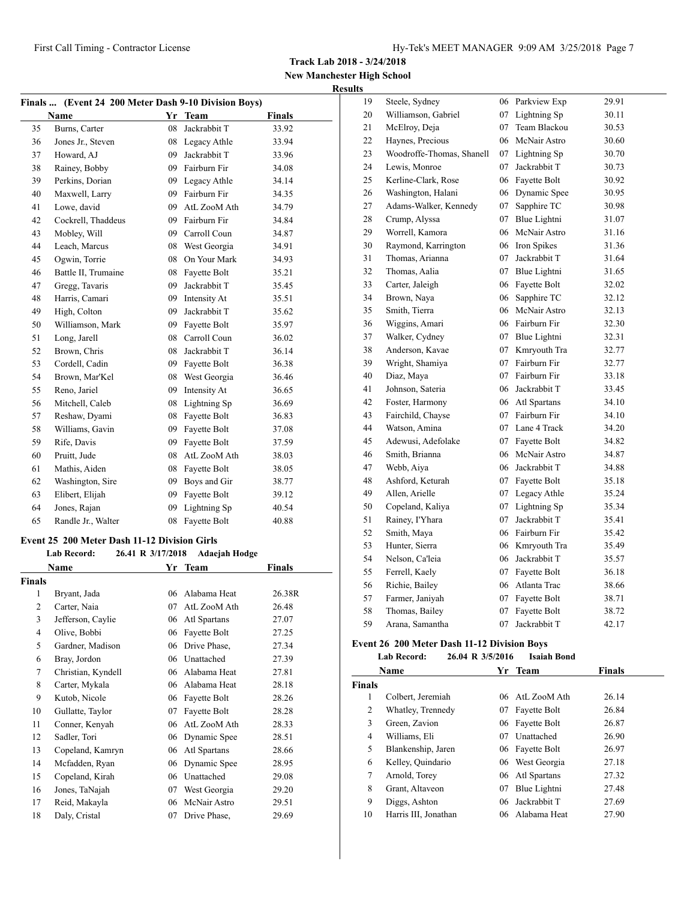**Track Lab 2018 - 3/24/2018**
**New Manchester High School**
**Results**

### Finals ... (Event 24 200 Meter Dash 9-10 Division Boys)

| | Name | Yr | Team | Finals |
|---|---|---|---|---|
| 35 | Burns, Carter | 08 | Jackrabbit T | 33.92 |
| 36 | Jones Jr., Steven | 08 | Legacy Athle | 33.94 |
| 37 | Howard, AJ | 09 | Jackrabbit T | 33.96 |
| 38 | Rainey, Bobby | 09 | Fairburn Fir | 34.08 |
| 39 | Perkins, Dorian | 09 | Legacy Athle | 34.14 |
| 40 | Maxwell, Larry | 09 | Fairburn Fir | 34.35 |
| 41 | Lowe, david | 09 | AtL ZooM Ath | 34.79 |
| 42 | Cockrell, Thaddeus | 09 | Fairburn Fir | 34.84 |
| 43 | Mobley, Will | 09 | Carroll Coun | 34.87 |
| 44 | Leach, Marcus | 08 | West Georgia | 34.91 |
| 45 | Ogwin, Torrie | 08 | On Your Mark | 34.93 |
| 46 | Battle II, Trumaine | 08 | Fayette Bolt | 35.21 |
| 47 | Gregg, Tavaris | 09 | Jackrabbit T | 35.45 |
| 48 | Harris, Camari | 09 | Intensity At | 35.51 |
| 49 | High, Colton | 09 | Jackrabbit T | 35.62 |
| 50 | Williamson, Mark | 09 | Fayette Bolt | 35.97 |
| 51 | Long, Jarell | 08 | Carroll Coun | 36.02 |
| 52 | Brown, Chris | 08 | Jackrabbit T | 36.14 |
| 53 | Cordell, Cadin | 09 | Fayette Bolt | 36.38 |
| 54 | Brown, Mar'Kel | 08 | West Georgia | 36.46 |
| 55 | Reno, Jariel | 09 | Intensity At | 36.65 |
| 56 | Mitchell, Caleb | 08 | Lightning Sp | 36.69 |
| 57 | Reshaw, Dyami | 08 | Fayette Bolt | 36.83 |
| 58 | Williams, Gavin | 09 | Fayette Bolt | 37.08 |
| 59 | Rife, Davis | 09 | Fayette Bolt | 37.59 |
| 60 | Pruitt, Jude | 08 | AtL ZooM Ath | 38.03 |
| 61 | Mathis, Aiden | 08 | Fayette Bolt | 38.05 |
| 62 | Washington, Sire | 09 | Boys and Gir | 38.77 |
| 63 | Elibert, Elijah | 09 | Fayette Bolt | 39.12 |
| 64 | Jones, Rajan | 09 | Lightning Sp | 40.54 |
| 65 | Randle Jr., Walter | 08 | Fayette Bolt | 40.88 |

### Event 25 200 Meter Dash 11-12 Division Girls

**Lab Record:** 26.41 R 3/17/2018 Adaejah Hodge

**Finals**

| | Name | Yr | Team | Finals |
|---|---|---|---|---|
| 1 | Bryant, Jada | 06 | Alabama Heat | 26.38R |
| 2 | Carter, Naia | 07 | AtL ZooM Ath | 26.48 |
| 3 | Jefferson, Caylie | 06 | Atl Spartans | 27.07 |
| 4 | Olive, Bobbi | 06 | Fayette Bolt | 27.25 |
| 5 | Gardner, Madison | 06 | Drive Phase, | 27.34 |
| 6 | Bray, Jordon | 06 | Unattached | 27.39 |
| 7 | Christian, Kyndell | 06 | Alabama Heat | 27.81 |
| 8 | Carter, Mykala | 06 | Alabama Heat | 28.18 |
| 9 | Kutob, Nicole | 06 | Fayette Bolt | 28.26 |
| 10 | Gullatte, Taylor | 07 | Fayette Bolt | 28.28 |
| 11 | Conner, Kenyah | 06 | AtL ZooM Ath | 28.33 |
| 12 | Sadler, Tori | 06 | Dynamic Spee | 28.51 |
| 13 | Copeland, Kamryn | 06 | Atl Spartans | 28.66 |
| 14 | Mcfadden, Ryan | 06 | Dynamic Spee | 28.95 |
| 15 | Copeland, Kirah | 06 | Unattached | 29.08 |
| 16 | Jones, TaNajah | 07 | West Georgia | 29.20 |
| 17 | Reid, Makayla | 06 | McNair Astro | 29.51 |
| 18 | Daly, Cristal | 07 | Drive Phase, | 29.69 |
| 19 | Steele, Sydney | 06 | Parkview Exp | 29.91 |
| 20 | Williamson, Gabriel | 07 | Lightning Sp | 30.11 |
| 21 | McElroy, Deja | 07 | Team Blackou | 30.53 |
| 22 | Haynes, Precious | 06 | McNair Astro | 30.60 |
| 23 | Woodroffe-Thomas, Shanell | 07 | Lightning Sp | 30.70 |
| 24 | Lewis, Monroe | 07 | Jackrabbit T | 30.73 |
| 25 | Kerline-Clark, Rose | 06 | Fayette Bolt | 30.92 |
| 26 | Washington, Halani | 06 | Dynamic Spee | 30.95 |
| 27 | Adams-Walker, Kennedy | 07 | Sapphire TC | 30.98 |
| 28 | Crump, Alyssa | 07 | Blue Lightni | 31.07 |
| 29 | Worrell, Kamora | 06 | McNair Astro | 31.16 |
| 30 | Raymond, Karrington | 06 | Iron Spikes | 31.36 |
| 31 | Thomas, Arianna | 07 | Jackrabbit T | 31.64 |
| 32 | Thomas, Aalia | 07 | Blue Lightni | 31.65 |
| 33 | Carter, Jaleigh | 06 | Fayette Bolt | 32.02 |
| 34 | Brown, Naya | 06 | Sapphire TC | 32.12 |
| 35 | Smith, Tierra | 06 | McNair Astro | 32.13 |
| 36 | Wiggins, Amari | 06 | Fairburn Fir | 32.30 |
| 37 | Walker, Cydney | 07 | Blue Lightni | 32.31 |
| 38 | Anderson, Kavae | 07 | Kmryouth Tra | 32.77 |
| 39 | Wright, Shamiya | 07 | Fairburn Fir | 32.77 |
| 40 | Diaz, Maya | 07 | Fairburn Fir | 33.18 |
| 41 | Johnson, Sateria | 06 | Jackrabbit T | 33.45 |
| 42 | Foster, Harmony | 06 | Atl Spartans | 34.10 |
| 43 | Fairchild, Chayse | 07 | Fairburn Fir | 34.10 |
| 44 | Watson, Amina | 07 | Lane 4 Track | 34.20 |
| 45 | Adewusi, Adefolake | 07 | Fayette Bolt | 34.82 |
| 46 | Smith, Brianna | 06 | McNair Astro | 34.87 |
| 47 | Webb, Aiya | 06 | Jackrabbit T | 34.88 |
| 48 | Ashford, Keturah | 07 | Fayette Bolt | 35.18 |
| 49 | Allen, Arielle | 07 | Legacy Athle | 35.24 |
| 50 | Copeland, Kaliya | 07 | Lightning Sp | 35.34 |
| 51 | Rainey, I'Yhara | 07 | Jackrabbit T | 35.41 |
| 52 | Smith, Maya | 06 | Fairburn Fir | 35.42 |
| 53 | Hunter, Sierra | 06 | Kmryouth Tra | 35.49 |
| 54 | Nelson, Ca'leia | 06 | Jackrabbit T | 35.57 |
| 55 | Ferrell, Kaely | 07 | Fayette Bolt | 36.18 |
| 56 | Richie, Bailey | 06 | Atlanta Trac | 38.66 |
| 57 | Farmer, Janiyah | 07 | Fayette Bolt | 38.71 |
| 58 | Thomas, Bailey | 07 | Fayette Bolt | 38.72 |
| 59 | Arana, Samantha | 07 | Jackrabbit T | 42.17 |

### Event 26 200 Meter Dash 11-12 Division Boys

**Lab Record:** 26.04 R 3/5/2016 Isaiah Bond

**Finals**

| | Name | Yr | Team | Finals |
|---|---|---|---|---|
| 1 | Colbert, Jeremiah | 06 | AtL ZooM Ath | 26.14 |
| 2 | Whatley, Trennedy | 07 | Fayette Bolt | 26.84 |
| 3 | Green, Zavion | 06 | Fayette Bolt | 26.87 |
| 4 | Williams, Eli | 07 | Unattached | 26.90 |
| 5 | Blankenship, Jaren | 06 | Fayette Bolt | 26.97 |
| 6 | Kelley, Quindario | 06 | West Georgia | 27.18 |
| 7 | Arnold, Torey | 06 | Atl Spartans | 27.32 |
| 8 | Grant, Altaveon | 07 | Blue Lightni | 27.48 |
| 9 | Diggs, Ashton | 06 | Jackrabbit T | 27.69 |
| 10 | Harris III, Jonathan | 06 | Alabama Heat | 27.90 |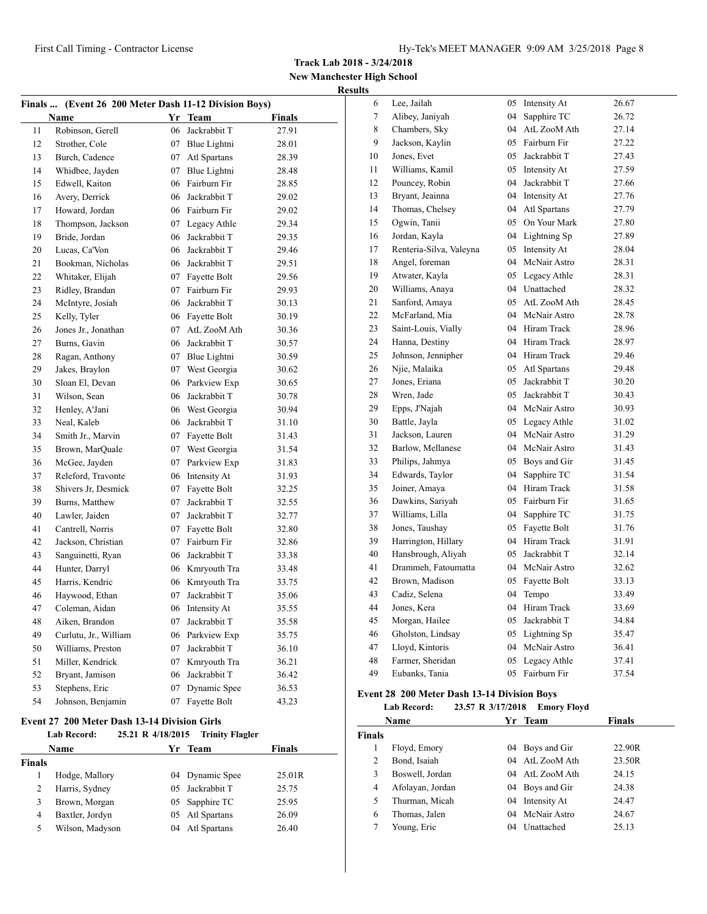**Track Lab 2018 - 3/24/2018**
**New Manchester High School**
**Results**

### Finals ... (Event 26 200 Meter Dash 11-12 Division Boys)

| | Name | Yr | Team | Finals |
|---|---|---|---|---|
| 11 | Robinson, Gerell | 06 | Jackrabbit T | 27.91 |
| 12 | Strother, Cole | 07 | Blue Lightni | 28.01 |
| 13 | Burch, Cadence | 07 | Atl Spartans | 28.39 |
| 14 | Whidbee, Jayden | 07 | Blue Lightni | 28.48 |
| 15 | Edwell, Kaiton | 06 | Fairburn Fir | 28.85 |
| 16 | Avery, Derrick | 06 | Jackrabbit T | 29.02 |
| 17 | Howard, Jordan | 06 | Fairburn Fir | 29.02 |
| 18 | Thompson, Jackson | 07 | Legacy Athle | 29.34 |
| 19 | Bride, Jordan | 06 | Jackrabbit T | 29.35 |
| 20 | Lucas, Ca'Von | 06 | Jackrabbit T | 29.46 |
| 21 | Bookman, Nicholas | 06 | Jackrabbit T | 29.51 |
| 22 | Whitaker, Elijah | 07 | Fayette Bolt | 29.56 |
| 23 | Ridley, Brandan | 07 | Fairburn Fir | 29.93 |
| 24 | McIntyre, Josiah | 06 | Jackrabbit T | 30.13 |
| 25 | Kelly, Tyler | 06 | Fayette Bolt | 30.19 |
| 26 | Jones Jr., Jonathan | 07 | AtL ZooM Ath | 30.36 |
| 27 | Burns, Gavin | 06 | Jackrabbit T | 30.57 |
| 28 | Ragan, Anthony | 07 | Blue Lightni | 30.59 |
| 29 | Jakes, Braylon | 07 | West Georgia | 30.62 |
| 30 | Sloan El, Devan | 06 | Parkview Exp | 30.65 |
| 31 | Wilson, Sean | 06 | Jackrabbit T | 30.78 |
| 32 | Henley, A'Jani | 06 | West Georgia | 30.94 |
| 33 | Neal, Kaleb | 06 | Jackrabbit T | 31.10 |
| 34 | Smith Jr., Marvin | 07 | Fayette Bolt | 31.43 |
| 35 | Brown, MarQuale | 07 | West Georgia | 31.54 |
| 36 | McGee, Jayden | 07 | Parkview Exp | 31.83 |
| 37 | Releford, Travonte | 06 | Intensity At | 31.93 |
| 38 | Shivers Jr, Desmick | 07 | Fayette Bolt | 32.25 |
| 39 | Burns, Matthew | 07 | Jackrabbit T | 32.55 |
| 40 | Lawler, Jaiden | 07 | Jackrabbit T | 32.77 |
| 41 | Cantrell, Norris | 07 | Fayette Bolt | 32.80 |
| 42 | Jackson, Christian | 07 | Fairburn Fir | 32.86 |
| 43 | Sanguinetti, Ryan | 06 | Jackrabbit T | 33.38 |
| 44 | Hunter, Darryl | 06 | Kmryouth Tra | 33.48 |
| 45 | Harris, Kendric | 06 | Kmryouth Tra | 33.75 |
| 46 | Haywood, Ethan | 07 | Jackrabbit T | 35.06 |
| 47 | Coleman, Aidan | 06 | Intensity At | 35.55 |
| 48 | Aiken, Brandon | 07 | Jackrabbit T | 35.58 |
| 49 | Curlutu, Jr., William | 06 | Parkview Exp | 35.75 |
| 50 | Williams, Preston | 07 | Jackrabbit T | 36.10 |
| 51 | Miller, Kendrick | 07 | Kmryouth Tra | 36.21 |
| 52 | Bryant, Jamison | 06 | Jackrabbit T | 36.42 |
| 53 | Stephens, Eric | 07 | Dynamic Spee | 36.53 |
| 54 | Johnson, Benjamin | 07 | Fayette Bolt | 43.23 |

### Event 27 200 Meter Dash 13-14 Division Girls

**Lab Record:** 25.21 R 4/18/2015 Trinity Flagler

**Finals**

| | Name | Yr | Team | Finals |
|---|---|---|---|---|
| 1 | Hodge, Mallory | 04 | Dynamic Spee | 25.01R |
| 2 | Harris, Sydney | 05 | Jackrabbit T | 25.75 |
| 3 | Brown, Morgan | 05 | Sapphire TC | 25.95 |
| 4 | Baxtler, Jordyn | 05 | Atl Spartans | 26.09 |
| 5 | Wilson, Madyson | 04 | Atl Spartans | 26.40 |
| 6 | Lee, Jailah | 05 | Intensity At | 26.67 |
| 7 | Alibey, Janiyah | 04 | Sapphire TC | 26.72 |
| 8 | Chambers, Sky | 04 | AtL ZooM Ath | 27.14 |
| 9 | Jackson, Kaylin | 05 | Fairburn Fir | 27.22 |
| 10 | Jones, Evet | 05 | Jackrabbit T | 27.43 |
| 11 | Williams, Kamil | 05 | Intensity At | 27.59 |
| 12 | Pouncey, Robin | 04 | Jackrabbit T | 27.66 |
| 13 | Bryant, Jeainna | 04 | Intensity At | 27.76 |
| 14 | Thomas, Chelsey | 04 | Atl Spartans | 27.79 |
| 15 | Ogwin, Tanii | 05 | On Your Mark | 27.80 |
| 16 | Jordan, Kayla | 04 | Lightning Sp | 27.89 |
| 17 | Renteria-Silva, Valeyna | 05 | Intensity At | 28.04 |
| 18 | Angel, foreman | 04 | McNair Astro | 28.31 |
| 19 | Atwater, Kayla | 05 | Legacy Athle | 28.31 |
| 20 | Williams, Anaya | 04 | Unattached | 28.32 |
| 21 | Sanford, Amaya | 05 | AtL ZooM Ath | 28.45 |
| 22 | McFarland, Mia | 04 | McNair Astro | 28.78 |
| 23 | Saint-Louis, Vially | 04 | Hiram Track | 28.96 |
| 24 | Hanna, Destiny | 04 | Hiram Track | 28.97 |
| 25 | Johnson, Jennipher | 04 | Hiram Track | 29.46 |
| 26 | Njie, Malaika | 05 | Atl Spartans | 29.48 |
| 27 | Jones, Eriana | 05 | Jackrabbit T | 30.20 |
| 28 | Wren, Jade | 05 | Jackrabbit T | 30.43 |
| 29 | Epps, J'Najah | 04 | McNair Astro | 30.93 |
| 30 | Battle, Jayla | 05 | Legacy Athle | 31.02 |
| 31 | Jackson, Lauren | 04 | McNair Astro | 31.29 |
| 32 | Barlow, Mellanese | 04 | McNair Astro | 31.43 |
| 33 | Philips, Jahmya | 05 | Boys and Gir | 31.45 |
| 34 | Edwards, Taylor | 04 | Sapphire TC | 31.54 |
| 35 | Joiner, Amaya | 04 | Hiram Track | 31.58 |
| 36 | Dawkins, Sariyah | 05 | Fairburn Fir | 31.65 |
| 37 | Williams, Lilla | 04 | Sapphire TC | 31.75 |
| 38 | Jones, Taushay | 05 | Fayette Bolt | 31.76 |
| 39 | Harrington, Hillary | 04 | Hiram Track | 31.91 |
| 40 | Hansbrough, Aliyah | 05 | Jackrabbit T | 32.14 |
| 41 | Drammeh, Fatoumatta | 04 | McNair Astro | 32.62 |
| 42 | Brown, Madison | 05 | Fayette Bolt | 33.13 |
| 43 | Cadiz, Selena | 04 | Tempo | 33.49 |
| 44 | Jones, Kera | 04 | Hiram Track | 33.69 |
| 45 | Morgan, Hailee | 05 | Jackrabbit T | 34.84 |
| 46 | Gholston, Lindsay | 05 | Lightning Sp | 35.47 |
| 47 | Lloyd, Kintoris | 04 | McNair Astro | 36.41 |
| 48 | Farmer, Sheridan | 05 | Legacy Athle | 37.41 |
| 49 | Eubanks, Tania | 05 | Fairburn Fir | 37.54 |

### Event 28 200 Meter Dash 13-14 Division Boys

**Lab Record:** 23.57 R 3/17/2018 Emory Floyd

**Finals**

| | Name | Yr | Team | Finals |
|---|---|---|---|---|
| 1 | Floyd, Emory | 04 | Boys and Gir | 22.90R |
| 2 | Bond, Isaiah | 04 | AtL ZooM Ath | 23.50R |
| 3 | Boswell, Jordan | 04 | AtL ZooM Ath | 24.15 |
| 4 | Afolayan, Jordan | 04 | Boys and Gir | 24.38 |
| 5 | Thurman, Micah | 04 | Intensity At | 24.47 |
| 6 | Thomas, Jalen | 04 | McNair Astro | 24.67 |
| 7 | Young, Eric | 04 | Unattached | 25.13 |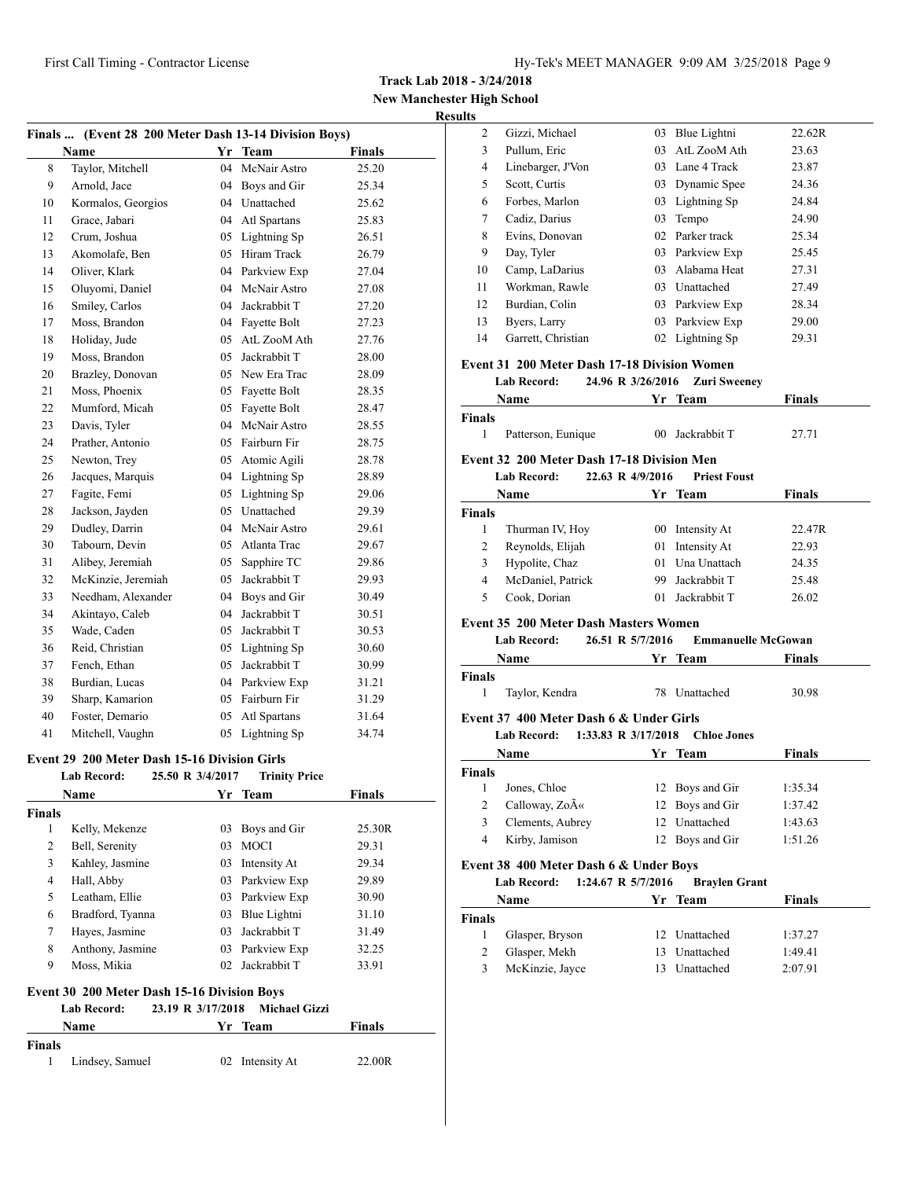**Track Lab 2018 - 3/24/2018**
**New Manchester High School**
**Results**

### Finals ... (Event 28 200 Meter Dash 13-14 Division Boys)

| | Name | Yr | Team | Finals |
|---|---|---|---|---|
| 8 | Taylor, Mitchell | 04 | McNair Astro | 25.20 |
| 9 | Arnold, Jace | 04 | Boys and Gir | 25.34 |
| 10 | Kormalos, Georgios | 04 | Unattached | 25.62 |
| 11 | Grace, Jabari | 04 | Atl Spartans | 25.83 |
| 12 | Crum, Joshua | 05 | Lightning Sp | 26.51 |
| 13 | Akomolafe, Ben | 05 | Hiram Track | 26.79 |
| 14 | Oliver, Klark | 04 | Parkview Exp | 27.04 |
| 15 | Oluyomi, Daniel | 04 | McNair Astro | 27.08 |
| 16 | Smiley, Carlos | 04 | Jackrabbit T | 27.20 |
| 17 | Moss, Brandon | 04 | Fayette Bolt | 27.23 |
| 18 | Holiday, Jude | 05 | AtL ZooM Ath | 27.76 |
| 19 | Moss, Brandon | 05 | Jackrabbit T | 28.00 |
| 20 | Brazley, Donovan | 05 | New Era Trac | 28.09 |
| 21 | Moss, Phoenix | 05 | Fayette Bolt | 28.35 |
| 22 | Mumford, Micah | 05 | Fayette Bolt | 28.47 |
| 23 | Davis, Tyler | 04 | McNair Astro | 28.55 |
| 24 | Prather, Antonio | 05 | Fairburn Fir | 28.75 |
| 25 | Newton, Trey | 05 | Atomic Agili | 28.78 |
| 26 | Jacques, Marquis | 04 | Lightning Sp | 28.89 |
| 27 | Fagite, Femi | 05 | Lightning Sp | 29.06 |
| 28 | Jackson, Jayden | 05 | Unattached | 29.39 |
| 29 | Dudley, Darrin | 04 | McNair Astro | 29.61 |
| 30 | Tabourn, Devin | 05 | Atlanta Trac | 29.67 |
| 31 | Alibey, Jeremiah | 05 | Sapphire TC | 29.86 |
| 32 | McKinzie, Jeremiah | 05 | Jackrabbit T | 29.93 |
| 33 | Needham, Alexander | 04 | Boys and Gir | 30.49 |
| 34 | Akintayo, Caleb | 04 | Jackrabbit T | 30.51 |
| 35 | Wade, Caden | 05 | Jackrabbit T | 30.53 |
| 36 | Reid, Christian | 05 | Lightning Sp | 30.60 |
| 37 | Fench, Ethan | 05 | Jackrabbit T | 30.99 |
| 38 | Burdian, Lucas | 04 | Parkview Exp | 31.21 |
| 39 | Sharp, Kamarion | 05 | Fairburn Fir | 31.29 |
| 40 | Foster, Demario | 05 | Atl Spartans | 31.64 |
| 41 | Mitchell, Vaughn | 05 | Lightning Sp | 34.74 |

### Event 29 200 Meter Dash 15-16 Division Girls

**Lab Record:** 25.50 R 3/4/2017 **Trinity Price**

**Finals**

| | Name | Yr | Team | Finals |
|---|---|---|---|---|
| 1 | Kelly, Mekenze | 03 | Boys and Gir | 25.30R |
| 2 | Bell, Serenity | 03 | MOCI | 29.31 |
| 3 | Kahley, Jasmine | 03 | Intensity At | 29.34 |
| 4 | Hall, Abby | 03 | Parkview Exp | 29.89 |
| 5 | Leatham, Ellie | 03 | Parkview Exp | 30.90 |
| 6 | Bradford, Tyanna | 03 | Blue Lightni | 31.10 |
| 7 | Hayes, Jasmine | 03 | Jackrabbit T | 31.49 |
| 8 | Anthony, Jasmine | 03 | Parkview Exp | 32.25 |
| 9 | Moss, Mikia | 02 | Jackrabbit T | 33.91 |

### Event 30 200 Meter Dash 15-16 Division Boys

**Lab Record:** 23.19 R 3/17/2018 **Michael Gizzi**

**Finals**

| | Name | Yr | Team | Finals |
|---|---|---|---|---|
| 1 | Lindsey, Samuel | 02 | Intensity At | 22.00R |
| 2 | Gizzi, Michael | 03 | Blue Lightni | 22.62R |
| 3 | Pullum, Eric | 03 | AtL ZooM Ath | 23.63 |
| 4 | Linebarger, J'Von | 03 | Lane 4 Track | 23.87 |
| 5 | Scott, Curtis | 03 | Dynamic Spee | 24.36 |
| 6 | Forbes, Marlon | 03 | Lightning Sp | 24.84 |
| 7 | Cadiz, Darius | 03 | Tempo | 24.90 |
| 8 | Evins, Donovan | 02 | Parker track | 25.34 |
| 9 | Day, Tyler | 03 | Parkview Exp | 25.45 |
| 10 | Camp, LaDarius | 03 | Alabama Heat | 27.31 |
| 11 | Workman, Rawle | 03 | Unattached | 27.49 |
| 12 | Burdian, Colin | 03 | Parkview Exp | 28.34 |
| 13 | Byers, Larry | 03 | Parkview Exp | 29.00 |
| 14 | Garrett, Christian | 02 | Lightning Sp | 29.31 |

### Event 31 200 Meter Dash 17-18 Division Women

**Lab Record:** 24.96 R 3/26/2016 **Zuri Sweeney**

**Finals**

| | Name | Yr | Team | Finals |
|---|---|---|---|---|
| 1 | Patterson, Eunique | 00 | Jackrabbit T | 27.71 |

### Event 32 200 Meter Dash 17-18 Division Men

**Lab Record:** 22.63 R 4/9/2016 **Priest Foust**

**Finals**

| | Name | Yr | Team | Finals |
|---|---|---|---|---|
| 1 | Thurman IV, Hoy | 00 | Intensity At | 22.47R |
| 2 | Reynolds, Elijah | 01 | Intensity At | 22.93 |
| 3 | Hypolite, Chaz | 01 | Una Unattach | 24.35 |
| 4 | McDaniel, Patrick | 99 | Jackrabbit T | 25.48 |
| 5 | Cook, Dorian | 01 | Jackrabbit T | 26.02 |

### Event 35 200 Meter Dash Masters Women

**Lab Record:** 26.51 R 5/7/2016 **Emmanuelle McGowan**

**Finals**

| | Name | Yr | Team | Finals |
|---|---|---|---|---|
| 1 | Taylor, Kendra | 78 | Unattached | 30.98 |

### Event 37 400 Meter Dash 6 & Under Girls

**Lab Record:** 1:33.83 R 3/17/2018 **Chloe Jones**

**Finals**

| | Name | Yr | Team | Finals |
|---|---|---|---|---|
| 1 | Jones, Chloe | 12 | Boys and Gir | 1:35.34 |
| 2 | Calloway, ZoÃ« | 12 | Boys and Gir | 1:37.42 |
| 3 | Clements, Aubrey | 12 | Unattached | 1:43.63 |
| 4 | Kirby, Jamison | 12 | Boys and Gir | 1:51.26 |

### Event 38 400 Meter Dash 6 & Under Boys

**Lab Record:** 1:24.67 R 5/7/2016 **Braylen Grant**

**Finals**

| | Name | Yr | Team | Finals |
|---|---|---|---|---|
| 1 | Glasper, Bryson | 12 | Unattached | 1:37.27 |
| 2 | Glasper, Mekh | 13 | Unattached | 1:49.41 |
| 3 | McKinzie, Jayce | 13 | Unattached | 2:07.91 |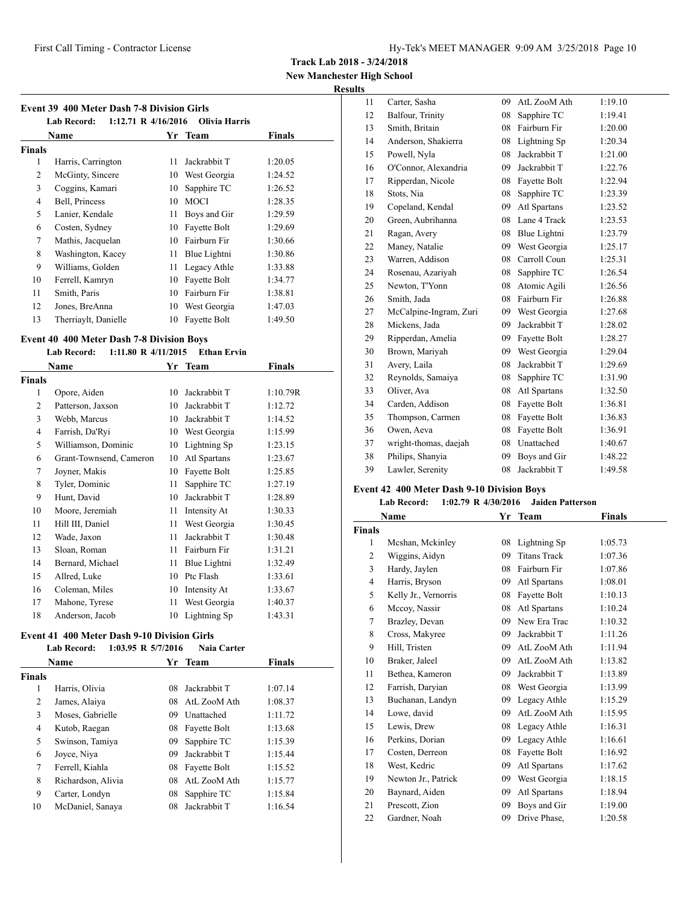**Track Lab 2018 - 3/24/2018**
**New Manchester High School**
**Results**

### Event 39 400 Meter Dash 7-8 Division Girls

Lab Record: 1:12.71 R 4/16/2016 Olivia Harris

| | Name | Yr | Team | Finals |
|---|---|---|---|---|
| **Finals** | | | | |
| 1 | Harris, Carrington | 11 | Jackrabbit T | 1:20.05 |
| 2 | McGinty, Sincere | 10 | West Georgia | 1:24.52 |
| 3 | Coggins, Kamari | 10 | Sapphire TC | 1:26.52 |
| 4 | Bell, Princess | 10 | MOCI | 1:28.35 |
| 5 | Lanier, Kendale | 11 | Boys and Gir | 1:29.59 |
| 6 | Costen, Sydney | 10 | Fayette Bolt | 1:29.69 |
| 7 | Mathis, Jacquelan | 10 | Fairburn Fir | 1:30.66 |
| 8 | Washington, Kacey | 11 | Blue Lightni | 1:30.86 |
| 9 | Williams, Golden | 11 | Legacy Athle | 1:33.88 |
| 10 | Ferrell, Kamryn | 10 | Fayette Bolt | 1:34.77 |
| 11 | Smith, Paris | 10 | Fairburn Fir | 1:38.81 |
| 12 | Jones, BreAnna | 10 | West Georgia | 1:47.03 |
| 13 | Therriaylt, Danielle | 10 | Fayette Bolt | 1:49.50 |

### Event 40 400 Meter Dash 7-8 Division Boys

Lab Record: 1:11.80 R 4/11/2015 Ethan Ervin

| | Name | Yr | Team | Finals |
|---|---|---|---|---|
| **Finals** | | | | |
| 1 | Opore, Aiden | 10 | Jackrabbit T | 1:10.79R |
| 2 | Patterson, Jaxson | 10 | Jackrabbit T | 1:12.72 |
| 3 | Webb, Marcus | 10 | Jackrabbit T | 1:14.52 |
| 4 | Farrish, Da'Ryi | 10 | West Georgia | 1:15.99 |
| 5 | Williamson, Dominic | 10 | Lightning Sp | 1:23.15 |
| 6 | Grant-Townsend, Cameron | 10 | Atl Spartans | 1:23.67 |
| 7 | Joyner, Makis | 10 | Fayette Bolt | 1:25.85 |
| 8 | Tyler, Dominic | 11 | Sapphire TC | 1:27.19 |
| 9 | Hunt, David | 10 | Jackrabbit T | 1:28.89 |
| 10 | Moore, Jeremiah | 11 | Intensity At | 1:30.33 |
| 11 | Hill III, Daniel | 11 | West Georgia | 1:30.45 |
| 12 | Wade, Jaxon | 11 | Jackrabbit T | 1:30.48 |
| 13 | Sloan, Roman | 11 | Fairburn Fir | 1:31.21 |
| 14 | Bernard, Michael | 11 | Blue Lightni | 1:32.49 |
| 15 | Allred, Luke | 10 | Ptc Flash | 1:33.61 |
| 16 | Coleman, Miles | 10 | Intensity At | 1:33.67 |
| 17 | Mahone, Tyrese | 11 | West Georgia | 1:40.37 |
| 18 | Anderson, Jacob | 10 | Lightning Sp | 1:43.31 |

### Event 41 400 Meter Dash 9-10 Division Girls

Lab Record: 1:03.95 R 5/7/2016 Naia Carter

| | Name | Yr | Team | Finals |
|---|---|---|---|---|
| **Finals** | | | | |
| 1 | Harris, Olivia | 08 | Jackrabbit T | 1:07.14 |
| 2 | James, Alaiya | 08 | AtL ZooM Ath | 1:08.37 |
| 3 | Moses, Gabrielle | 09 | Unattached | 1:11.72 |
| 4 | Kutob, Raegan | 08 | Fayette Bolt | 1:13.68 |
| 5 | Swinson, Tamiya | 09 | Sapphire TC | 1:15.39 |
| 6 | Joyce, Niya | 09 | Jackrabbit T | 1:15.44 |
| 7 | Ferrell, Kiahla | 08 | Fayette Bolt | 1:15.52 |
| 8 | Richardson, Alivia | 08 | AtL ZooM Ath | 1:15.77 |
| 9 | Carter, Londyn | 08 | Sapphire TC | 1:15.84 |
| 10 | McDaniel, Sanaya | 08 | Jackrabbit T | 1:16.54 |
| 11 | Carter, Sasha | 09 | AtL ZooM Ath | 1:19.10 |
| 12 | Balfour, Trinity | 08 | Sapphire TC | 1:19.41 |
| 13 | Smith, Britain | 08 | Fairburn Fir | 1:20.00 |
| 14 | Anderson, Shakierra | 08 | Lightning Sp | 1:20.34 |
| 15 | Powell, Nyla | 08 | Jackrabbit T | 1:21.00 |
| 16 | O'Connor, Alexandria | 09 | Jackrabbit T | 1:22.76 |
| 17 | Ripperdan, Nicole | 08 | Fayette Bolt | 1:22.94 |
| 18 | Stots, Nia | 08 | Sapphire TC | 1:23.39 |
| 19 | Copeland, Kendal | 09 | Atl Spartans | 1:23.52 |
| 20 | Green, Aubrihanna | 08 | Lane 4 Track | 1:23.53 |
| 21 | Ragan, Avery | 08 | Blue Lightni | 1:23.79 |
| 22 | Maney, Natalie | 09 | West Georgia | 1:25.17 |
| 23 | Warren, Addison | 08 | Carroll Coun | 1:25.31 |
| 24 | Rosenau, Azariyah | 08 | Sapphire TC | 1:26.54 |
| 25 | Newton, T'Yonn | 08 | Atomic Agili | 1:26.56 |
| 26 | Smith, Jada | 08 | Fairburn Fir | 1:26.88 |
| 27 | McCalpine-Ingram, Zuri | 09 | West Georgia | 1:27.68 |
| 28 | Mickens, Jada | 09 | Jackrabbit T | 1:28.02 |
| 29 | Ripperdan, Amelia | 09 | Fayette Bolt | 1:28.27 |
| 30 | Brown, Mariyah | 09 | West Georgia | 1:29.04 |
| 31 | Avery, Laila | 08 | Jackrabbit T | 1:29.69 |
| 32 | Reynolds, Samaiya | 08 | Sapphire TC | 1:31.90 |
| 33 | Oliver, Ava | 08 | Atl Spartans | 1:32.50 |
| 34 | Carden, Addison | 08 | Fayette Bolt | 1:36.81 |
| 35 | Thompson, Carmen | 08 | Fayette Bolt | 1:36.83 |
| 36 | Owen, Aeva | 08 | Fayette Bolt | 1:36.91 |
| 37 | wright-thomas, daejah | 08 | Unattached | 1:40.67 |
| 38 | Philips, Shanyia | 09 | Boys and Gir | 1:48.22 |
| 39 | Lawler, Serenity | 08 | Jackrabbit T | 1:49.58 |

### Event 42 400 Meter Dash 9-10 Division Boys

Lab Record: 1:02.79 R 4/30/2016 Jaiden Patterson

| | Name | Yr | Team | Finals |
|---|---|---|---|---|
| **Finals** | | | | |
| 1 | Mcshan, Mckinley | 08 | Lightning Sp | 1:05.73 |
| 2 | Wiggins, Aidyn | 09 | Titans Track | 1:07.36 |
| 3 | Hardy, Jaylen | 08 | Fairburn Fir | 1:07.86 |
| 4 | Harris, Bryson | 09 | Atl Spartans | 1:08.01 |
| 5 | Kelly Jr., Vernorris | 08 | Fayette Bolt | 1:10.13 |
| 6 | Mccoy, Nassir | 08 | Atl Spartans | 1:10.24 |
| 7 | Brazley, Devan | 09 | New Era Trac | 1:10.32 |
| 8 | Cross, Makyree | 09 | Jackrabbit T | 1:11.26 |
| 9 | Hill, Tristen | 09 | AtL ZooM Ath | 1:11.94 |
| 10 | Braker, Jaleel | 09 | AtL ZooM Ath | 1:13.82 |
| 11 | Bethea, Kameron | 09 | Jackrabbit T | 1:13.89 |
| 12 | Farrish, Daryian | 08 | West Georgia | 1:13.99 |
| 13 | Buchanan, Landyn | 09 | Legacy Athle | 1:15.29 |
| 14 | Lowe, david | 09 | AtL ZooM Ath | 1:15.95 |
| 15 | Lewis, Drew | 08 | Legacy Athle | 1:16.31 |
| 16 | Perkins, Dorian | 09 | Legacy Athle | 1:16.61 |
| 17 | Costen, Derreon | 08 | Fayette Bolt | 1:16.92 |
| 18 | West, Kedric | 09 | Atl Spartans | 1:17.62 |
| 19 | Newton Jr., Patrick | 09 | West Georgia | 1:18.15 |
| 20 | Baynard, Aiden | 09 | Atl Spartans | 1:18.94 |
| 21 | Prescott, Zion | 09 | Boys and Gir | 1:19.00 |
| 22 | Gardner, Noah | 09 | Drive Phase, | 1:20.58 |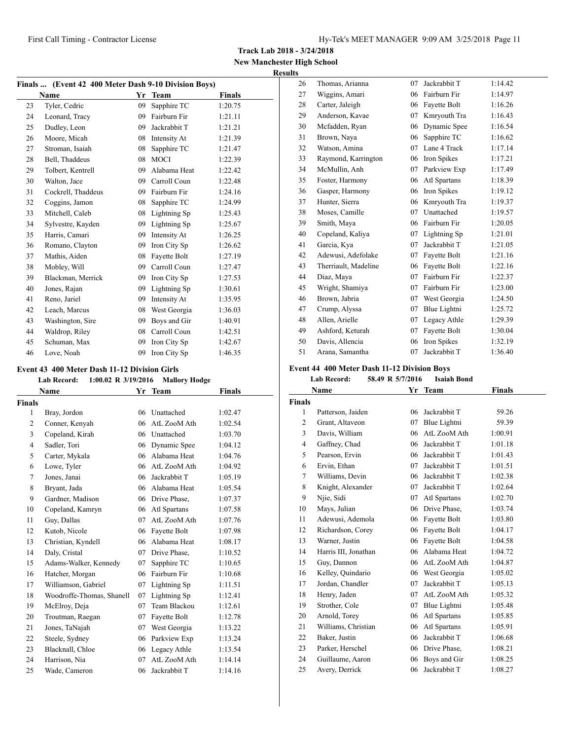**Track Lab 2018 - 3/24/2018**

**New Manchester High School**

**Results**

### Finals ... (Event 42 400 Meter Dash 9-10 Division Boys)

| | Name | Yr | Team | Finals |
|---|---|---|---|---|
| 23 | Tyler, Cedric | 09 | Sapphire TC | 1:20.75 |
| 24 | Leonard, Tracy | 09 | Fairburn Fir | 1:21.11 |
| 25 | Dudley, Leon | 09 | Jackrabbit T | 1:21.21 |
| 26 | Moore, Micah | 08 | Intensity At | 1:21.39 |
| 27 | Stroman, Isaiah | 08 | Sapphire TC | 1:21.47 |
| 28 | Bell, Thaddeus | 08 | MOCI | 1:22.39 |
| 29 | Tolbert, Kentrell | 09 | Alabama Heat | 1:22.42 |
| 30 | Walton, Jace | 09 | Carroll Coun | 1:22.48 |
| 31 | Cockrell, Thaddeus | 09 | Fairburn Fir | 1:24.16 |
| 32 | Coggins, Jamon | 08 | Sapphire TC | 1:24.99 |
| 33 | Mitchell, Caleb | 08 | Lightning Sp | 1:25.43 |
| 34 | Sylvestre, Kayden | 09 | Lightning Sp | 1:25.67 |
| 35 | Harris, Camari | 09 | Intensity At | 1:26.25 |
| 36 | Romano, Clayton | 09 | Iron City Sp | 1:26.62 |
| 37 | Mathis, Aiden | 08 | Fayette Bolt | 1:27.19 |
| 38 | Mobley, Will | 09 | Carroll Coun | 1:27.47 |
| 39 | Blackman, Merrick | 09 | Iron City Sp | 1:27.53 |
| 40 | Jones, Rajan | 09 | Lightning Sp | 1:30.61 |
| 41 | Reno, Jariel | 09 | Intensity At | 1:35.95 |
| 42 | Leach, Marcus | 08 | West Georgia | 1:36.03 |
| 43 | Washington, Sire | 09 | Boys and Gir | 1:40.91 |
| 44 | Waldrop, Riley | 08 | Carroll Coun | 1:42.51 |
| 45 | Schuman, Max | 09 | Iron City Sp | 1:42.67 |
| 46 | Love, Noah | 09 | Iron City Sp | 1:46.35 |

### Event 43 400 Meter Dash 11-12 Division Girls

**Lab Record:** 1:00.02 R 3/19/2016 Mallory Hodge

| | Name | Yr | Team | Finals |
|---|---|---|---|---|
| **Finals** | | | | |
| 1 | Bray, Jordon | 06 | Unattached | 1:02.47 |
| 2 | Conner, Kenyah | 06 | AtL ZooM Ath | 1:02.54 |
| 3 | Copeland, Kirah | 06 | Unattached | 1:03.70 |
| 4 | Sadler, Tori | 06 | Dynamic Spee | 1:04.12 |
| 5 | Carter, Mykala | 06 | Alabama Heat | 1:04.76 |
| 6 | Lowe, Tyler | 06 | AtL ZooM Ath | 1:04.92 |
| 7 | Jones, Janai | 06 | Jackrabbit T | 1:05.19 |
| 8 | Bryant, Jada | 06 | Alabama Heat | 1:05.54 |
| 9 | Gardner, Madison | 06 | Drive Phase, | 1:07.37 |
| 10 | Copeland, Kamryn | 06 | Atl Spartans | 1:07.58 |
| 11 | Guy, Dallas | 07 | AtL ZooM Ath | 1:07.76 |
| 12 | Kutob, Nicole | 06 | Fayette Bolt | 1:07.98 |
| 13 | Christian, Kyndell | 06 | Alabama Heat | 1:08.17 |
| 14 | Daly, Cristal | 07 | Drive Phase, | 1:10.52 |
| 15 | Adams-Walker, Kennedy | 07 | Sapphire TC | 1:10.65 |
| 16 | Hatcher, Morgan | 06 | Fairburn Fir | 1:10.68 |
| 17 | Williamson, Gabriel | 07 | Lightning Sp | 1:11.51 |
| 18 | Woodroffe-Thomas, Shanell | 07 | Lightning Sp | 1:12.41 |
| 19 | McElroy, Deja | 07 | Team Blackou | 1:12.61 |
| 20 | Troutman, Raegan | 07 | Fayette Bolt | 1:12.78 |
| 21 | Jones, TaNajah | 07 | West Georgia | 1:13.22 |
| 22 | Steele, Sydney | 06 | Parkview Exp | 1:13.24 |
| 23 | Blacknall, Chloe | 06 | Legacy Athle | 1:13.54 |
| 24 | Harrison, Nia | 07 | AtL ZooM Ath | 1:14.14 |
| 25 | Wade, Cameron | 06 | Jackrabbit T | 1:14.16 |
| 26 | Thomas, Arianna | 07 | Jackrabbit T | 1:14.42 |
| 27 | Wiggins, Amari | 06 | Fairburn Fir | 1:14.97 |
| 28 | Carter, Jaleigh | 06 | Fayette Bolt | 1:16.26 |
| 29 | Anderson, Kavae | 07 | Kmryouth Tra | 1:16.43 |
| 30 | Mcfadden, Ryan | 06 | Dynamic Spee | 1:16.54 |
| 31 | Brown, Naya | 06 | Sapphire TC | 1:16.62 |
| 32 | Watson, Amina | 07 | Lane 4 Track | 1:17.14 |
| 33 | Raymond, Karrington | 06 | Iron Spikes | 1:17.21 |
| 34 | McMullin, Anh | 07 | Parkview Exp | 1:17.49 |
| 35 | Foster, Harmony | 06 | Atl Spartans | 1:18.39 |
| 36 | Gasper, Harmony | 06 | Iron Spikes | 1:19.12 |
| 37 | Hunter, Sierra | 06 | Kmryouth Tra | 1:19.37 |
| 38 | Moses, Camille | 07 | Unattached | 1:19.57 |
| 39 | Smith, Maya | 06 | Fairburn Fir | 1:20.05 |
| 40 | Copeland, Kaliya | 07 | Lightning Sp | 1:21.01 |
| 41 | Garcia, Kya | 07 | Jackrabbit T | 1:21.05 |
| 42 | Adewusi, Adefolake | 07 | Fayette Bolt | 1:21.16 |
| 43 | Therriault, Madeline | 06 | Fayette Bolt | 1:22.16 |
| 44 | Diaz, Maya | 07 | Fairburn Fir | 1:22.37 |
| 45 | Wright, Shamiya | 07 | Fairburn Fir | 1:23.00 |
| 46 | Brown, Jabria | 07 | West Georgia | 1:24.50 |
| 47 | Crump, Alyssa | 07 | Blue Lightni | 1:25.72 |
| 48 | Allen, Arielle | 07 | Legacy Athle | 1:29.39 |
| 49 | Ashford, Keturah | 07 | Fayette Bolt | 1:30.04 |
| 50 | Davis, Allencia | 06 | Iron Spikes | 1:32.19 |
| 51 | Arana, Samantha | 07 | Jackrabbit T | 1:36.40 |

### Event 44 400 Meter Dash 11-12 Division Boys

**Lab Record:** 58.49 R 5/7/2016 Isaiah Bond

| | Name | Yr | Team | Finals |
|---|---|---|---|---|
| **Finals** | | | | |
| 1 | Patterson, Jaiden | 06 | Jackrabbit T | 59.26 |
| 2 | Grant, Altaveon | 07 | Blue Lightni | 59.39 |
| 3 | Davis, William | 06 | AtL ZooM Ath | 1:00.91 |
| 4 | Gaffney, Chad | 06 | Jackrabbit T | 1:01.18 |
| 5 | Pearson, Ervin | 06 | Jackrabbit T | 1:01.43 |
| 6 | Ervin, Ethan | 07 | Jackrabbit T | 1:01.51 |
| 7 | Williams, Devin | 06 | Jackrabbit T | 1:02.38 |
| 8 | Knight, Alexander | 07 | Jackrabbit T | 1:02.64 |
| 9 | Njie, Sidi | 07 | Atl Spartans | 1:02.70 |
| 10 | Mays, Julian | 06 | Drive Phase, | 1:03.74 |
| 11 | Adewusi, Ademola | 06 | Fayette Bolt | 1:03.80 |
| 12 | Richardson, Corey | 06 | Fayette Bolt | 1:04.17 |
| 13 | Warner, Justin | 06 | Fayette Bolt | 1:04.58 |
| 14 | Harris III, Jonathan | 06 | Alabama Heat | 1:04.72 |
| 15 | Guy, Dannon | 06 | AtL ZooM Ath | 1:04.87 |
| 16 | Kelley, Quindario | 06 | West Georgia | 1:05.02 |
| 17 | Jordan, Chandler | 07 | Jackrabbit T | 1:05.13 |
| 18 | Henry, Jaden | 07 | AtL ZooM Ath | 1:05.32 |
| 19 | Strother, Cole | 07 | Blue Lightni | 1:05.48 |
| 20 | Arnold, Torey | 06 | Atl Spartans | 1:05.85 |
| 21 | Williams, Christian | 06 | Atl Spartans | 1:05.91 |
| 22 | Baker, Justin | 06 | Jackrabbit T | 1:06.68 |
| 23 | Parker, Herschel | 06 | Drive Phase, | 1:08.21 |
| 24 | Guillaume, Aaron | 06 | Boys and Gir | 1:08.25 |
| 25 | Avery, Derrick | 06 | Jackrabbit T | 1:08.27 |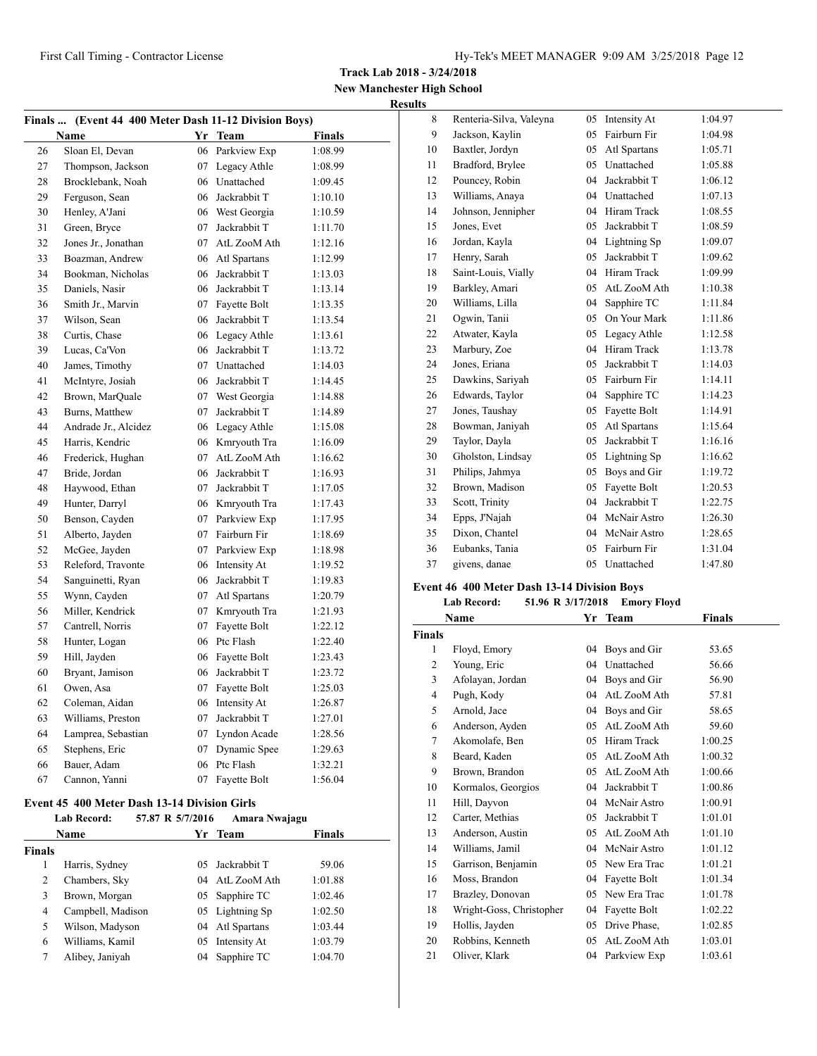**Track Lab 2018 - 3/24/2018**
**New Manchester High School**
**Results**

### Finals ... (Event 44 400 Meter Dash 11-12 Division Boys)

| | Name | Yr | Team | Finals |
|---|---|---|---|---|
| 26 | Sloan El, Devan | 06 | Parkview Exp | 1:08.99 |
| 27 | Thompson, Jackson | 07 | Legacy Athle | 1:08.99 |
| 28 | Brocklebank, Noah | 06 | Unattached | 1:09.45 |
| 29 | Ferguson, Sean | 06 | Jackrabbit T | 1:10.10 |
| 30 | Henley, A'Jani | 06 | West Georgia | 1:10.59 |
| 31 | Green, Bryce | 07 | Jackrabbit T | 1:11.70 |
| 32 | Jones Jr., Jonathan | 07 | AtL ZooM Ath | 1:12.16 |
| 33 | Boazman, Andrew | 06 | Atl Spartans | 1:12.99 |
| 34 | Bookman, Nicholas | 06 | Jackrabbit T | 1:13.03 |
| 35 | Daniels, Nasir | 06 | Jackrabbit T | 1:13.14 |
| 36 | Smith Jr., Marvin | 07 | Fayette Bolt | 1:13.35 |
| 37 | Wilson, Sean | 06 | Jackrabbit T | 1:13.54 |
| 38 | Curtis, Chase | 06 | Legacy Athle | 1:13.61 |
| 39 | Lucas, Ca'Von | 06 | Jackrabbit T | 1:13.72 |
| 40 | James, Timothy | 07 | Unattached | 1:14.03 |
| 41 | McIntyre, Josiah | 06 | Jackrabbit T | 1:14.45 |
| 42 | Brown, MarQuale | 07 | West Georgia | 1:14.88 |
| 43 | Burns, Matthew | 07 | Jackrabbit T | 1:14.89 |
| 44 | Andrade Jr., Alcidez | 06 | Legacy Athle | 1:15.08 |
| 45 | Harris, Kendric | 06 | Kmryouth Tra | 1:16.09 |
| 46 | Frederick, Hughan | 07 | AtL ZooM Ath | 1:16.62 |
| 47 | Bride, Jordan | 06 | Jackrabbit T | 1:16.93 |
| 48 | Haywood, Ethan | 07 | Jackrabbit T | 1:17.05 |
| 49 | Hunter, Darryl | 06 | Kmryouth Tra | 1:17.43 |
| 50 | Benson, Cayden | 07 | Parkview Exp | 1:17.95 |
| 51 | Alberto, Jayden | 07 | Fairburn Fir | 1:18.69 |
| 52 | McGee, Jayden | 07 | Parkview Exp | 1:18.98 |
| 53 | Releford, Travonte | 06 | Intensity At | 1:19.52 |
| 54 | Sanguinetti, Ryan | 06 | Jackrabbit T | 1:19.83 |
| 55 | Wynn, Cayden | 07 | Atl Spartans | 1:20.79 |
| 56 | Miller, Kendrick | 07 | Kmryouth Tra | 1:21.93 |
| 57 | Cantrell, Norris | 07 | Fayette Bolt | 1:22.12 |
| 58 | Hunter, Logan | 06 | Ptc Flash | 1:22.40 |
| 59 | Hill, Jayden | 06 | Fayette Bolt | 1:23.43 |
| 60 | Bryant, Jamison | 06 | Jackrabbit T | 1:23.72 |
| 61 | Owen, Asa | 07 | Fayette Bolt | 1:25.03 |
| 62 | Coleman, Aidan | 06 | Intensity At | 1:26.87 |
| 63 | Williams, Preston | 07 | Jackrabbit T | 1:27.01 |
| 64 | Lamprea, Sebastian | 07 | Lyndon Acade | 1:28.56 |
| 65 | Stephens, Eric | 07 | Dynamic Spee | 1:29.63 |
| 66 | Bauer, Adam | 06 | Ptc Flash | 1:32.21 |
| 67 | Cannon, Yanni | 07 | Fayette Bolt | 1:56.04 |

### Event 45 400 Meter Dash 13-14 Division Girls

**Lab Record:** 57.87 R 5/7/2016 Amara Nwajagu

**Finals**

| | Name | Yr | Team | Finals |
|---|---|---|---|---|
| 1 | Harris, Sydney | 05 | Jackrabbit T | 59.06 |
| 2 | Chambers, Sky | 04 | AtL ZooM Ath | 1:01.88 |
| 3 | Brown, Morgan | 05 | Sapphire TC | 1:02.46 |
| 4 | Campbell, Madison | 05 | Lightning Sp | 1:02.50 |
| 5 | Wilson, Madyson | 04 | Atl Spartans | 1:03.44 |
| 6 | Williams, Kamil | 05 | Intensity At | 1:03.79 |
| 7 | Alibey, Janiyah | 04 | Sapphire TC | 1:04.70 |
| 8 | Renteria-Silva, Valeyna | 05 | Intensity At | 1:04.97 |
| 9 | Jackson, Kaylin | 05 | Fairburn Fir | 1:04.98 |
| 10 | Baxtler, Jordyn | 05 | Atl Spartans | 1:05.71 |
| 11 | Bradford, Brylee | 05 | Unattached | 1:05.88 |
| 12 | Pouncey, Robin | 04 | Jackrabbit T | 1:06.12 |
| 13 | Williams, Anaya | 04 | Unattached | 1:07.13 |
| 14 | Johnson, Jennipher | 04 | Hiram Track | 1:08.55 |
| 15 | Jones, Evet | 05 | Jackrabbit T | 1:08.59 |
| 16 | Jordan, Kayla | 04 | Lightning Sp | 1:09.07 |
| 17 | Henry, Sarah | 05 | Jackrabbit T | 1:09.62 |
| 18 | Saint-Louis, Vially | 04 | Hiram Track | 1:09.99 |
| 19 | Barkley, Amari | 05 | AtL ZooM Ath | 1:10.38 |
| 20 | Williams, Lilla | 04 | Sapphire TC | 1:11.84 |
| 21 | Ogwin, Tanii | 05 | On Your Mark | 1:11.86 |
| 22 | Atwater, Kayla | 05 | Legacy Athle | 1:12.58 |
| 23 | Marbury, Zoe | 04 | Hiram Track | 1:13.78 |
| 24 | Jones, Eriana | 05 | Jackrabbit T | 1:14.03 |
| 25 | Dawkins, Sariyah | 05 | Fairburn Fir | 1:14.11 |
| 26 | Edwards, Taylor | 04 | Sapphire TC | 1:14.23 |
| 27 | Jones, Taushay | 05 | Fayette Bolt | 1:14.91 |
| 28 | Bowman, Janiyah | 05 | Atl Spartans | 1:15.64 |
| 29 | Taylor, Dayla | 05 | Jackrabbit T | 1:16.16 |
| 30 | Gholston, Lindsay | 05 | Lightning Sp | 1:16.62 |
| 31 | Philips, Jahmya | 05 | Boys and Gir | 1:19.72 |
| 32 | Brown, Madison | 05 | Fayette Bolt | 1:20.53 |
| 33 | Scott, Trinity | 04 | Jackrabbit T | 1:22.75 |
| 34 | Epps, J'Najah | 04 | McNair Astro | 1:26.30 |
| 35 | Dixon, Chantel | 04 | McNair Astro | 1:28.65 |
| 36 | Eubanks, Tania | 05 | Fairburn Fir | 1:31.04 |
| 37 | givens, danae | 05 | Unattached | 1:47.80 |

### Event 46 400 Meter Dash 13-14 Division Boys

**Lab Record:** 51.96 R 3/17/2018 Emory Floyd

**Finals**

| | Name | Yr | Team | Finals |
|---|---|---|---|---|
| 1 | Floyd, Emory | 04 | Boys and Gir | 53.65 |
| 2 | Young, Eric | 04 | Unattached | 56.66 |
| 3 | Afolayan, Jordan | 04 | Boys and Gir | 56.90 |
| 4 | Pugh, Kody | 04 | AtL ZooM Ath | 57.81 |
| 5 | Arnold, Jace | 04 | Boys and Gir | 58.65 |
| 6 | Anderson, Ayden | 05 | AtL ZooM Ath | 59.60 |
| 7 | Akomolafe, Ben | 05 | Hiram Track | 1:00.25 |
| 8 | Beard, Kaden | 05 | AtL ZooM Ath | 1:00.32 |
| 9 | Brown, Brandon | 05 | AtL ZooM Ath | 1:00.66 |
| 10 | Kormalos, Georgios | 04 | Jackrabbit T | 1:00.86 |
| 11 | Hill, Dayvon | 04 | McNair Astro | 1:00.91 |
| 12 | Carter, Methias | 05 | Jackrabbit T | 1:01.01 |
| 13 | Anderson, Austin | 05 | AtL ZooM Ath | 1:01.10 |
| 14 | Williams, Jamil | 04 | McNair Astro | 1:01.12 |
| 15 | Garrison, Benjamin | 05 | New Era Trac | 1:01.21 |
| 16 | Moss, Brandon | 04 | Fayette Bolt | 1:01.34 |
| 17 | Brazley, Donovan | 05 | New Era Trac | 1:01.78 |
| 18 | Wright-Goss, Christopher | 04 | Fayette Bolt | 1:02.22 |
| 19 | Hollis, Jayden | 05 | Drive Phase, | 1:02.85 |
| 20 | Robbins, Kenneth | 05 | AtL ZooM Ath | 1:03.01 |
| 21 | Oliver, Klark | 04 | Parkview Exp | 1:03.61 |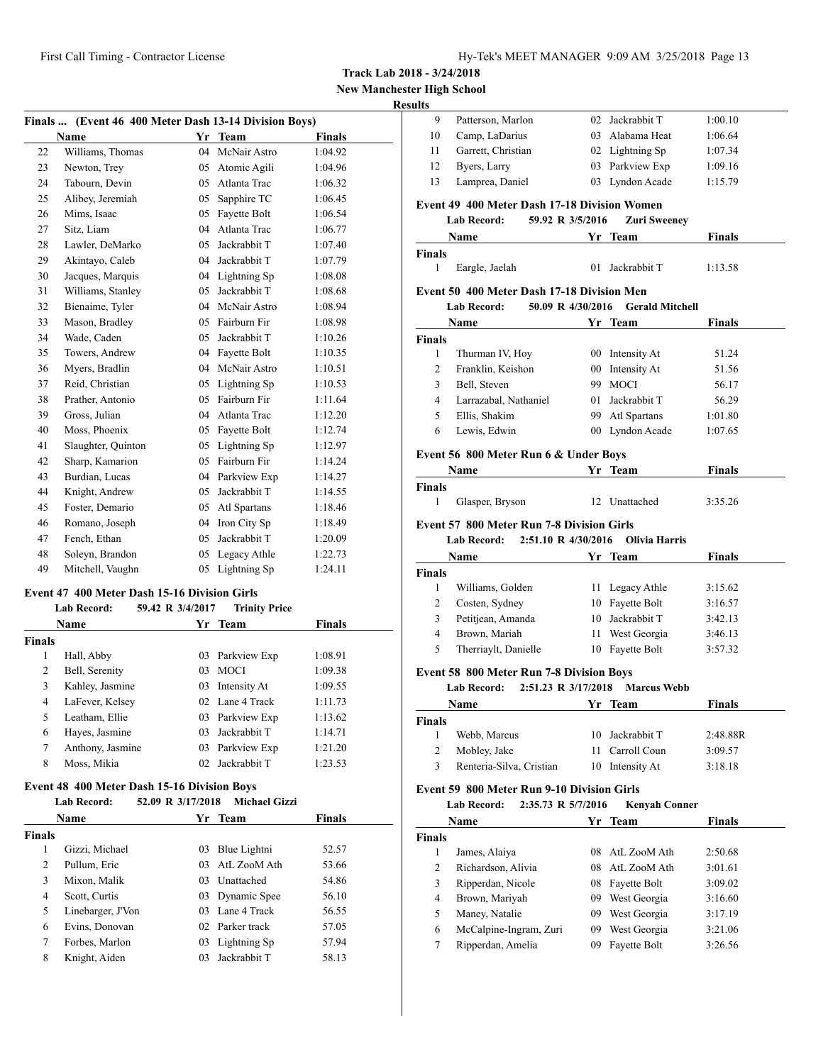**Track Lab 2018 - 3/24/2018**
**New Manchester High School**
**Results**

### Finals ... (Event 46 400 Meter Dash 13-14 Division Boys)

| | Name | Yr | Team | Finals |
|---|---|---|---|---|
| 22 | Williams, Thomas | 04 | McNair Astro | 1:04.92 |
| 23 | Newton, Trey | 05 | Atomic Agili | 1:04.96 |
| 24 | Tabourn, Devin | 05 | Atlanta Trac | 1:06.32 |
| 25 | Alibey, Jeremiah | 05 | Sapphire TC | 1:06.45 |
| 26 | Mims, Isaac | 05 | Fayette Bolt | 1:06.54 |
| 27 | Sitz, Liam | 04 | Atlanta Trac | 1:06.77 |
| 28 | Lawler, DeMarko | 05 | Jackrabbit T | 1:07.40 |
| 29 | Akintayo, Caleb | 04 | Jackrabbit T | 1:07.79 |
| 30 | Jacques, Marquis | 04 | Lightning Sp | 1:08.08 |
| 31 | Williams, Stanley | 05 | Jackrabbit T | 1:08.68 |
| 32 | Bienaime, Tyler | 04 | McNair Astro | 1:08.94 |
| 33 | Mason, Bradley | 05 | Fairburn Fir | 1:08.98 |
| 34 | Wade, Caden | 05 | Jackrabbit T | 1:10.26 |
| 35 | Towers, Andrew | 04 | Fayette Bolt | 1:10.35 |
| 36 | Myers, Bradlin | 04 | McNair Astro | 1:10.51 |
| 37 | Reid, Christian | 05 | Lightning Sp | 1:10.53 |
| 38 | Prather, Antonio | 05 | Fairburn Fir | 1:11.64 |
| 39 | Gross, Julian | 04 | Atlanta Trac | 1:12.20 |
| 40 | Moss, Phoenix | 05 | Fayette Bolt | 1:12.74 |
| 41 | Slaughter, Quinton | 05 | Lightning Sp | 1:12.97 |
| 42 | Sharp, Kamarion | 05 | Fairburn Fir | 1:14.24 |
| 43 | Burdian, Lucas | 04 | Parkview Exp | 1:14.27 |
| 44 | Knight, Andrew | 05 | Jackrabbit T | 1:14.55 |
| 45 | Foster, Demario | 05 | Atl Spartans | 1:18.46 |
| 46 | Romano, Joseph | 04 | Iron City Sp | 1:18.49 |
| 47 | Fench, Ethan | 05 | Jackrabbit T | 1:20.09 |
| 48 | Soleyn, Brandon | 05 | Legacy Athle | 1:22.73 |
| 49 | Mitchell, Vaughn | 05 | Lightning Sp | 1:24.11 |

### Event 47 400 Meter Dash 15-16 Division Girls

**Lab Record:** 59.42 R 3/4/2017 Trinity Price

| | Name | Yr | Team | Finals |
|---|---|---|---|---|
| **Finals** | | | | |
| 1 | Hall, Abby | 03 | Parkview Exp | 1:08.91 |
| 2 | Bell, Serenity | 03 | MOCI | 1:09.38 |
| 3 | Kahley, Jasmine | 03 | Intensity At | 1:09.55 |
| 4 | LaFever, Kelsey | 02 | Lane 4 Track | 1:11.73 |
| 5 | Leatham, Ellie | 03 | Parkview Exp | 1:13.62 |
| 6 | Hayes, Jasmine | 03 | Jackrabbit T | 1:14.71 |
| 7 | Anthony, Jasmine | 03 | Parkview Exp | 1:21.20 |
| 8 | Moss, Mikia | 02 | Jackrabbit T | 1:23.53 |

### Event 48 400 Meter Dash 15-16 Division Boys

**Lab Record:** 52.09 R 3/17/2018 Michael Gizzi

| | Name | Yr | Team | Finals |
|---|---|---|---|---|
| **Finals** | | | | |
| 1 | Gizzi, Michael | 03 | Blue Lightni | 52.57 |
| 2 | Pullum, Eric | 03 | AtL ZooM Ath | 53.66 |
| 3 | Mixon, Malik | 03 | Unattached | 54.86 |
| 4 | Scott, Curtis | 03 | Dynamic Spee | 56.10 |
| 5 | Linebarger, J'Von | 03 | Lane 4 Track | 56.55 |
| 6 | Evins, Donovan | 02 | Parker track | 57.05 |
| 7 | Forbes, Marlon | 03 | Lightning Sp | 57.94 |
| 8 | Knight, Aiden | 03 | Jackrabbit T | 58.13 |
| 9 | Patterson, Marlon | 02 | Jackrabbit T | 1:00.10 |
| 10 | Camp, LaDarius | 03 | Alabama Heat | 1:06.64 |
| 11 | Garrett, Christian | 02 | Lightning Sp | 1:07.34 |
| 12 | Byers, Larry | 03 | Parkview Exp | 1:09.16 |
| 13 | Lamprea, Daniel | 03 | Lyndon Acade | 1:15.79 |

### Event 49 400 Meter Dash 17-18 Division Women

**Lab Record:** 59.92 R 3/5/2016 Zuri Sweeney

| | Name | Yr | Team | Finals |
|---|---|---|---|---|
| **Finals** | | | | |
| 1 | Eargle, Jaelah | 01 | Jackrabbit T | 1:13.58 |

### Event 50 400 Meter Dash 17-18 Division Men

**Lab Record:** 50.09 R 4/30/2016 Gerald Mitchell

| | Name | Yr | Team | Finals |
|---|---|---|---|---|
| **Finals** | | | | |
| 1 | Thurman IV, Hoy | 00 | Intensity At | 51.24 |
| 2 | Franklin, Keishon | 00 | Intensity At | 51.56 |
| 3 | Bell, Steven | 99 | MOCI | 56.17 |
| 4 | Larrazabal, Nathaniel | 01 | Jackrabbit T | 56.29 |
| 5 | Ellis, Shakim | 99 | Atl Spartans | 1:01.80 |
| 6 | Lewis, Edwin | 00 | Lyndon Acade | 1:07.65 |

### Event 56 800 Meter Run 6 & Under Boys

| | Name | Yr | Team | Finals |
|---|---|---|---|---|
| **Finals** | | | | |
| 1 | Glasper, Bryson | 12 | Unattached | 3:35.26 |

### Event 57 800 Meter Run 7-8 Division Girls

**Lab Record:** 2:51.10 R 4/30/2016 Olivia Harris

| | Name | Yr | Team | Finals |
|---|---|---|---|---|
| **Finals** | | | | |
| 1 | Williams, Golden | 11 | Legacy Athle | 3:15.62 |
| 2 | Costen, Sydney | 10 | Fayette Bolt | 3:16.57 |
| 3 | Petitjean, Amanda | 10 | Jackrabbit T | 3:42.13 |
| 4 | Brown, Mariah | 11 | West Georgia | 3:46.13 |
| 5 | Therriaylt, Danielle | 10 | Fayette Bolt | 3:57.32 |

### Event 58 800 Meter Run 7-8 Division Boys

**Lab Record:** 2:51.23 R 3/17/2018 Marcus Webb

| | Name | Yr | Team | Finals |
|---|---|---|---|---|
| **Finals** | | | | |
| 1 | Webb, Marcus | 10 | Jackrabbit T | 2:48.88R |
| 2 | Mobley, Jake | 11 | Carroll Coun | 3:09.57 |
| 3 | Renteria-Silva, Cristian | 10 | Intensity At | 3:18.18 |

### Event 59 800 Meter Run 9-10 Division Girls

**Lab Record:** 2:35.73 R 5/7/2016 Kenyah Conner

| | Name | Yr | Team | Finals |
|---|---|---|---|---|
| **Finals** | | | | |
| 1 | James, Alaiya | 08 | AtL ZooM Ath | 2:50.68 |
| 2 | Richardson, Alivia | 08 | AtL ZooM Ath | 3:01.61 |
| 3 | Ripperdan, Nicole | 08 | Fayette Bolt | 3:09.02 |
| 4 | Brown, Mariyah | 09 | West Georgia | 3:16.60 |
| 5 | Maney, Natalie | 09 | West Georgia | 3:17.19 |
| 6 | McCalpine-Ingram, Zuri | 09 | West Georgia | 3:21.06 |
| 7 | Ripperdan, Amelia | 09 | Fayette Bolt | 3:26.56 |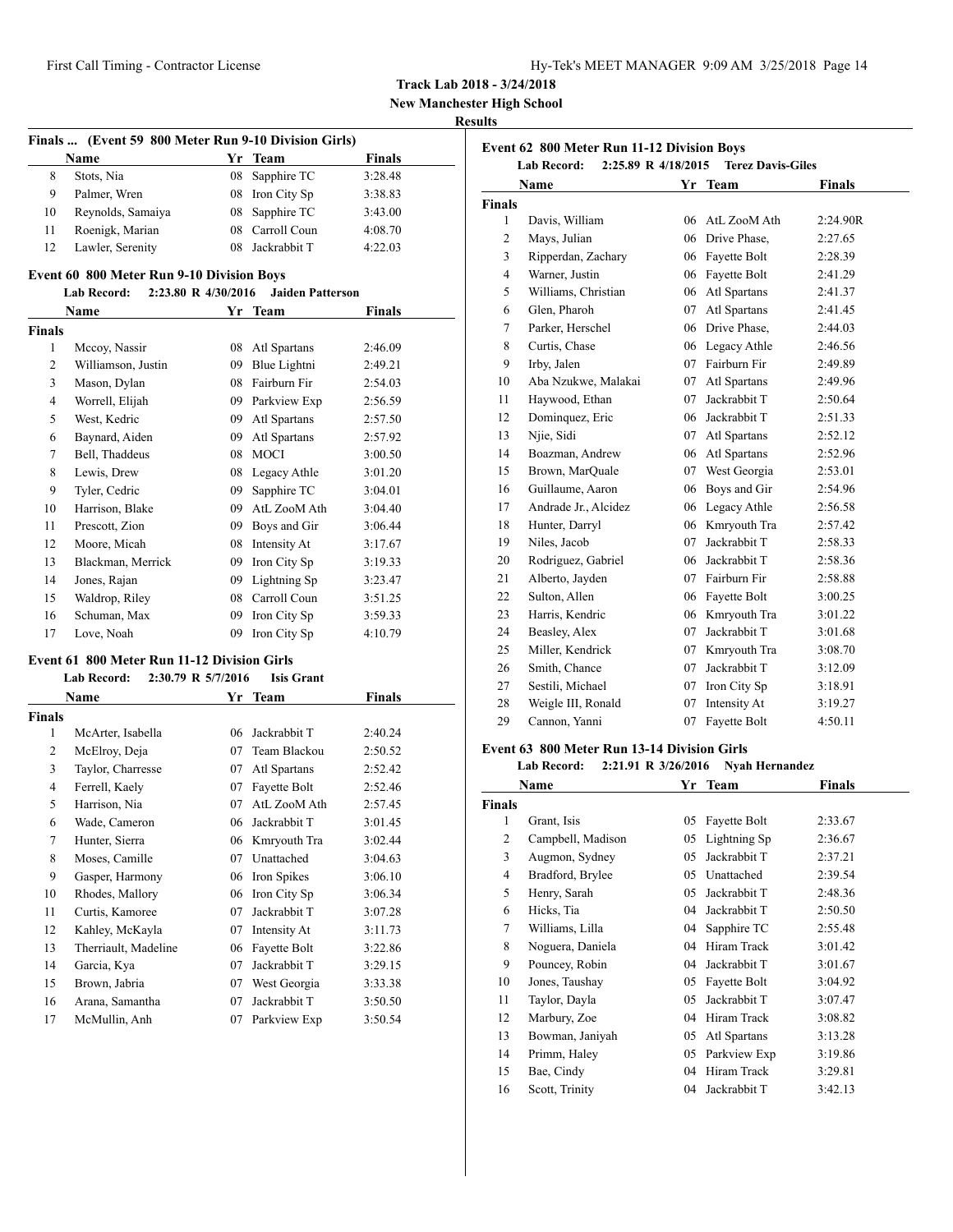**Track Lab 2018 - 3/24/2018**
**New Manchester High School**
**Results**

### Finals ... (Event 59 800 Meter Run 9-10 Division Girls)

| | Name | Yr | Team | Finals |
|---|---|---|---|---|
| 8 | Stots, Nia | 08 | Sapphire TC | 3:28.48 |
| 9 | Palmer, Wren | 08 | Iron City Sp | 3:38.83 |
| 10 | Reynolds, Samaiya | 08 | Sapphire TC | 3:43.00 |
| 11 | Roenigk, Marian | 08 | Carroll Coun | 4:08.70 |
| 12 | Lawler, Serenity | 08 | Jackrabbit T | 4:22.03 |

### Event 60 800 Meter Run 9-10 Division Boys

**Lab Record:** 2:23.80 R 4/30/2016 **Jaiden Patterson**

| | Name | Yr | Team | Finals |
|---|---|---|---|---|
| **Finals** | | | | |
| 1 | Mccoy, Nassir | 08 | Atl Spartans | 2:46.09 |
| 2 | Williamson, Justin | 09 | Blue Lightni | 2:49.21 |
| 3 | Mason, Dylan | 08 | Fairburn Fir | 2:54.03 |
| 4 | Worrell, Elijah | 09 | Parkview Exp | 2:56.59 |
| 5 | West, Kedric | 09 | Atl Spartans | 2:57.50 |
| 6 | Baynard, Aiden | 09 | Atl Spartans | 2:57.92 |
| 7 | Bell, Thaddeus | 08 | MOCI | 3:00.50 |
| 8 | Lewis, Drew | 08 | Legacy Athle | 3:01.20 |
| 9 | Tyler, Cedric | 09 | Sapphire TC | 3:04.01 |
| 10 | Harrison, Blake | 09 | AtL ZooM Ath | 3:04.40 |
| 11 | Prescott, Zion | 09 | Boys and Gir | 3:06.44 |
| 12 | Moore, Micah | 08 | Intensity At | 3:17.67 |
| 13 | Blackman, Merrick | 09 | Iron City Sp | 3:19.33 |
| 14 | Jones, Rajan | 09 | Lightning Sp | 3:23.47 |
| 15 | Waldrop, Riley | 08 | Carroll Coun | 3:51.25 |
| 16 | Schuman, Max | 09 | Iron City Sp | 3:59.33 |
| 17 | Love, Noah | 09 | Iron City Sp | 4:10.79 |

### Event 61 800 Meter Run 11-12 Division Girls

**Lab Record:** 2:30.79 R 5/7/2016 **Isis Grant**

| | Name | Yr | Team | Finals |
|---|---|---|---|---|
| **Finals** | | | | |
| 1 | McArter, Isabella | 06 | Jackrabbit T | 2:40.24 |
| 2 | McElroy, Deja | 07 | Team Blackou | 2:50.52 |
| 3 | Taylor, Charresse | 07 | Atl Spartans | 2:52.42 |
| 4 | Ferrell, Kaely | 07 | Fayette Bolt | 2:52.46 |
| 5 | Harrison, Nia | 07 | AtL ZooM Ath | 2:57.45 |
| 6 | Wade, Cameron | 06 | Jackrabbit T | 3:01.45 |
| 7 | Hunter, Sierra | 06 | Kmryouth Tra | 3:02.44 |
| 8 | Moses, Camille | 07 | Unattached | 3:04.63 |
| 9 | Gasper, Harmony | 06 | Iron Spikes | 3:06.10 |
| 10 | Rhodes, Mallory | 06 | Iron City Sp | 3:06.34 |
| 11 | Curtis, Kamoree | 07 | Jackrabbit T | 3:07.28 |
| 12 | Kahley, McKayla | 07 | Intensity At | 3:11.73 |
| 13 | Therriault, Madeline | 06 | Fayette Bolt | 3:22.86 |
| 14 | Garcia, Kya | 07 | Jackrabbit T | 3:29.15 |
| 15 | Brown, Jabria | 07 | West Georgia | 3:33.38 |
| 16 | Arana, Samantha | 07 | Jackrabbit T | 3:50.50 |
| 17 | McMullin, Anh | 07 | Parkview Exp | 3:50.54 |

### Event 62 800 Meter Run 11-12 Division Boys

**Lab Record:** 2:25.89 R 4/18/2015 **Terez Davis-Giles**

| | Name | Yr | Team | Finals |
|---|---|---|---|---|
| **Finals** | | | | |
| 1 | Davis, William | 06 | AtL ZooM Ath | 2:24.90R |
| 2 | Mays, Julian | 06 | Drive Phase, | 2:27.65 |
| 3 | Ripperdan, Zachary | 06 | Fayette Bolt | 2:28.39 |
| 4 | Warner, Justin | 06 | Fayette Bolt | 2:41.29 |
| 5 | Williams, Christian | 06 | Atl Spartans | 2:41.37 |
| 6 | Glen, Pharoh | 07 | Atl Spartans | 2:41.45 |
| 7 | Parker, Herschel | 06 | Drive Phase, | 2:44.03 |
| 8 | Curtis, Chase | 06 | Legacy Athle | 2:46.56 |
| 9 | Irby, Jalen | 07 | Fairburn Fir | 2:49.89 |
| 10 | Aba Nzukwe, Malakai | 07 | Atl Spartans | 2:49.96 |
| 11 | Haywood, Ethan | 07 | Jackrabbit T | 2:50.64 |
| 12 | Dominquez, Eric | 06 | Jackrabbit T | 2:51.33 |
| 13 | Njie, Sidi | 07 | Atl Spartans | 2:52.12 |
| 14 | Boazman, Andrew | 06 | Atl Spartans | 2:52.96 |
| 15 | Brown, MarQuale | 07 | West Georgia | 2:53.01 |
| 16 | Guillaume, Aaron | 06 | Boys and Gir | 2:54.96 |
| 17 | Andrade Jr., Alcidez | 06 | Legacy Athle | 2:56.58 |
| 18 | Hunter, Darryl | 06 | Kmryouth Tra | 2:57.42 |
| 19 | Niles, Jacob | 07 | Jackrabbit T | 2:58.33 |
| 20 | Rodriguez, Gabriel | 06 | Jackrabbit T | 2:58.36 |
| 21 | Alberto, Jayden | 07 | Fairburn Fir | 2:58.88 |
| 22 | Sulton, Allen | 06 | Fayette Bolt | 3:00.25 |
| 23 | Harris, Kendric | 06 | Kmryouth Tra | 3:01.22 |
| 24 | Beasley, Alex | 07 | Jackrabbit T | 3:01.68 |
| 25 | Miller, Kendrick | 07 | Kmryouth Tra | 3:08.70 |
| 26 | Smith, Chance | 07 | Jackrabbit T | 3:12.09 |
| 27 | Sestili, Michael | 07 | Iron City Sp | 3:18.91 |
| 28 | Weigle III, Ronald | 07 | Intensity At | 3:19.27 |
| 29 | Cannon, Yanni | 07 | Fayette Bolt | 4:50.11 |

### Event 63 800 Meter Run 13-14 Division Girls

**Lab Record:** 2:21.91 R 3/26/2016 **Nyah Hernandez**

| | Name | Yr | Team | Finals |
|---|---|---|---|---|
| **Finals** | | | | |
| 1 | Grant, Isis | 05 | Fayette Bolt | 2:33.67 |
| 2 | Campbell, Madison | 05 | Lightning Sp | 2:36.67 |
| 3 | Augmon, Sydney | 05 | Jackrabbit T | 2:37.21 |
| 4 | Bradford, Brylee | 05 | Unattached | 2:39.54 |
| 5 | Henry, Sarah | 05 | Jackrabbit T | 2:48.36 |
| 6 | Hicks, Tia | 04 | Jackrabbit T | 2:50.50 |
| 7 | Williams, Lilla | 04 | Sapphire TC | 2:55.48 |
| 8 | Noguera, Daniela | 04 | Hiram Track | 3:01.42 |
| 9 | Pouncey, Robin | 04 | Jackrabbit T | 3:01.67 |
| 10 | Jones, Taushay | 05 | Fayette Bolt | 3:04.92 |
| 11 | Taylor, Dayla | 05 | Jackrabbit T | 3:07.47 |
| 12 | Marbury, Zoe | 04 | Hiram Track | 3:08.82 |
| 13 | Bowman, Janiyah | 05 | Atl Spartans | 3:13.28 |
| 14 | Primm, Haley | 05 | Parkview Exp | 3:19.86 |
| 15 | Bae, Cindy | 04 | Hiram Track | 3:29.81 |
| 16 | Scott, Trinity | 04 | Jackrabbit T | 3:42.13 |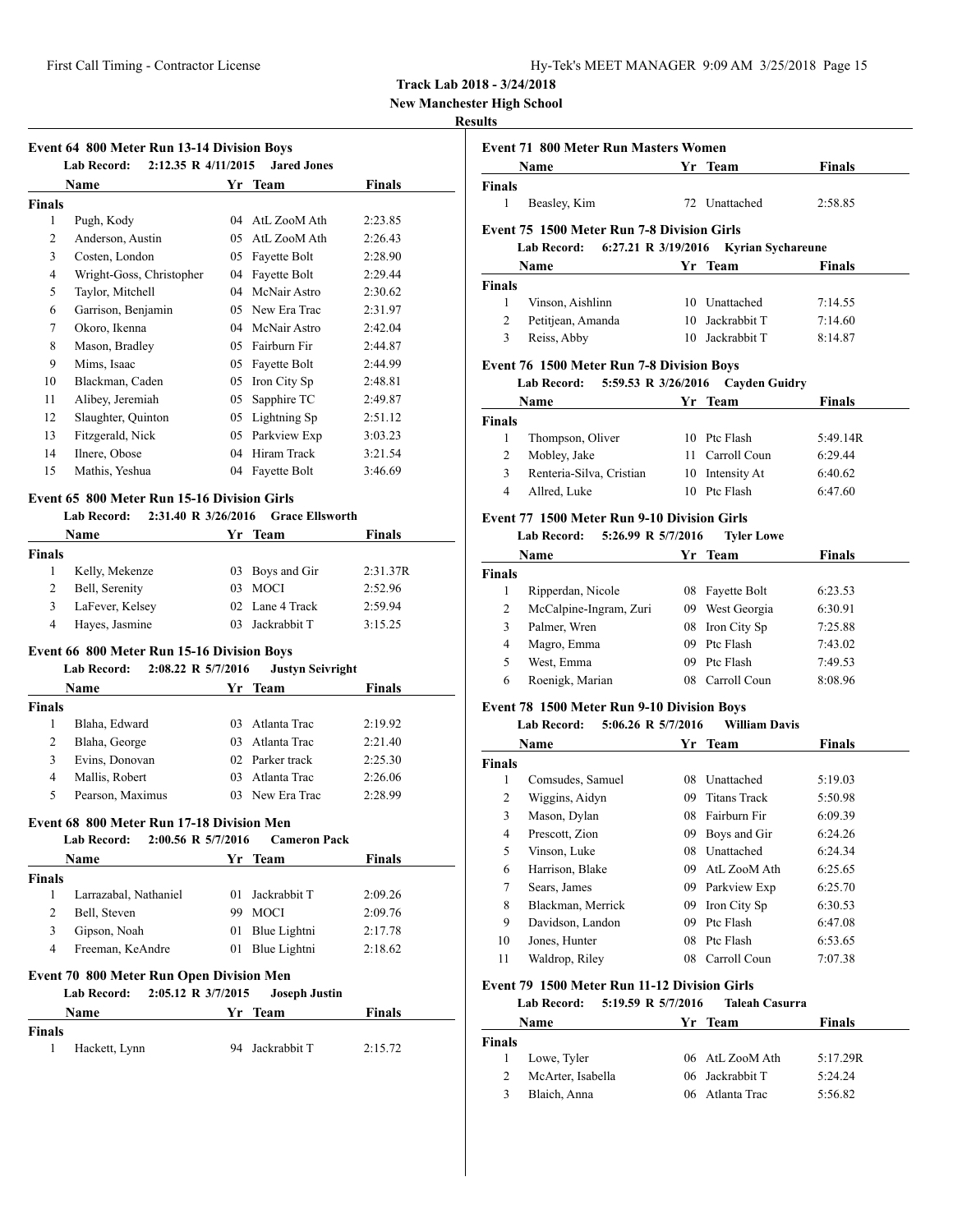# Track Lab 2018 - 3/24/2018

**New Manchester High School**

**Results**

### Event 64 800 Meter Run 13-14 Division Boys

**Lab Record:** 2:12.35 R 4/11/2015 **Jared Jones**

| | Name | Yr | Team | Finals |
|---|---|---|---|---|
| **Finals** | | | | |
| 1 | Pugh, Kody | 04 | AtL ZooM Ath | 2:23.85 |
| 2 | Anderson, Austin | 05 | AtL ZooM Ath | 2:26.43 |
| 3 | Costen, London | 05 | Fayette Bolt | 2:28.90 |
| 4 | Wright-Goss, Christopher | 04 | Fayette Bolt | 2:29.44 |
| 5 | Taylor, Mitchell | 04 | McNair Astro | 2:30.62 |
| 6 | Garrison, Benjamin | 05 | New Era Trac | 2:31.97 |
| 7 | Okoro, Ikenna | 04 | McNair Astro | 2:42.04 |
| 8 | Mason, Bradley | 05 | Fairburn Fir | 2:44.87 |
| 9 | Mims, Isaac | 05 | Fayette Bolt | 2:44.99 |
| 10 | Blackman, Caden | 05 | Iron City Sp | 2:48.81 |
| 11 | Alibey, Jeremiah | 05 | Sapphire TC | 2:49.87 |
| 12 | Slaughter, Quinton | 05 | Lightning Sp | 2:51.12 |
| 13 | Fitzgerald, Nick | 05 | Parkview Exp | 3:03.23 |
| 14 | Ilnere, Obose | 04 | Hiram Track | 3:21.54 |
| 15 | Mathis, Yeshua | 04 | Fayette Bolt | 3:46.69 |

### Event 65 800 Meter Run 15-16 Division Girls

**Lab Record:** 2:31.40 R 3/26/2016 **Grace Ellsworth**

| | Name | Yr | Team | Finals |
|---|---|---|---|---|
| **Finals** | | | | |
| 1 | Kelly, Mekenze | 03 | Boys and Gir | 2:31.37R |
| 2 | Bell, Serenity | 03 | MOCI | 2:52.96 |
| 3 | LaFever, Kelsey | 02 | Lane 4 Track | 2:59.94 |
| 4 | Hayes, Jasmine | 03 | Jackrabbit T | 3:15.25 |

### Event 66 800 Meter Run 15-16 Division Boys

**Lab Record:** 2:08.22 R 5/7/2016 **Justyn Seivright**

| | Name | Yr | Team | Finals |
|---|---|---|---|---|
| **Finals** | | | | |
| 1 | Blaha, Edward | 03 | Atlanta Trac | 2:19.92 |
| 2 | Blaha, George | 03 | Atlanta Trac | 2:21.40 |
| 3 | Evins, Donovan | 02 | Parker track | 2:25.30 |
| 4 | Mallis, Robert | 03 | Atlanta Trac | 2:26.06 |
| 5 | Pearson, Maximus | 03 | New Era Trac | 2:28.99 |

### Event 68 800 Meter Run 17-18 Division Men

**Lab Record:** 2:00.56 R 5/7/2016 **Cameron Pack**

| | Name | Yr | Team | Finals |
|---|---|---|---|---|
| **Finals** | | | | |
| 1 | Larrazabal, Nathaniel | 01 | Jackrabbit T | 2:09.26 |
| 2 | Bell, Steven | 99 | MOCI | 2:09.76 |
| 3 | Gipson, Noah | 01 | Blue Lightni | 2:17.78 |
| 4 | Freeman, KeAndre | 01 | Blue Lightni | 2:18.62 |

### Event 70 800 Meter Run Open Division Men

**Lab Record:** 2:05.12 R 3/7/2015 **Joseph Justin**

| | Name | Yr | Team | Finals |
|---|---|---|---|---|
| **Finals** | | | | |
| 1 | Hackett, Lynn | 94 | Jackrabbit T | 2:15.72 |

### Event 71 800 Meter Run Masters Women

| | Name | Yr | Team | Finals |
|---|---|---|---|---|
| **Finals** | | | | |
| 1 | Beasley, Kim | 72 | Unattached | 2:58.85 |

### Event 75 1500 Meter Run 7-8 Division Girls

**Lab Record:** 6:27.21 R 3/19/2016 **Kyrian Sychareune**

| | Name | Yr | Team | Finals |
|---|---|---|---|---|
| **Finals** | | | | |
| 1 | Vinson, Aishlinn | 10 | Unattached | 7:14.55 |
| 2 | Petitjean, Amanda | 10 | Jackrabbit T | 7:14.60 |
| 3 | Reiss, Abby | 10 | Jackrabbit T | 8:14.87 |

### Event 76 1500 Meter Run 7-8 Division Boys

**Lab Record:** 5:59.53 R 3/26/2016 **Cayden Guidry**

| | Name | Yr | Team | Finals |
|---|---|---|---|---|
| **Finals** | | | | |
| 1 | Thompson, Oliver | 10 | Ptc Flash | 5:49.14R |
| 2 | Mobley, Jake | 11 | Carroll Coun | 6:29.44 |
| 3 | Renteria-Silva, Cristian | 10 | Intensity At | 6:40.62 |
| 4 | Allred, Luke | 10 | Ptc Flash | 6:47.60 |

### Event 77 1500 Meter Run 9-10 Division Girls

**Lab Record:** 5:26.99 R 5/7/2016 **Tyler Lowe**

| | Name | Yr | Team | Finals |
|---|---|---|---|---|
| **Finals** | | | | |
| 1 | Ripperdan, Nicole | 08 | Fayette Bolt | 6:23.53 |
| 2 | McCalpine-Ingram, Zuri | 09 | West Georgia | 6:30.91 |
| 3 | Palmer, Wren | 08 | Iron City Sp | 7:25.88 |
| 4 | Magro, Emma | 09 | Ptc Flash | 7:43.02 |
| 5 | West, Emma | 09 | Ptc Flash | 7:49.53 |
| 6 | Roenigk, Marian | 08 | Carroll Coun | 8:08.96 |

### Event 78 1500 Meter Run 9-10 Division Boys

**Lab Record:** 5:06.26 R 5/7/2016 **William Davis**

| | Name | Yr | Team | Finals |
|---|---|---|---|---|
| **Finals** | | | | |
| 1 | Comsudes, Samuel | 08 | Unattached | 5:19.03 |
| 2 | Wiggins, Aidyn | 09 | Titans Track | 5:50.98 |
| 3 | Mason, Dylan | 08 | Fairburn Fir | 6:09.39 |
| 4 | Prescott, Zion | 09 | Boys and Gir | 6:24.26 |
| 5 | Vinson, Luke | 08 | Unattached | 6:24.34 |
| 6 | Harrison, Blake | 09 | AtL ZooM Ath | 6:25.65 |
| 7 | Sears, James | 09 | Parkview Exp | 6:25.70 |
| 8 | Blackman, Merrick | 09 | Iron City Sp | 6:30.53 |
| 9 | Davidson, Landon | 09 | Ptc Flash | 6:47.08 |
| 10 | Jones, Hunter | 08 | Ptc Flash | 6:53.65 |
| 11 | Waldrop, Riley | 08 | Carroll Coun | 7:07.38 |

### Event 79 1500 Meter Run 11-12 Division Girls

**Lab Record:** 5:19.59 R 5/7/2016 **Taleah Casurra**

| | Name | Yr | Team | Finals |
|---|---|---|---|---|
| **Finals** | | | | |
| 1 | Lowe, Tyler | 06 | AtL ZooM Ath | 5:17.29R |
| 2 | McArter, Isabella | 06 | Jackrabbit T | 5:24.24 |
| 3 | Blaich, Anna | 06 | Atlanta Trac | 5:56.82 |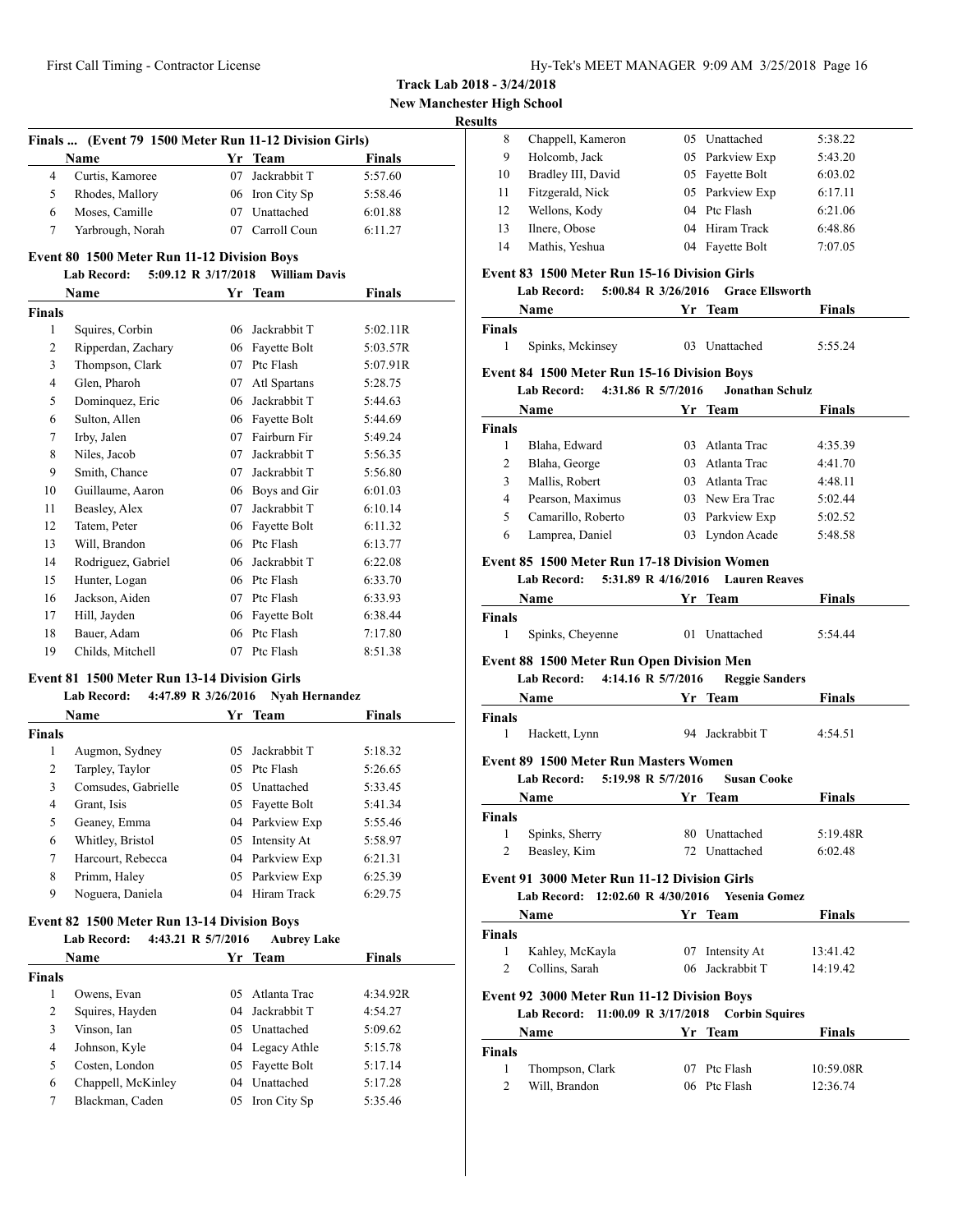**Track Lab 2018 - 3/24/2018**
**New Manchester High School**
**Results**

### Finals ... (Event 79 1500 Meter Run 11-12 Division Girls)

| | Name | Yr | Team | Finals |
|---|---|---|---|---|
| 4 | Curtis, Kamoree | 07 | Jackrabbit T | 5:57.60 |
| 5 | Rhodes, Mallory | 06 | Iron City Sp | 5:58.46 |
| 6 | Moses, Camille | 07 | Unattached | 6:01.88 |
| 7 | Yarbrough, Norah | 07 | Carroll Coun | 6:11.27 |

### Event 80 1500 Meter Run 11-12 Division Boys

**Lab Record:** 5:09.12 R 3/17/2018 William Davis

| | Name | Yr | Team | Finals |
|---|---|---|---|---|
| **Finals** | | | | |
| 1 | Squires, Corbin | 06 | Jackrabbit T | 5:02.11R |
| 2 | Ripperdan, Zachary | 06 | Fayette Bolt | 5:03.57R |
| 3 | Thompson, Clark | 07 | Ptc Flash | 5:07.91R |
| 4 | Glen, Pharoh | 07 | Atl Spartans | 5:28.75 |
| 5 | Dominquez, Eric | 06 | Jackrabbit T | 5:44.63 |
| 6 | Sulton, Allen | 06 | Fayette Bolt | 5:44.69 |
| 7 | Irby, Jalen | 07 | Fairburn Fir | 5:49.24 |
| 8 | Niles, Jacob | 07 | Jackrabbit T | 5:56.35 |
| 9 | Smith, Chance | 07 | Jackrabbit T | 5:56.80 |
| 10 | Guillaume, Aaron | 06 | Boys and Gir | 6:01.03 |
| 11 | Beasley, Alex | 07 | Jackrabbit T | 6:10.14 |
| 12 | Tatem, Peter | 06 | Fayette Bolt | 6:11.32 |
| 13 | Will, Brandon | 06 | Ptc Flash | 6:13.77 |
| 14 | Rodriguez, Gabriel | 06 | Jackrabbit T | 6:22.08 |
| 15 | Hunter, Logan | 06 | Ptc Flash | 6:33.70 |
| 16 | Jackson, Aiden | 07 | Ptc Flash | 6:33.93 |
| 17 | Hill, Jayden | 06 | Fayette Bolt | 6:38.44 |
| 18 | Bauer, Adam | 06 | Ptc Flash | 7:17.80 |
| 19 | Childs, Mitchell | 07 | Ptc Flash | 8:51.38 |

### Event 81 1500 Meter Run 13-14 Division Girls

**Lab Record:** 4:47.89 R 3/26/2016 Nyah Hernandez

| | Name | Yr | Team | Finals |
|---|---|---|---|---|
| **Finals** | | | | |
| 1 | Augmon, Sydney | 05 | Jackrabbit T | 5:18.32 |
| 2 | Tarpley, Taylor | 05 | Ptc Flash | 5:26.65 |
| 3 | Comsudes, Gabrielle | 05 | Unattached | 5:33.45 |
| 4 | Grant, Isis | 05 | Fayette Bolt | 5:41.34 |
| 5 | Geaney, Emma | 04 | Parkview Exp | 5:55.46 |
| 6 | Whitley, Bristol | 05 | Intensity At | 5:58.97 |
| 7 | Harcourt, Rebecca | 04 | Parkview Exp | 6:21.31 |
| 8 | Primm, Haley | 05 | Parkview Exp | 6:25.39 |
| 9 | Noguera, Daniela | 04 | Hiram Track | 6:29.75 |

### Event 82 1500 Meter Run 13-14 Division Boys

**Lab Record:** 4:43.21 R 5/7/2016 Aubrey Lake

| | Name | Yr | Team | Finals |
|---|---|---|---|---|
| **Finals** | | | | |
| 1 | Owens, Evan | 05 | Atlanta Trac | 4:34.92R |
| 2 | Squires, Hayden | 04 | Jackrabbit T | 4:54.27 |
| 3 | Vinson, Ian | 05 | Unattached | 5:09.62 |
| 4 | Johnson, Kyle | 04 | Legacy Athle | 5:15.78 |
| 5 | Costen, London | 05 | Fayette Bolt | 5:17.14 |
| 6 | Chappell, McKinley | 04 | Unattached | 5:17.28 |
| 7 | Blackman, Caden | 05 | Iron City Sp | 5:35.46 |
| 8 | Chappell, Kameron | 05 | Unattached | 5:38.22 |
| 9 | Holcomb, Jack | 05 | Parkview Exp | 5:43.20 |
| 10 | Bradley III, David | 05 | Fayette Bolt | 6:03.02 |
| 11 | Fitzgerald, Nick | 05 | Parkview Exp | 6:17.11 |
| 12 | Wellons, Kody | 04 | Ptc Flash | 6:21.06 |
| 13 | Ilnere, Obose | 04 | Hiram Track | 6:48.86 |
| 14 | Mathis, Yeshua | 04 | Fayette Bolt | 7:07.05 |

### Event 83 1500 Meter Run 15-16 Division Girls

**Lab Record:** 5:00.84 R 3/26/2016 Grace Ellsworth

| | Name | Yr | Team | Finals |
|---|---|---|---|---|
| **Finals** | | | | |
| 1 | Spinks, Mckinsey | 03 | Unattached | 5:55.24 |

### Event 84 1500 Meter Run 15-16 Division Boys

**Lab Record:** 4:31.86 R 5/7/2016 Jonathan Schulz

| | Name | Yr | Team | Finals |
|---|---|---|---|---|
| **Finals** | | | | |
| 1 | Blaha, Edward | 03 | Atlanta Trac | 4:35.39 |
| 2 | Blaha, George | 03 | Atlanta Trac | 4:41.70 |
| 3 | Mallis, Robert | 03 | Atlanta Trac | 4:48.11 |
| 4 | Pearson, Maximus | 03 | New Era Trac | 5:02.44 |
| 5 | Camarillo, Roberto | 03 | Parkview Exp | 5:02.52 |
| 6 | Lamprea, Daniel | 03 | Lyndon Acade | 5:48.58 |

### Event 85 1500 Meter Run 17-18 Division Women

**Lab Record:** 5:31.89 R 4/16/2016 Lauren Reaves

| | Name | Yr | Team | Finals |
|---|---|---|---|---|
| **Finals** | | | | |
| 1 | Spinks, Cheyenne | 01 | Unattached | 5:54.44 |

### Event 88 1500 Meter Run Open Division Men

**Lab Record:** 4:14.16 R 5/7/2016 Reggie Sanders

| | Name | Yr | Team | Finals |
|---|---|---|---|---|
| **Finals** | | | | |
| 1 | Hackett, Lynn | 94 | Jackrabbit T | 4:54.51 |

### Event 89 1500 Meter Run Masters Women

**Lab Record:** 5:19.98 R 5/7/2016 Susan Cooke

| | Name | Yr | Team | Finals |
|---|---|---|---|---|
| **Finals** | | | | |
| 1 | Spinks, Sherry | 80 | Unattached | 5:19.48R |
| 2 | Beasley, Kim | 72 | Unattached | 6:02.48 |

### Event 91 3000 Meter Run 11-12 Division Girls

**Lab Record:** 12:02.60 R 4/30/2016 Yesenia Gomez

| | Name | Yr | Team | Finals |
|---|---|---|---|---|
| **Finals** | | | | |
| 1 | Kahley, McKayla | 07 | Intensity At | 13:41.42 |
| 2 | Collins, Sarah | 06 | Jackrabbit T | 14:19.42 |

### Event 92 3000 Meter Run 11-12 Division Boys

**Lab Record:** 11:00.09 R 3/17/2018 Corbin Squires

| | Name | Yr | Team | Finals |
|---|---|---|---|---|
| **Finals** | | | | |
| 1 | Thompson, Clark | 07 | Ptc Flash | 10:59.08R |
| 2 | Will, Brandon | 06 | Ptc Flash | 12:36.74 |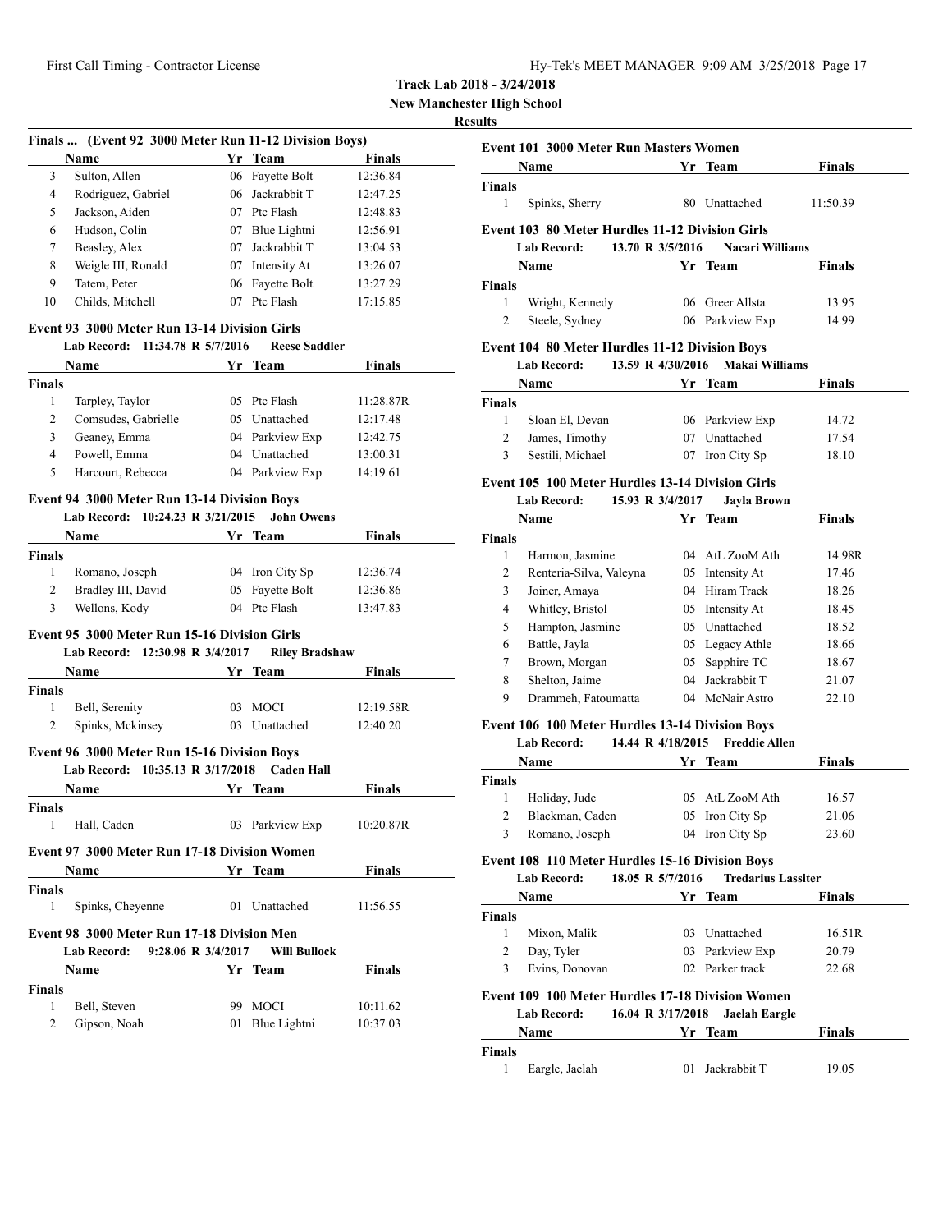**Track Lab 2018 - 3/24/2018**
**New Manchester High School**
**Results**

### Finals ... (Event 92 3000 Meter Run 11-12 Division Boys)

| | Name | Yr | Team | Finals |
|---|---|---|---|---|
| 3 | Sulton, Allen | 06 | Fayette Bolt | 12:36.84 |
| 4 | Rodriguez, Gabriel | 06 | Jackrabbit T | 12:47.25 |
| 5 | Jackson, Aiden | 07 | Ptc Flash | 12:48.83 |
| 6 | Hudson, Colin | 07 | Blue Lightni | 12:56.91 |
| 7 | Beasley, Alex | 07 | Jackrabbit T | 13:04.53 |
| 8 | Weigle III, Ronald | 07 | Intensity At | 13:26.07 |
| 9 | Tatem, Peter | 06 | Fayette Bolt | 13:27.29 |
| 10 | Childs, Mitchell | 07 | Ptc Flash | 17:15.85 |

### Event 93 3000 Meter Run 13-14 Division Girls

Lab Record: 11:34.78 R 5/7/2016 Reese Saddler

| | Name | Yr | Team | Finals |
|---|---|---|---|---|
| **Finals** | | | | |
| 1 | Tarpley, Taylor | 05 | Ptc Flash | 11:28.87R |
| 2 | Comsudes, Gabrielle | 05 | Unattached | 12:17.48 |
| 3 | Geaney, Emma | 04 | Parkview Exp | 12:42.75 |
| 4 | Powell, Emma | 04 | Unattached | 13:00.31 |
| 5 | Harcourt, Rebecca | 04 | Parkview Exp | 14:19.61 |

### Event 94 3000 Meter Run 13-14 Division Boys

Lab Record: 10:24.23 R 3/21/2015 John Owens

| | Name | Yr | Team | Finals |
|---|---|---|---|---|
| **Finals** | | | | |
| 1 | Romano, Joseph | 04 | Iron City Sp | 12:36.74 |
| 2 | Bradley III, David | 05 | Fayette Bolt | 12:36.86 |
| 3 | Wellons, Kody | 04 | Ptc Flash | 13:47.83 |

### Event 95 3000 Meter Run 15-16 Division Girls

Lab Record: 12:30.98 R 3/4/2017 Riley Bradshaw

| | Name | Yr | Team | Finals |
|---|---|---|---|---|
| **Finals** | | | | |
| 1 | Bell, Serenity | 03 | MOCI | 12:19.58R |
| 2 | Spinks, Mckinsey | 03 | Unattached | 12:40.20 |

### Event 96 3000 Meter Run 15-16 Division Boys

Lab Record: 10:35.13 R 3/17/2018 Caden Hall

| | Name | Yr | Team | Finals |
|---|---|---|---|---|
| **Finals** | | | | |
| 1 | Hall, Caden | 03 | Parkview Exp | 10:20.87R |

### Event 97 3000 Meter Run 17-18 Division Women

| | Name | Yr | Team | Finals |
|---|---|---|---|---|
| **Finals** | | | | |
| 1 | Spinks, Cheyenne | 01 | Unattached | 11:56.55 |

### Event 98 3000 Meter Run 17-18 Division Men

Lab Record: 9:28.06 R 3/4/2017 Will Bullock

| | Name | Yr | Team | Finals |
|---|---|---|---|---|
| **Finals** | | | | |
| 1 | Bell, Steven | 99 | MOCI | 10:11.62 |
| 2 | Gipson, Noah | 01 | Blue Lightni | 10:37.03 |

### Event 101 3000 Meter Run Masters Women

| | Name | Yr | Team | Finals |
|---|---|---|---|---|
| **Finals** | | | | |
| 1 | Spinks, Sherry | 80 | Unattached | 11:50.39 |

### Event 103 80 Meter Hurdles 11-12 Division Girls

Lab Record: 13.70 R 3/5/2016 Nacari Williams

| | Name | Yr | Team | Finals |
|---|---|---|---|---|
| **Finals** | | | | |
| 1 | Wright, Kennedy | 06 | Greer Allsta | 13.95 |
| 2 | Steele, Sydney | 06 | Parkview Exp | 14.99 |

### Event 104 80 Meter Hurdles 11-12 Division Boys

Lab Record: 13.59 R 4/30/2016 Makai Williams

| | Name | Yr | Team | Finals |
|---|---|---|---|---|
| **Finals** | | | | |
| 1 | Sloan El, Devan | 06 | Parkview Exp | 14.72 |
| 2 | James, Timothy | 07 | Unattached | 17.54 |
| 3 | Sestili, Michael | 07 | Iron City Sp | 18.10 |

### Event 105 100 Meter Hurdles 13-14 Division Girls

Lab Record: 15.93 R 3/4/2017 Jayla Brown

| | Name | Yr | Team | Finals |
|---|---|---|---|---|
| **Finals** | | | | |
| 1 | Harmon, Jasmine | 04 | AtL ZooM Ath | 14.98R |
| 2 | Renteria-Silva, Valeyna | 05 | Intensity At | 17.46 |
| 3 | Joiner, Amaya | 04 | Hiram Track | 18.26 |
| 4 | Whitley, Bristol | 05 | Intensity At | 18.45 |
| 5 | Hampton, Jasmine | 05 | Unattached | 18.52 |
| 6 | Battle, Jayla | 05 | Legacy Athle | 18.66 |
| 7 | Brown, Morgan | 05 | Sapphire TC | 18.67 |
| 8 | Shelton, Jaime | 04 | Jackrabbit T | 21.07 |
| 9 | Drammeh, Fatoumatta | 04 | McNair Astro | 22.10 |

### Event 106 100 Meter Hurdles 13-14 Division Boys

Lab Record: 14.44 R 4/18/2015 Freddie Allen

| | Name | Yr | Team | Finals |
|---|---|---|---|---|
| **Finals** | | | | |
| 1 | Holiday, Jude | 05 | AtL ZooM Ath | 16.57 |
| 2 | Blackman, Caden | 05 | Iron City Sp | 21.06 |
| 3 | Romano, Joseph | 04 | Iron City Sp | 23.60 |

### Event 108 110 Meter Hurdles 15-16 Division Boys

Lab Record: 18.05 R 5/7/2016 Tredarius Lassiter

| | Name | Yr | Team | Finals |
|---|---|---|---|---|
| **Finals** | | | | |
| 1 | Mixon, Malik | 03 | Unattached | 16.51R |
| 2 | Day, Tyler | 03 | Parkview Exp | 20.79 |
| 3 | Evins, Donovan | 02 | Parker track | 22.68 |

### Event 109 100 Meter Hurdles 17-18 Division Women

Lab Record: 16.04 R 3/17/2018 Jaelah Eargle

| | Name | Yr | Team | Finals |
|---|---|---|---|---|
| **Finals** | | | | |
| 1 | Eargle, Jaelah | 01 | Jackrabbit T | 19.05 |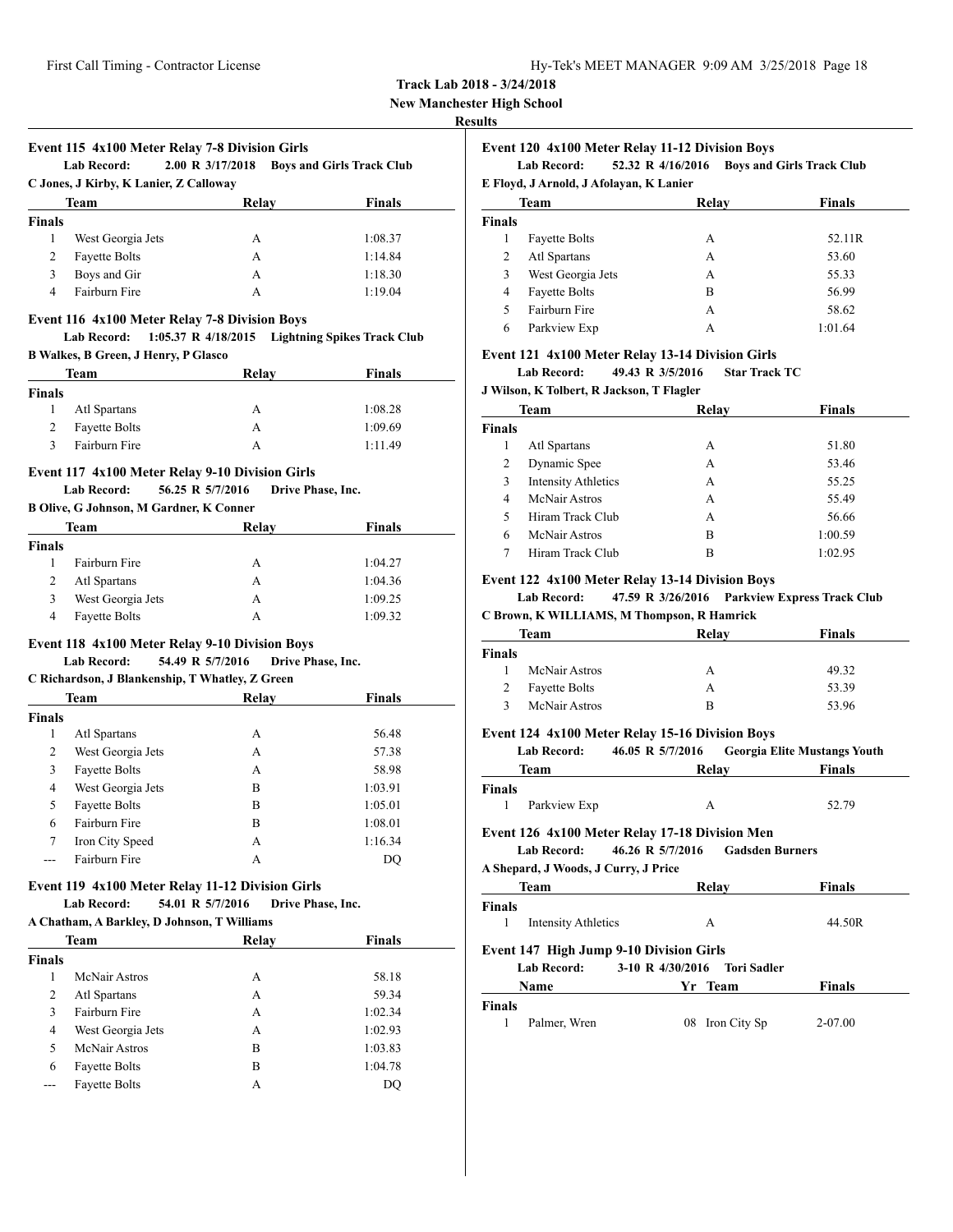# Track Lab 2018 - 3/24/2018

## New Manchester High School

### Results

#### Event 115 4x100 Meter Relay 7-8 Division Girls

**Lab Record:** 2.00 R 3/17/2018 Boys and Girls Track Club
C Jones, J Kirby, K Lanier, Z Calloway

| | Team | Relay | Finals |
|---|---|---|---|
| **Finals** | | | |
| 1 | West Georgia Jets | A | 1:08.37 |
| 2 | Fayette Bolts | A | 1:14.84 |
| 3 | Boys and Gir | A | 1:18.30 |
| 4 | Fairburn Fire | A | 1:19.04 |

#### Event 116 4x100 Meter Relay 7-8 Division Boys

**Lab Record:** 1:05.37 R 4/18/2015 Lightning Spikes Track Club
B Walkes, B Green, J Henry, P Glasco

| | Team | Relay | Finals |
|---|---|---|---|
| **Finals** | | | |
| 1 | Atl Spartans | A | 1:08.28 |
| 2 | Fayette Bolts | A | 1:09.69 |
| 3 | Fairburn Fire | A | 1:11.49 |

#### Event 117 4x100 Meter Relay 9-10 Division Girls

**Lab Record:** 56.25 R 5/7/2016 Drive Phase, Inc.
B Olive, G Johnson, M Gardner, K Conner

| | Team | Relay | Finals |
|---|---|---|---|
| **Finals** | | | |
| 1 | Fairburn Fire | A | 1:04.27 |
| 2 | Atl Spartans | A | 1:04.36 |
| 3 | West Georgia Jets | A | 1:09.25 |
| 4 | Fayette Bolts | A | 1:09.32 |

#### Event 118 4x100 Meter Relay 9-10 Division Boys

**Lab Record:** 54.49 R 5/7/2016 Drive Phase, Inc.
C Richardson, J Blankenship, T Whatley, Z Green

| | Team | Relay | Finals |
|---|---|---|---|
| **Finals** | | | |
| 1 | Atl Spartans | A | 56.48 |
| 2 | West Georgia Jets | A | 57.38 |
| 3 | Fayette Bolts | A | 58.98 |
| 4 | West Georgia Jets | B | 1:03.91 |
| 5 | Fayette Bolts | B | 1:05.01 |
| 6 | Fairburn Fire | B | 1:08.01 |
| 7 | Iron City Speed | A | 1:16.34 |
| --- | Fairburn Fire | A | DQ |

#### Event 119 4x100 Meter Relay 11-12 Division Girls

**Lab Record:** 54.01 R 5/7/2016 Drive Phase, Inc.
A Chatham, A Barkley, D Johnson, T Williams

| | Team | Relay | Finals |
|---|---|---|---|
| **Finals** | | | |
| 1 | McNair Astros | A | 58.18 |
| 2 | Atl Spartans | A | 59.34 |
| 3 | Fairburn Fire | A | 1:02.34 |
| 4 | West Georgia Jets | A | 1:02.93 |
| 5 | McNair Astros | B | 1:03.83 |
| 6 | Fayette Bolts | B | 1:04.78 |
| --- | Fayette Bolts | A | DQ |

#### Event 120 4x100 Meter Relay 11-12 Division Boys

**Lab Record:** 52.32 R 4/16/2016 Boys and Girls Track Club
E Floyd, J Arnold, J Afolayan, K Lanier

| | Team | Relay | Finals |
|---|---|---|---|
| **Finals** | | | |
| 1 | Fayette Bolts | A | 52.11R |
| 2 | Atl Spartans | A | 53.60 |
| 3 | West Georgia Jets | A | 55.33 |
| 4 | Fayette Bolts | B | 56.99 |
| 5 | Fairburn Fire | A | 58.62 |
| 6 | Parkview Exp | A | 1:01.64 |

#### Event 121 4x100 Meter Relay 13-14 Division Girls

**Lab Record:** 49.43 R 3/5/2016 Star Track TC
J Wilson, K Tolbert, R Jackson, T Flagler

| | Team | Relay | Finals |
|---|---|---|---|
| **Finals** | | | |
| 1 | Atl Spartans | A | 51.80 |
| 2 | Dynamic Spee | A | 53.46 |
| 3 | Intensity Athletics | A | 55.25 |
| 4 | McNair Astros | A | 55.49 |
| 5 | Hiram Track Club | A | 56.66 |
| 6 | McNair Astros | B | 1:00.59 |
| 7 | Hiram Track Club | B | 1:02.95 |

#### Event 122 4x100 Meter Relay 13-14 Division Boys

**Lab Record:** 47.59 R 3/26/2016 Parkview Express Track Club
C Brown, K WILLIAMS, M Thompson, R Hamrick

| | Team | Relay | Finals |
|---|---|---|---|
| **Finals** | | | |
| 1 | McNair Astros | A | 49.32 |
| 2 | Fayette Bolts | A | 53.39 |
| 3 | McNair Astros | B | 53.96 |

#### Event 124 4x100 Meter Relay 15-16 Division Boys

**Lab Record:** 46.05 R 5/7/2016 Georgia Elite Mustangs Youth

| | Team | Relay | Finals |
|---|---|---|---|
| **Finals** | | | |
| 1 | Parkview Exp | A | 52.79 |

#### Event 126 4x100 Meter Relay 17-18 Division Men

**Lab Record:** 46.26 R 5/7/2016 Gadsden Burners
A Shepard, J Woods, J Curry, J Price

| | Team | Relay | Finals |
|---|---|---|---|
| **Finals** | | | |
| 1 | Intensity Athletics | A | 44.50R |

#### Event 147 High Jump 9-10 Division Girls

**Lab Record:** 3-10 R 4/30/2016 Tori Sadler

| | Name | Yr | Team | Finals |
|---|---|---|---|---|
| **Finals** | | | | |
| 1 | Palmer, Wren | 08 | Iron City Sp | 2-07.00 |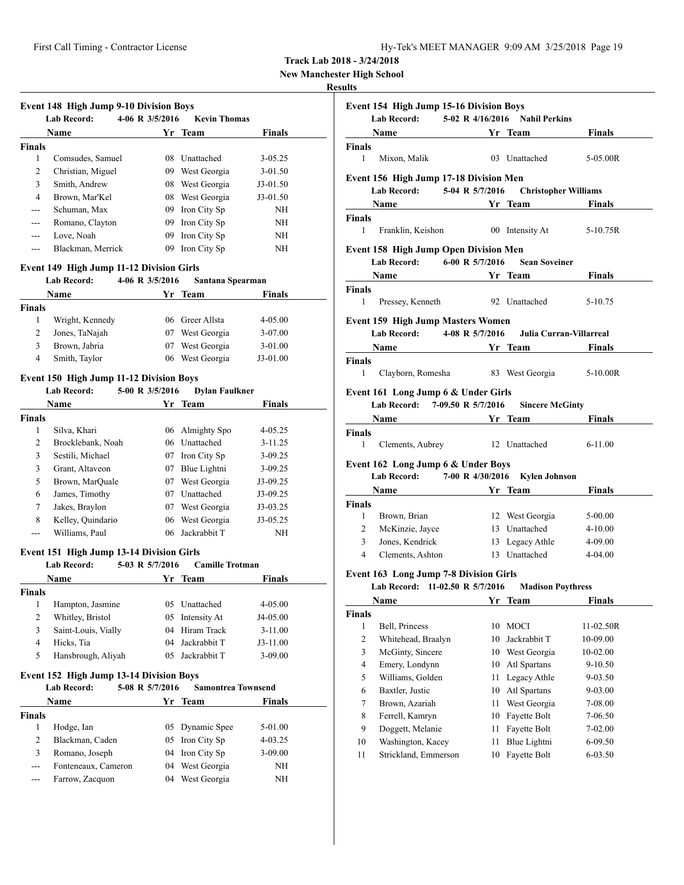**Track Lab 2018 - 3/24/2018**
**New Manchester High School**
**Results**

### Event 148 High Jump 9-10 Division Boys

**Lab Record:** 4-06 R 3/5/2016 **Kevin Thomas**

| | Name | Yr | Team | Finals |
|---|---|---|---|---|
| **Finals** | | | | |
| 1 | Comsudes, Samuel | 08 | Unattached | 3-05.25 |
| 2 | Christian, Miguel | 09 | West Georgia | 3-01.50 |
| 3 | Smith, Andrew | 08 | West Georgia | J3-01.50 |
| 4 | Brown, Mar'Kel | 08 | West Georgia | J3-01.50 |
| --- | Schuman, Max | 09 | Iron City Sp | NH |
| --- | Romano, Clayton | 09 | Iron City Sp | NH |
| --- | Love, Noah | 09 | Iron City Sp | NH |
| --- | Blackman, Merrick | 09 | Iron City Sp | NH |

### Event 149 High Jump 11-12 Division Girls

**Lab Record:** 4-06 R 3/5/2016 **Santana Spearman**

| | Name | Yr | Team | Finals |
|---|---|---|---|---|
| **Finals** | | | | |
| 1 | Wright, Kennedy | 06 | Greer Allsta | 4-05.00 |
| 2 | Jones, TaNajah | 07 | West Georgia | 3-07.00 |
| 3 | Brown, Jabria | 07 | West Georgia | 3-01.00 |
| 4 | Smith, Taylor | 06 | West Georgia | J3-01.00 |

### Event 150 High Jump 11-12 Division Boys

**Lab Record:** 5-00 R 3/5/2016 **Dylan Faulkner**

| | Name | Yr | Team | Finals |
|---|---|---|---|---|
| **Finals** | | | | |
| 1 | Silva, Khari | 06 | Almighty Spo | 4-05.25 |
| 2 | Brocklebank, Noah | 06 | Unattached | 3-11.25 |
| 3 | Sestili, Michael | 07 | Iron City Sp | 3-09.25 |
| 3 | Grant, Altaveon | 07 | Blue Lightni | 3-09.25 |
| 5 | Brown, MarQuale | 07 | West Georgia | J3-09.25 |
| 6 | James, Timothy | 07 | Unattached | J3-09.25 |
| 7 | Jakes, Braylon | 07 | West Georgia | J3-03.25 |
| 8 | Kelley, Quindario | 06 | West Georgia | J3-05.25 |
| --- | Williams, Paul | 06 | Jackrabbit T | NH |

### Event 151 High Jump 13-14 Division Girls

**Lab Record:** 5-03 R 5/7/2016 **Camille Trotman**

| | Name | Yr | Team | Finals |
|---|---|---|---|---|
| **Finals** | | | | |
| 1 | Hampton, Jasmine | 05 | Unattached | 4-05.00 |
| 2 | Whitley, Bristol | 05 | Intensity At | J4-05.00 |
| 3 | Saint-Louis, Vially | 04 | Hiram Track | 3-11.00 |
| 4 | Hicks, Tia | 04 | Jackrabbit T | J3-11.00 |
| 5 | Hansbrough, Aliyah | 05 | Jackrabbit T | 3-09.00 |

### Event 152 High Jump 13-14 Division Boys

**Lab Record:** 5-08 R 5/7/2016 **Samontrea Townsend**

| | Name | Yr | Team | Finals |
|---|---|---|---|---|
| **Finals** | | | | |
| 1 | Hodge, Ian | 05 | Dynamic Spee | 5-01.00 |
| 2 | Blackman, Caden | 05 | Iron City Sp | 4-03.25 |
| 3 | Romano, Joseph | 04 | Iron City Sp | 3-09.00 |
| --- | Fonteneaux, Cameron | 04 | West Georgia | NH |
| --- | Farrow, Zacquon | 04 | West Georgia | NH |

### Event 154 High Jump 15-16 Division Boys

**Lab Record:** 5-02 R 4/16/2016 **Nahil Perkins**

| | Name | Yr | Team | Finals |
|---|---|---|---|---|
| **Finals** | | | | |
| 1 | Mixon, Malik | 03 | Unattached | 5-05.00R |

### Event 156 High Jump 17-18 Division Men

**Lab Record:** 5-04 R 5/7/2016 **Christopher Williams**

| | Name | Yr | Team | Finals |
|---|---|---|---|---|
| **Finals** | | | | |
| 1 | Franklin, Keishon | 00 | Intensity At | 5-10.75R |

### Event 158 High Jump Open Division Men

**Lab Record:** 6-00 R 5/7/2016 **Sean Soveiner**

| | Name | Yr | Team | Finals |
|---|---|---|---|---|
| **Finals** | | | | |
| 1 | Pressey, Kenneth | 92 | Unattached | 5-10.75 |

### Event 159 High Jump Masters Women

**Lab Record:** 4-08 R 5/7/2016 **Julia Curran-Villarreal**

| | Name | Yr | Team | Finals |
|---|---|---|---|---|
| **Finals** | | | | |
| 1 | Clayborn, Romesha | 83 | West Georgia | 5-10.00R |

### Event 161 Long Jump 6 & Under Girls

**Lab Record:** 7-09.50 R 5/7/2016 **Sincere McGinty**

| | Name | Yr | Team | Finals |
|---|---|---|---|---|
| **Finals** | | | | |
| 1 | Clements, Aubrey | 12 | Unattached | 6-11.00 |

### Event 162 Long Jump 6 & Under Boys

**Lab Record:** 7-00 R 4/30/2016 **Kylen Johnson**

| | Name | Yr | Team | Finals |
|---|---|---|---|---|
| **Finals** | | | | |
| 1 | Brown, Brian | 12 | West Georgia | 5-00.00 |
| 2 | McKinzie, Jayce | 13 | Unattached | 4-10.00 |
| 3 | Jones, Kendrick | 13 | Legacy Athle | 4-09.00 |
| 4 | Clements, Ashton | 13 | Unattached | 4-04.00 |

### Event 163 Long Jump 7-8 Division Girls

**Lab Record:** 11-02.50 R 5/7/2016 **Madison Poythress**

| | Name | Yr | Team | Finals |
|---|---|---|---|---|
| **Finals** | | | | |
| 1 | Bell, Princess | 10 | MOCI | 11-02.50R |
| 2 | Whitehead, Braalyn | 10 | Jackrabbit T | 10-09.00 |
| 3 | McGinty, Sincere | 10 | West Georgia | 10-02.00 |
| 4 | Emery, Londynn | 10 | Atl Spartans | 9-10.50 |
| 5 | Williams, Golden | 11 | Legacy Athle | 9-03.50 |
| 6 | Baxtler, Justic | 10 | Atl Spartans | 9-03.00 |
| 7 | Brown, Azariah | 11 | West Georgia | 7-08.00 |
| 8 | Ferrell, Kamryn | 10 | Fayette Bolt | 7-06.50 |
| 9 | Doggett, Melanie | 11 | Fayette Bolt | 7-02.00 |
| 10 | Washington, Kacey | 11 | Blue Lightni | 6-09.50 |
| 11 | Strickland, Emmerson | 10 | Fayette Bolt | 6-03.50 |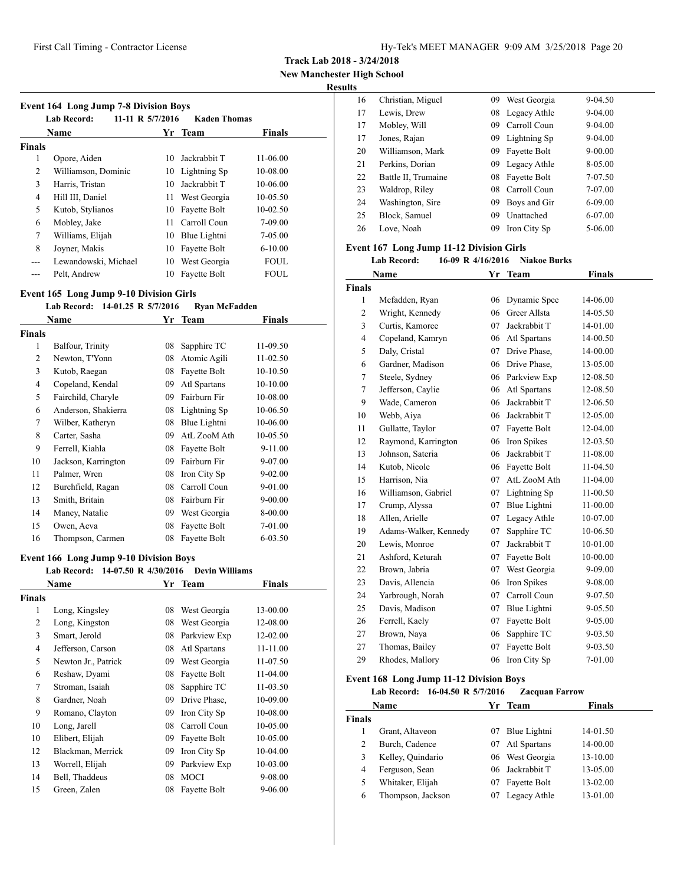**Track Lab 2018 - 3/24/2018**

**New Manchester High School**

**Results**

### Event 164 Long Jump 7-8 Division Boys

**Lab Record: 11-11 R 5/7/2016 Kaden Thomas**

| | Name | Yr | Team | Finals |
|---|---|---|---|---|
| **Finals** | | | | |
| 1 | Opore, Aiden | 10 | Jackrabbit T | 11-06.00 |
| 2 | Williamson, Dominic | 10 | Lightning Sp | 10-08.00 |
| 3 | Harris, Tristan | 10 | Jackrabbit T | 10-06.00 |
| 4 | Hill III, Daniel | 11 | West Georgia | 10-05.50 |
| 5 | Kutob, Stylianos | 10 | Fayette Bolt | 10-02.50 |
| 6 | Mobley, Jake | 11 | Carroll Coun | 7-09.00 |
| 7 | Williams, Elijah | 10 | Blue Lightni | 7-05.00 |
| 8 | Joyner, Makis | 10 | Fayette Bolt | 6-10.00 |
| --- | Lewandowski, Michael | 10 | West Georgia | FOUL |
| --- | Pelt, Andrew | 10 | Fayette Bolt | FOUL |

### Event 165 Long Jump 9-10 Division Girls

**Lab Record: 14-01.25 R 5/7/2016 Ryan McFadden**

| | Name | Yr | Team | Finals |
|---|---|---|---|---|
| **Finals** | | | | |
| 1 | Balfour, Trinity | 08 | Sapphire TC | 11-09.50 |
| 2 | Newton, T'Yonn | 08 | Atomic Agili | 11-02.50 |
| 3 | Kutob, Raegan | 08 | Fayette Bolt | 10-10.50 |
| 4 | Copeland, Kendal | 09 | Atl Spartans | 10-10.00 |
| 5 | Fairchild, Charyle | 09 | Fairburn Fir | 10-08.00 |
| 6 | Anderson, Shakierra | 08 | Lightning Sp | 10-06.50 |
| 7 | Wilber, Katheryn | 08 | Blue Lightni | 10-06.00 |
| 8 | Carter, Sasha | 09 | AtL ZooM Ath | 10-05.50 |
| 9 | Ferrell, Kiahla | 08 | Fayette Bolt | 9-11.00 |
| 10 | Jackson, Karrington | 09 | Fairburn Fir | 9-07.00 |
| 11 | Palmer, Wren | 08 | Iron City Sp | 9-02.00 |
| 12 | Burchfield, Ragan | 08 | Carroll Coun | 9-01.00 |
| 13 | Smith, Britain | 08 | Fairburn Fir | 9-00.00 |
| 14 | Maney, Natalie | 09 | West Georgia | 8-00.00 |
| 15 | Owen, Aeva | 08 | Fayette Bolt | 7-01.00 |
| 16 | Thompson, Carmen | 08 | Fayette Bolt | 6-03.50 |

### Event 166 Long Jump 9-10 Division Boys

**Lab Record: 14-07.50 R 4/30/2016 Devin Williams**

| | Name | Yr | Team | Finals |
|---|---|---|---|---|
| **Finals** | | | | |
| 1 | Long, Kingsley | 08 | West Georgia | 13-00.00 |
| 2 | Long, Kingston | 08 | West Georgia | 12-08.00 |
| 3 | Smart, Jerold | 08 | Parkview Exp | 12-02.00 |
| 4 | Jefferson, Carson | 08 | Atl Spartans | 11-11.00 |
| 5 | Newton Jr., Patrick | 09 | West Georgia | 11-07.50 |
| 6 | Reshaw, Dyami | 08 | Fayette Bolt | 11-04.00 |
| 7 | Stroman, Isaiah | 08 | Sapphire TC | 11-03.50 |
| 8 | Gardner, Noah | 09 | Drive Phase, | 10-09.00 |
| 9 | Romano, Clayton | 09 | Iron City Sp | 10-08.00 |
| 10 | Long, Jarell | 08 | Carroll Coun | 10-05.00 |
| 10 | Elibert, Elijah | 09 | Fayette Bolt | 10-05.00 |
| 12 | Blackman, Merrick | 09 | Iron City Sp | 10-04.00 |
| 13 | Worrell, Elijah | 09 | Parkview Exp | 10-03.00 |
| 14 | Bell, Thaddeus | 08 | MOCI | 9-08.00 |
| 15 | Green, Zalen | 08 | Fayette Bolt | 9-06.00 |
| 16 | Christian, Miguel | 09 | West Georgia | 9-04.50 |
| 17 | Lewis, Drew | 08 | Legacy Athle | 9-04.00 |
| 17 | Mobley, Will | 09 | Carroll Coun | 9-04.00 |
| 17 | Jones, Rajan | 09 | Lightning Sp | 9-04.00 |
| 20 | Williamson, Mark | 09 | Fayette Bolt | 9-00.00 |
| 21 | Perkins, Dorian | 09 | Legacy Athle | 8-05.00 |
| 22 | Battle II, Trumaine | 08 | Fayette Bolt | 7-07.50 |
| 23 | Waldrop, Riley | 08 | Carroll Coun | 7-07.00 |
| 24 | Washington, Sire | 09 | Boys and Gir | 6-09.00 |
| 25 | Block, Samuel | 09 | Unattached | 6-07.00 |
| 26 | Love, Noah | 09 | Iron City Sp | 5-06.00 |

### Event 167 Long Jump 11-12 Division Girls

**Lab Record: 16-09 R 4/16/2016 Niakoe Burks**

| | Name | Yr | Team | Finals |
|---|---|---|---|---|
| **Finals** | | | | |
| 1 | Mcfadden, Ryan | 06 | Dynamic Spee | 14-06.00 |
| 2 | Wright, Kennedy | 06 | Greer Allsta | 14-05.50 |
| 3 | Curtis, Kamoree | 07 | Jackrabbit T | 14-01.00 |
| 4 | Copeland, Kamryn | 06 | Atl Spartans | 14-00.50 |
| 5 | Daly, Cristal | 07 | Drive Phase, | 14-00.00 |
| 6 | Gardner, Madison | 06 | Drive Phase, | 13-05.00 |
| 7 | Steele, Sydney | 06 | Parkview Exp | 12-08.50 |
| 7 | Jefferson, Caylie | 06 | Atl Spartans | 12-08.50 |
| 9 | Wade, Cameron | 06 | Jackrabbit T | 12-06.50 |
| 10 | Webb, Aiya | 06 | Jackrabbit T | 12-05.00 |
| 11 | Gullatte, Taylor | 07 | Fayette Bolt | 12-04.00 |
| 12 | Raymond, Karrington | 06 | Iron Spikes | 12-03.50 |
| 13 | Johnson, Sateria | 06 | Jackrabbit T | 11-08.00 |
| 14 | Kutob, Nicole | 06 | Fayette Bolt | 11-04.50 |
| 15 | Harrison, Nia | 07 | AtL ZooM Ath | 11-04.00 |
| 16 | Williamson, Gabriel | 07 | Lightning Sp | 11-00.50 |
| 17 | Crump, Alyssa | 07 | Blue Lightni | 11-00.00 |
| 18 | Allen, Arielle | 07 | Legacy Athle | 10-07.00 |
| 19 | Adams-Walker, Kennedy | 07 | Sapphire TC | 10-06.50 |
| 20 | Lewis, Monroe | 07 | Jackrabbit T | 10-01.00 |
| 21 | Ashford, Keturah | 07 | Fayette Bolt | 10-00.00 |
| 22 | Brown, Jabria | 07 | West Georgia | 9-09.00 |
| 23 | Davis, Allencia | 06 | Iron Spikes | 9-08.00 |
| 24 | Yarbrough, Norah | 07 | Carroll Coun | 9-07.50 |
| 25 | Davis, Madison | 07 | Blue Lightni | 9-05.50 |
| 26 | Ferrell, Kaely | 07 | Fayette Bolt | 9-05.00 |
| 27 | Brown, Naya | 06 | Sapphire TC | 9-03.50 |
| 27 | Thomas, Bailey | 07 | Fayette Bolt | 9-03.50 |
| 29 | Rhodes, Mallory | 06 | Iron City Sp | 7-01.00 |

### Event 168 Long Jump 11-12 Division Boys

**Lab Record: 16-04.50 R 5/7/2016 Zacquan Farrow**

| | Name | Yr | Team | Finals |
|---|---|---|---|---|
| **Finals** | | | | |
| 1 | Grant, Altaveon | 07 | Blue Lightni | 14-01.50 |
| 2 | Burch, Cadence | 07 | Atl Spartans | 14-00.00 |
| 3 | Kelley, Quindario | 06 | West Georgia | 13-10.00 |
| 4 | Ferguson, Sean | 06 | Jackrabbit T | 13-05.00 |
| 5 | Whitaker, Elijah | 07 | Fayette Bolt | 13-02.00 |
| 6 | Thompson, Jackson | 07 | Legacy Athle | 13-01.00 |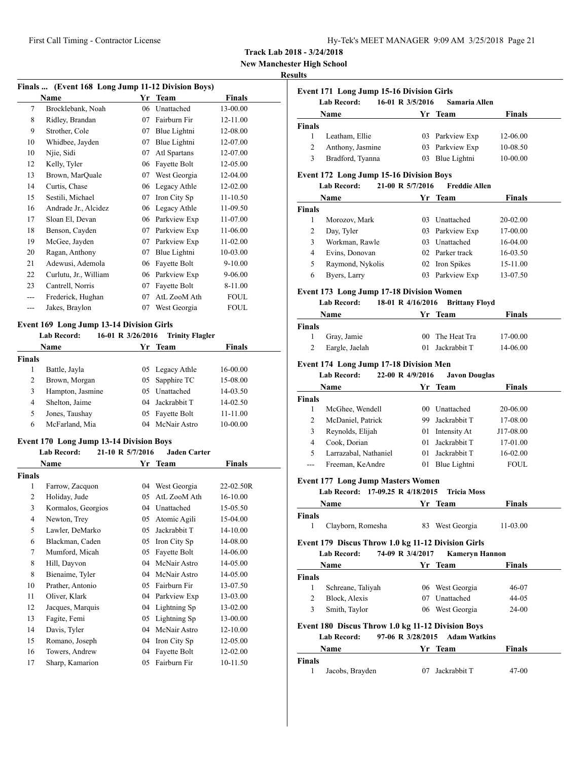**Track Lab 2018 - 3/24/2018**
**New Manchester High School**
**Results**

### Finals ... (Event 168 Long Jump 11-12 Division Boys)

| | Name | Yr | Team | Finals |
|---|---|---|---|---|
| 7 | Brocklebank, Noah | 06 | Unattached | 13-00.00 |
| 8 | Ridley, Brandan | 07 | Fairburn Fir | 12-11.00 |
| 9 | Strother, Cole | 07 | Blue Lightni | 12-08.00 |
| 10 | Whidbee, Jayden | 07 | Blue Lightni | 12-07.00 |
| 10 | Njie, Sidi | 07 | Atl Spartans | 12-07.00 |
| 12 | Kelly, Tyler | 06 | Fayette Bolt | 12-05.00 |
| 13 | Brown, MarQuale | 07 | West Georgia | 12-04.00 |
| 14 | Curtis, Chase | 06 | Legacy Athle | 12-02.00 |
| 15 | Sestili, Michael | 07 | Iron City Sp | 11-10.50 |
| 16 | Andrade Jr., Alcidez | 06 | Legacy Athle | 11-09.50 |
| 17 | Sloan El, Devan | 06 | Parkview Exp | 11-07.00 |
| 18 | Benson, Cayden | 07 | Parkview Exp | 11-06.00 |
| 19 | McGee, Jayden | 07 | Parkview Exp | 11-02.00 |
| 20 | Ragan, Anthony | 07 | Blue Lightni | 10-03.00 |
| 21 | Adewusi, Ademola | 06 | Fayette Bolt | 9-10.00 |
| 22 | Curlutu, Jr., William | 06 | Parkview Exp | 9-06.00 |
| 23 | Cantrell, Norris | 07 | Fayette Bolt | 8-11.00 |
| --- | Frederick, Hughan | 07 | AtL ZooM Ath | FOUL |
| --- | Jakes, Braylon | 07 | West Georgia | FOUL |

### Event 169 Long Jump 13-14 Division Girls

**Lab Record:** 16-01 R 3/26/2016 **Trinity Flagler**

**Finals**

| | Name | Yr | Team | Finals |
|---|---|---|---|---|
| 1 | Battle, Jayla | 05 | Legacy Athle | 16-00.00 |
| 2 | Brown, Morgan | 05 | Sapphire TC | 15-08.00 |
| 3 | Hampton, Jasmine | 05 | Unattached | 14-03.50 |
| 4 | Shelton, Jaime | 04 | Jackrabbit T | 14-02.50 |
| 5 | Jones, Taushay | 05 | Fayette Bolt | 11-11.00 |
| 6 | McFarland, Mia | 04 | McNair Astro | 10-00.00 |

### Event 170 Long Jump 13-14 Division Boys

**Lab Record:** 21-10 R 5/7/2016 **Jaden Carter**

**Finals**

| | Name | Yr | Team | Finals |
|---|---|---|---|---|
| 1 | Farrow, Zacquon | 04 | West Georgia | 22-02.50R |
| 2 | Holiday, Jude | 05 | AtL ZooM Ath | 16-10.00 |
| 3 | Kormalos, Georgios | 04 | Unattached | 15-05.50 |
| 4 | Newton, Trey | 05 | Atomic Agili | 15-04.00 |
| 5 | Lawler, DeMarko | 05 | Jackrabbit T | 14-10.00 |
| 6 | Blackman, Caden | 05 | Iron City Sp | 14-08.00 |
| 7 | Mumford, Micah | 05 | Fayette Bolt | 14-06.00 |
| 8 | Hill, Dayvon | 04 | McNair Astro | 14-05.00 |
| 8 | Bienaime, Tyler | 04 | McNair Astro | 14-05.00 |
| 10 | Prather, Antonio | 05 | Fairburn Fir | 13-07.50 |
| 11 | Oliver, Klark | 04 | Parkview Exp | 13-03.00 |
| 12 | Jacques, Marquis | 04 | Lightning Sp | 13-02.00 |
| 13 | Fagite, Femi | 05 | Lightning Sp | 13-00.00 |
| 14 | Davis, Tyler | 04 | McNair Astro | 12-10.00 |
| 15 | Romano, Joseph | 04 | Iron City Sp | 12-05.00 |
| 16 | Towers, Andrew | 04 | Fayette Bolt | 12-02.00 |
| 17 | Sharp, Kamarion | 05 | Fairburn Fir | 10-11.50 |

### Event 171 Long Jump 15-16 Division Girls

**Lab Record:** 16-01 R 3/5/2016 **Samaria Allen**

**Finals**

| | Name | Yr | Team | Finals |
|---|---|---|---|---|
| 1 | Leatham, Ellie | 03 | Parkview Exp | 12-06.00 |
| 2 | Anthony, Jasmine | 03 | Parkview Exp | 10-08.50 |
| 3 | Bradford, Tyanna | 03 | Blue Lightni | 10-00.00 |

### Event 172 Long Jump 15-16 Division Boys

**Lab Record:** 21-00 R 5/7/2016 **Freddie Allen**

**Finals**

| | Name | Yr | Team | Finals |
|---|---|---|---|---|
| 1 | Morozov, Mark | 03 | Unattached | 20-02.00 |
| 2 | Day, Tyler | 03 | Parkview Exp | 17-00.00 |
| 3 | Workman, Rawle | 03 | Unattached | 16-04.00 |
| 4 | Evins, Donovan | 02 | Parker track | 16-03.50 |
| 5 | Raymond, Nykolis | 02 | Iron Spikes | 15-11.00 |
| 6 | Byers, Larry | 03 | Parkview Exp | 13-07.50 |

### Event 173 Long Jump 17-18 Division Women

**Lab Record:** 18-01 R 4/16/2016 **Brittany Floyd**

**Finals**

| | Name | Yr | Team | Finals |
|---|---|---|---|---|
| 1 | Gray, Jamie | 00 | The Heat Tra | 17-00.00 |
| 2 | Eargle, Jaelah | 01 | Jackrabbit T | 14-06.00 |

### Event 174 Long Jump 17-18 Division Men

**Lab Record:** 22-00 R 4/9/2016 **Javon Douglas**

**Finals**

| | Name | Yr | Team | Finals |
|---|---|---|---|---|
| 1 | McGhee, Wendell | 00 | Unattached | 20-06.00 |
| 2 | McDaniel, Patrick | 99 | Jackrabbit T | 17-08.00 |
| 3 | Reynolds, Elijah | 01 | Intensity At | J17-08.00 |
| 4 | Cook, Dorian | 01 | Jackrabbit T | 17-01.00 |
| 5 | Larrazabal, Nathaniel | 01 | Jackrabbit T | 16-02.00 |
| --- | Freeman, KeAndre | 01 | Blue Lightni | FOUL |

### Event 177 Long Jump Masters Women

**Lab Record:** 17-09.25 R 4/18/2015 **Tricia Moss**

**Finals**

| | Name | Yr | Team | Finals |
|---|---|---|---|---|
| 1 | Clayborn, Romesha | 83 | West Georgia | 11-03.00 |

### Event 179 Discus Throw 1.0 kg 11-12 Division Girls

**Lab Record:** 74-09 R 3/4/2017 **Kameryn Hannon**

**Finals**

| | Name | Yr | Team | Finals |
|---|---|---|---|---|
| 1 | Schreane, Taliyah | 06 | West Georgia | 46-07 |
| 2 | Block, Alexis | 07 | Unattached | 44-05 |
| 3 | Smith, Taylor | 06 | West Georgia | 24-00 |

### Event 180 Discus Throw 1.0 kg 11-12 Division Boys

**Lab Record:** 97-06 R 3/28/2015 **Adam Watkins**

**Finals**

| | Name | Yr | Team | Finals |
|---|---|---|---|---|
| 1 | Jacobs, Brayden | 07 | Jackrabbit T | 47-00 |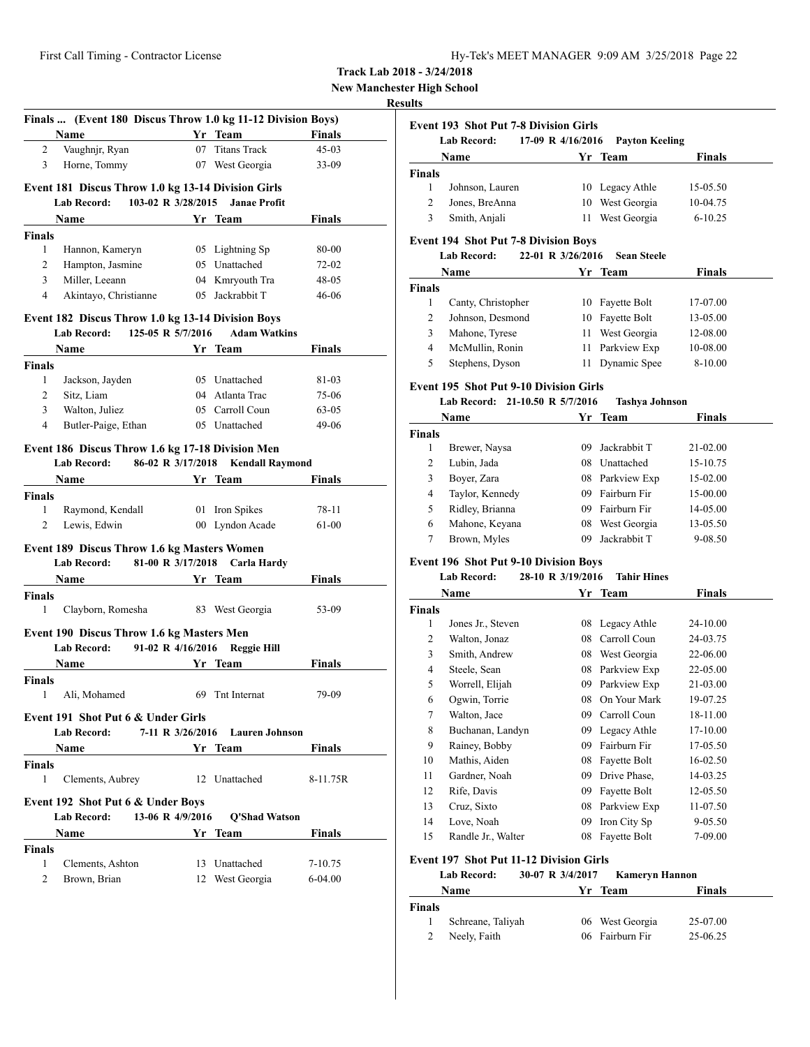**Track Lab 2018 - 3/24/2018**
**New Manchester High School**
**Results**

### Finals ... (Event 180 Discus Throw 1.0 kg 11-12 Division Boys)

| | Name | Yr | Team | Finals |
|---|---|---|---|---|
| 2 | Vaughnjr, Ryan | 07 | Titans Track | 45-03 |
| 3 | Horne, Tommy | 07 | West Georgia | 33-09 |

### Event 181 Discus Throw 1.0 kg 13-14 Division Girls

**Lab Record:** 103-02 R 3/28/2015 **Janae Profit**

| | Name | Yr | Team | Finals |
|---|---|---|---|---|
| **Finals** | | | | |
| 1 | Hannon, Kameryn | 05 | Lightning Sp | 80-00 |
| 2 | Hampton, Jasmine | 05 | Unattached | 72-02 |
| 3 | Miller, Leeann | 04 | Kmryouth Tra | 48-05 |
| 4 | Akintayo, Christianne | 05 | Jackrabbit T | 46-06 |

### Event 182 Discus Throw 1.0 kg 13-14 Division Boys

**Lab Record:** 125-05 R 5/7/2016 **Adam Watkins**

| | Name | Yr | Team | Finals |
|---|---|---|---|---|
| **Finals** | | | | |
| 1 | Jackson, Jayden | 05 | Unattached | 81-03 |
| 2 | Sitz, Liam | 04 | Atlanta Trac | 75-06 |
| 3 | Walton, Juliez | 05 | Carroll Coun | 63-05 |
| 4 | Butler-Paige, Ethan | 05 | Unattached | 49-06 |

### Event 186 Discus Throw 1.6 kg 17-18 Division Men

**Lab Record:** 86-02 R 3/17/2018 **Kendall Raymond**

| | Name | Yr | Team | Finals |
|---|---|---|---|---|
| **Finals** | | | | |
| 1 | Raymond, Kendall | 01 | Iron Spikes | 78-11 |
| 2 | Lewis, Edwin | 00 | Lyndon Acade | 61-00 |

### Event 189 Discus Throw 1.6 kg Masters Women

**Lab Record:** 81-00 R 3/17/2018 **Carla Hardy**

| | Name | Yr | Team | Finals |
|---|---|---|---|---|
| **Finals** | | | | |
| 1 | Clayborn, Romesha | 83 | West Georgia | 53-09 |

### Event 190 Discus Throw 1.6 kg Masters Men

**Lab Record:** 91-02 R 4/16/2016 **Reggie Hill**

| | Name | Yr | Team | Finals |
|---|---|---|---|---|
| **Finals** | | | | |
| 1 | Ali, Mohamed | 69 | Tnt Internat | 79-09 |

### Event 191 Shot Put 6 & Under Girls

**Lab Record:** 7-11 R 3/26/2016 **Lauren Johnson**

| | Name | Yr | Team | Finals |
|---|---|---|---|---|
| **Finals** | | | | |
| 1 | Clements, Aubrey | 12 | Unattached | 8-11.75R |

### Event 192 Shot Put 6 & Under Boys

**Lab Record:** 13-06 R 4/9/2016 **Q'Shad Watson**

| | Name | Yr | Team | Finals |
|---|---|---|---|---|
| **Finals** | | | | |
| 1 | Clements, Ashton | 13 | Unattached | 7-10.75 |
| 2 | Brown, Brian | 12 | West Georgia | 6-04.00 |

### Event 193 Shot Put 7-8 Division Girls

**Lab Record:** 17-09 R 4/16/2016 **Payton Keeling**

| | Name | Yr | Team | Finals |
|---|---|---|---|---|
| **Finals** | | | | |
| 1 | Johnson, Lauren | 10 | Legacy Athle | 15-05.50 |
| 2 | Jones, BreAnna | 10 | West Georgia | 10-04.75 |
| 3 | Smith, Anjali | 11 | West Georgia | 6-10.25 |

### Event 194 Shot Put 7-8 Division Boys

**Lab Record:** 22-01 R 3/26/2016 **Sean Steele**

| | Name | Yr | Team | Finals |
|---|---|---|---|---|
| **Finals** | | | | |
| 1 | Canty, Christopher | 10 | Fayette Bolt | 17-07.00 |
| 2 | Johnson, Desmond | 10 | Fayette Bolt | 13-05.00 |
| 3 | Mahone, Tyrese | 11 | West Georgia | 12-08.00 |
| 4 | McMullin, Ronin | 11 | Parkview Exp | 10-08.00 |
| 5 | Stephens, Dyson | 11 | Dynamic Spee | 8-10.00 |

### Event 195 Shot Put 9-10 Division Girls

**Lab Record:** 21-10.50 R 5/7/2016 **Tashya Johnson**

| | Name | Yr | Team | Finals |
|---|---|---|---|---|
| **Finals** | | | | |
| 1 | Brewer, Naysa | 09 | Jackrabbit T | 21-02.00 |
| 2 | Lubin, Jada | 08 | Unattached | 15-10.75 |
| 3 | Boyer, Zara | 08 | Parkview Exp | 15-02.00 |
| 4 | Taylor, Kennedy | 09 | Fairburn Fir | 15-00.00 |
| 5 | Ridley, Brianna | 09 | Fairburn Fir | 14-05.00 |
| 6 | Mahone, Keyana | 08 | West Georgia | 13-05.50 |
| 7 | Brown, Myles | 09 | Jackrabbit T | 9-08.50 |

### Event 196 Shot Put 9-10 Division Boys

**Lab Record:** 28-10 R 3/19/2016 **Tahir Hines**

| | Name | Yr | Team | Finals |
|---|---|---|---|---|
| **Finals** | | | | |
| 1 | Jones Jr., Steven | 08 | Legacy Athle | 24-10.00 |
| 2 | Walton, Jonaz | 08 | Carroll Coun | 24-03.75 |
| 3 | Smith, Andrew | 08 | West Georgia | 22-06.00 |
| 4 | Steele, Sean | 08 | Parkview Exp | 22-05.00 |
| 5 | Worrell, Elijah | 09 | Parkview Exp | 21-03.00 |
| 6 | Ogwin, Torrie | 08 | On Your Mark | 19-07.25 |
| 7 | Walton, Jace | 09 | Carroll Coun | 18-11.00 |
| 8 | Buchanan, Landyn | 09 | Legacy Athle | 17-10.00 |
| 9 | Rainey, Bobby | 09 | Fairburn Fir | 17-05.50 |
| 10 | Mathis, Aiden | 08 | Fayette Bolt | 16-02.50 |
| 11 | Gardner, Noah | 09 | Drive Phase, | 14-03.25 |
| 12 | Rife, Davis | 09 | Fayette Bolt | 12-05.50 |
| 13 | Cruz, Sixto | 08 | Parkview Exp | 11-07.50 |
| 14 | Love, Noah | 09 | Iron City Sp | 9-05.50 |
| 15 | Randle Jr., Walter | 08 | Fayette Bolt | 7-09.00 |

### Event 197 Shot Put 11-12 Division Girls

**Lab Record:** 30-07 R 3/4/2017 **Kameryn Hannon**

| | Name | Yr | Team | Finals |
|---|---|---|---|---|
| **Finals** | | | | |
| 1 | Schreane, Taliyah | 06 | West Georgia | 25-07.00 |
| 2 | Neely, Faith | 06 | Fairburn Fir | 25-06.25 |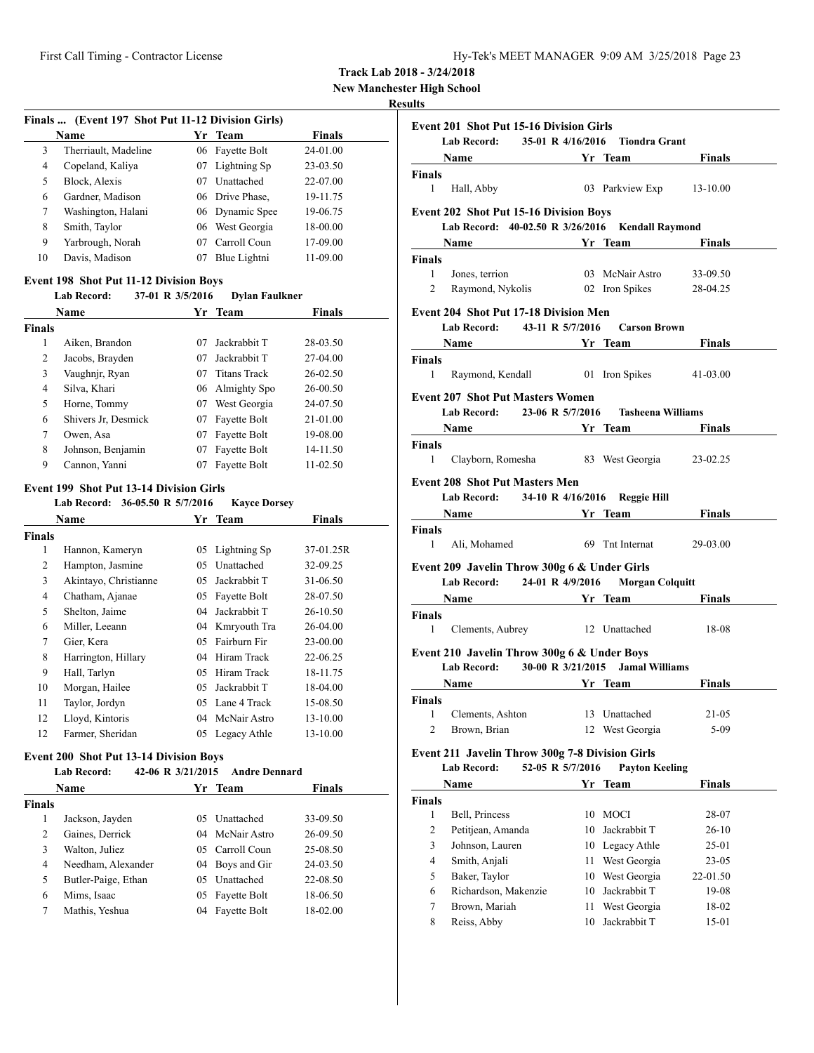**Track Lab 2018 - 3/24/2018**
**New Manchester High School**
**Results**

### Finals ... (Event 197 Shot Put 11-12 Division Girls)

| | Name | Yr | Team | Finals |
|---|---|---|---|---|
| 3 | Therriault, Madeline | 06 | Fayette Bolt | 24-01.00 |
| 4 | Copeland, Kaliya | 07 | Lightning Sp | 23-03.50 |
| 5 | Block, Alexis | 07 | Unattached | 22-07.00 |
| 6 | Gardner, Madison | 06 | Drive Phase, | 19-11.75 |
| 7 | Washington, Halani | 06 | Dynamic Spee | 19-06.75 |
| 8 | Smith, Taylor | 06 | West Georgia | 18-00.00 |
| 9 | Yarbrough, Norah | 07 | Carroll Coun | 17-09.00 |
| 10 | Davis, Madison | 07 | Blue Lightni | 11-09.00 |

### Event 198 Shot Put 11-12 Division Boys

**Lab Record:** 37-01 R 3/5/2016 **Dylan Faulkner**

| | Name | Yr | Team | Finals |
|---|---|---|---|---|
| **Finals** | | | | |
| 1 | Aiken, Brandon | 07 | Jackrabbit T | 28-03.50 |
| 2 | Jacobs, Brayden | 07 | Jackrabbit T | 27-04.00 |
| 3 | Vaughnjr, Ryan | 07 | Titans Track | 26-02.50 |
| 4 | Silva, Khari | 06 | Almighty Spo | 26-00.50 |
| 5 | Horne, Tommy | 07 | West Georgia | 24-07.50 |
| 6 | Shivers Jr, Desmick | 07 | Fayette Bolt | 21-01.00 |
| 7 | Owen, Asa | 07 | Fayette Bolt | 19-08.00 |
| 8 | Johnson, Benjamin | 07 | Fayette Bolt | 14-11.50 |
| 9 | Cannon, Yanni | 07 | Fayette Bolt | 11-02.50 |

### Event 199 Shot Put 13-14 Division Girls

**Lab Record:** 36-05.50 R 5/7/2016 **Kayce Dorsey**

| | Name | Yr | Team | Finals |
|---|---|---|---|---|
| **Finals** | | | | |
| 1 | Hannon, Kameryn | 05 | Lightning Sp | 37-01.25R |
| 2 | Hampton, Jasmine | 05 | Unattached | 32-09.25 |
| 3 | Akintayo, Christianne | 05 | Jackrabbit T | 31-06.50 |
| 4 | Chatham, Ajanae | 05 | Fayette Bolt | 28-07.50 |
| 5 | Shelton, Jaime | 04 | Jackrabbit T | 26-10.50 |
| 6 | Miller, Leeann | 04 | Kmryouth Tra | 26-04.00 |
| 7 | Gier, Kera | 05 | Fairburn Fir | 23-00.00 |
| 8 | Harrington, Hillary | 04 | Hiram Track | 22-06.25 |
| 9 | Hall, Tarlyn | 05 | Hiram Track | 18-11.75 |
| 10 | Morgan, Hailee | 05 | Jackrabbit T | 18-04.00 |
| 11 | Taylor, Jordyn | 05 | Lane 4 Track | 15-08.50 |
| 12 | Lloyd, Kintoris | 04 | McNair Astro | 13-10.00 |
| 12 | Farmer, Sheridan | 05 | Legacy Athle | 13-10.00 |

### Event 200 Shot Put 13-14 Division Boys

**Lab Record:** 42-06 R 3/21/2015 **Andre Dennard**

| | Name | Yr | Team | Finals |
|---|---|---|---|---|
| **Finals** | | | | |
| 1 | Jackson, Jayden | 05 | Unattached | 33-09.50 |
| 2 | Gaines, Derrick | 04 | McNair Astro | 26-09.50 |
| 3 | Walton, Juliez | 05 | Carroll Coun | 25-08.50 |
| 4 | Needham, Alexander | 04 | Boys and Gir | 24-03.50 |
| 5 | Butler-Paige, Ethan | 05 | Unattached | 22-08.50 |
| 6 | Mims, Isaac | 05 | Fayette Bolt | 18-06.50 |
| 7 | Mathis, Yeshua | 04 | Fayette Bolt | 18-02.00 |

### Event 201 Shot Put 15-16 Division Girls

**Lab Record:** 35-01 R 4/16/2016 **Tiondra Grant**

| | Name | Yr | Team | Finals |
|---|---|---|---|---|
| **Finals** | | | | |
| 1 | Hall, Abby | 03 | Parkview Exp | 13-10.00 |

### Event 202 Shot Put 15-16 Division Boys

**Lab Record:** 40-02.50 R 3/26/2016 **Kendall Raymond**

| | Name | Yr | Team | Finals |
|---|---|---|---|---|
| **Finals** | | | | |
| 1 | Jones, terrion | 03 | McNair Astro | 33-09.50 |
| 2 | Raymond, Nykolis | 02 | Iron Spikes | 28-04.25 |

### Event 204 Shot Put 17-18 Division Men

**Lab Record:** 43-11 R 5/7/2016 **Carson Brown**

| | Name | Yr | Team | Finals |
|---|---|---|---|---|
| **Finals** | | | | |
| 1 | Raymond, Kendall | 01 | Iron Spikes | 41-03.00 |

### Event 207 Shot Put Masters Women

**Lab Record:** 23-06 R 5/7/2016 **Tasheena Williams**

| | Name | Yr | Team | Finals |
|---|---|---|---|---|
| **Finals** | | | | |
| 1 | Clayborn, Romesha | 83 | West Georgia | 23-02.25 |

### Event 208 Shot Put Masters Men

**Lab Record:** 34-10 R 4/16/2016 **Reggie Hill**

| | Name | Yr | Team | Finals |
|---|---|---|---|---|
| **Finals** | | | | |
| 1 | Ali, Mohamed | 69 | Tnt Internat | 29-03.00 |

### Event 209 Javelin Throw 300g 6 & Under Girls

**Lab Record:** 24-01 R 4/9/2016 **Morgan Colquitt**

| | Name | Yr | Team | Finals |
|---|---|---|---|---|
| **Finals** | | | | |
| 1 | Clements, Aubrey | 12 | Unattached | 18-08 |

### Event 210 Javelin Throw 300g 6 & Under Boys

**Lab Record:** 30-00 R 3/21/2015 **Jamal Williams**

| | Name | Yr | Team | Finals |
|---|---|---|---|---|
| **Finals** | | | | |
| 1 | Clements, Ashton | 13 | Unattached | 21-05 |
| 2 | Brown, Brian | 12 | West Georgia | 5-09 |

### Event 211 Javelin Throw 300g 7-8 Division Girls

**Lab Record:** 52-05 R 5/7/2016 **Payton Keeling**

| | Name | Yr | Team | Finals |
|---|---|---|---|---|
| **Finals** | | | | |
| 1 | Bell, Princess | 10 | MOCI | 28-07 |
| 2 | Petitjean, Amanda | 10 | Jackrabbit T | 26-10 |
| 3 | Johnson, Lauren | 10 | Legacy Athle | 25-01 |
| 4 | Smith, Anjali | 11 | West Georgia | 23-05 |
| 5 | Baker, Taylor | 10 | West Georgia | 22-01.50 |
| 6 | Richardson, Makenzie | 10 | Jackrabbit T | 19-08 |
| 7 | Brown, Mariah | 11 | West Georgia | 18-02 |
| 8 | Reiss, Abby | 10 | Jackrabbit T | 15-01 |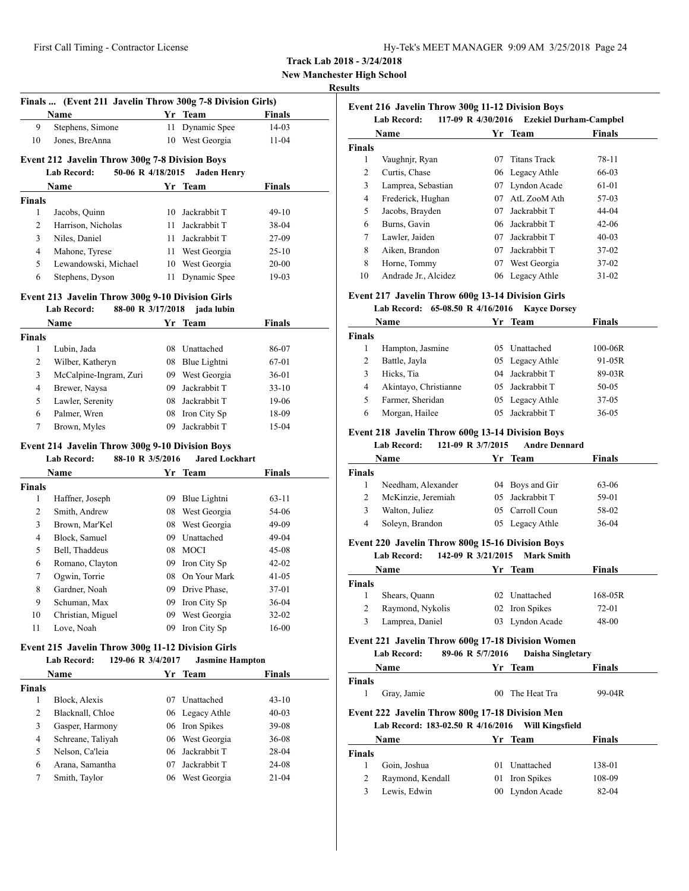**Track Lab 2018 - 3/24/2018**

**New Manchester High School**

**Results**

### Finals ... (Event 211 Javelin Throw 300g 7-8 Division Girls)

| | Name | Yr | Team | Finals |
|---|---|---|---|---|
| 9 | Stephens, Simone | 11 | Dynamic Spee | 14-03 |
| 10 | Jones, BreAnna | 10 | West Georgia | 11-04 |

### Event 212 Javelin Throw 300g 7-8 Division Boys

**Lab Record: 50-06 R 4/18/2015 Jaden Henry**

| | Name | Yr | Team | Finals |
|---|---|---|---|---|
| **Finals** | | | | |
| 1 | Jacobs, Quinn | 10 | Jackrabbit T | 49-10 |
| 2 | Harrison, Nicholas | 11 | Jackrabbit T | 38-04 |
| 3 | Niles, Daniel | 11 | Jackrabbit T | 27-09 |
| 4 | Mahone, Tyrese | 11 | West Georgia | 25-10 |
| 5 | Lewandowski, Michael | 10 | West Georgia | 20-00 |
| 6 | Stephens, Dyson | 11 | Dynamic Spee | 19-03 |

### Event 213 Javelin Throw 300g 9-10 Division Girls

**Lab Record: 88-00 R 3/17/2018 jada lubin**

| | Name | Yr | Team | Finals |
|---|---|---|---|---|
| **Finals** | | | | |
| 1 | Lubin, Jada | 08 | Unattached | 86-07 |
| 2 | Wilber, Katheryn | 08 | Blue Lightni | 67-01 |
| 3 | McCalpine-Ingram, Zuri | 09 | West Georgia | 36-01 |
| 4 | Brewer, Naysa | 09 | Jackrabbit T | 33-10 |
| 5 | Lawler, Serenity | 08 | Jackrabbit T | 19-06 |
| 6 | Palmer, Wren | 08 | Iron City Sp | 18-09 |
| 7 | Brown, Myles | 09 | Jackrabbit T | 15-04 |

### Event 214 Javelin Throw 300g 9-10 Division Boys

**Lab Record: 88-10 R 3/5/2016 Jared Lockhart**

| | Name | Yr | Team | Finals |
|---|---|---|---|---|
| **Finals** | | | | |
| 1 | Haffner, Joseph | 09 | Blue Lightni | 63-11 |
| 2 | Smith, Andrew | 08 | West Georgia | 54-06 |
| 3 | Brown, Mar'Kel | 08 | West Georgia | 49-09 |
| 4 | Block, Samuel | 09 | Unattached | 49-04 |
| 5 | Bell, Thaddeus | 08 | MOCI | 45-08 |
| 6 | Romano, Clayton | 09 | Iron City Sp | 42-02 |
| 7 | Ogwin, Torrie | 08 | On Your Mark | 41-05 |
| 8 | Gardner, Noah | 09 | Drive Phase, | 37-01 |
| 9 | Schuman, Max | 09 | Iron City Sp | 36-04 |
| 10 | Christian, Miguel | 09 | West Georgia | 32-02 |
| 11 | Love, Noah | 09 | Iron City Sp | 16-00 |

### Event 215 Javelin Throw 300g 11-12 Division Girls

**Lab Record: 129-06 R 3/4/2017 Jasmine Hampton**

| | Name | Yr | Team | Finals |
|---|---|---|---|---|
| **Finals** | | | | |
| 1 | Block, Alexis | 07 | Unattached | 43-10 |
| 2 | Blacknall, Chloe | 06 | Legacy Athle | 40-03 |
| 3 | Gasper, Harmony | 06 | Iron Spikes | 39-08 |
| 4 | Schreane, Taliyah | 06 | West Georgia | 36-08 |
| 5 | Nelson, Ca'leia | 06 | Jackrabbit T | 28-04 |
| 6 | Arana, Samantha | 07 | Jackrabbit T | 24-08 |
| 7 | Smith, Taylor | 06 | West Georgia | 21-04 |

### Event 216 Javelin Throw 300g 11-12 Division Boys

**Lab Record: 117-09 R 4/30/2016 Ezekiel Durham-Campbel**

| | Name | Yr | Team | Finals |
|---|---|---|---|---|
| **Finals** | | | | |
| 1 | Vaughnjr, Ryan | 07 | Titans Track | 78-11 |
| 2 | Curtis, Chase | 06 | Legacy Athle | 66-03 |
| 3 | Lamprea, Sebastian | 07 | Lyndon Acade | 61-01 |
| 4 | Frederick, Hughan | 07 | AtL ZooM Ath | 57-03 |
| 5 | Jacobs, Brayden | 07 | Jackrabbit T | 44-04 |
| 6 | Burns, Gavin | 06 | Jackrabbit T | 42-06 |
| 7 | Lawler, Jaiden | 07 | Jackrabbit T | 40-03 |
| 8 | Aiken, Brandon | 07 | Jackrabbit T | 37-02 |
| 8 | Horne, Tommy | 07 | West Georgia | 37-02 |
| 10 | Andrade Jr., Alcidez | 06 | Legacy Athle | 31-02 |

### Event 217 Javelin Throw 600g 13-14 Division Girls

**Lab Record: 65-08.50 R 4/16/2016 Kayce Dorsey**

| | Name | Yr | Team | Finals |
|---|---|---|---|---|
| **Finals** | | | | |
| 1 | Hampton, Jasmine | 05 | Unattached | 100-06R |
| 2 | Battle, Jayla | 05 | Legacy Athle | 91-05R |
| 3 | Hicks, Tia | 04 | Jackrabbit T | 89-03R |
| 4 | Akintayo, Christianne | 05 | Jackrabbit T | 50-05 |
| 5 | Farmer, Sheridan | 05 | Legacy Athle | 37-05 |
| 6 | Morgan, Hailee | 05 | Jackrabbit T | 36-05 |

### Event 218 Javelin Throw 600g 13-14 Division Boys

**Lab Record: 121-09 R 3/7/2015 Andre Dennard**

| | Name | Yr | Team | Finals |
|---|---|---|---|---|
| **Finals** | | | | |
| 1 | Needham, Alexander | 04 | Boys and Gir | 63-06 |
| 2 | McKinzie, Jeremiah | 05 | Jackrabbit T | 59-01 |
| 3 | Walton, Juliez | 05 | Carroll Coun | 58-02 |
| 4 | Soleyn, Brandon | 05 | Legacy Athle | 36-04 |

### Event 220 Javelin Throw 800g 15-16 Division Boys

**Lab Record: 142-09 R 3/21/2015 Mark Smith**

| | Name | Yr | Team | Finals |
|---|---|---|---|---|
| **Finals** | | | | |
| 1 | Shears, Quann | 02 | Unattached | 168-05R |
| 2 | Raymond, Nykolis | 02 | Iron Spikes | 72-01 |
| 3 | Lamprea, Daniel | 03 | Lyndon Acade | 48-00 |

### Event 221 Javelin Throw 600g 17-18 Division Women

**Lab Record: 89-06 R 5/7/2016 Daisha Singletary**

| | Name | Yr | Team | Finals |
|---|---|---|---|---|
| **Finals** | | | | |
| 1 | Gray, Jamie | 00 | The Heat Tra | 99-04R |

### Event 222 Javelin Throw 800g 17-18 Division Men

**Lab Record: 183-02.50 R 4/16/2016 Will Kingsfield**

| | Name | Yr | Team | Finals |
|---|---|---|---|---|
| **Finals** | | | | |
| 1 | Goin, Joshua | 01 | Unattached | 138-01 |
| 2 | Raymond, Kendall | 01 | Iron Spikes | 108-09 |
| 3 | Lewis, Edwin | 00 | Lyndon Acade | 82-04 |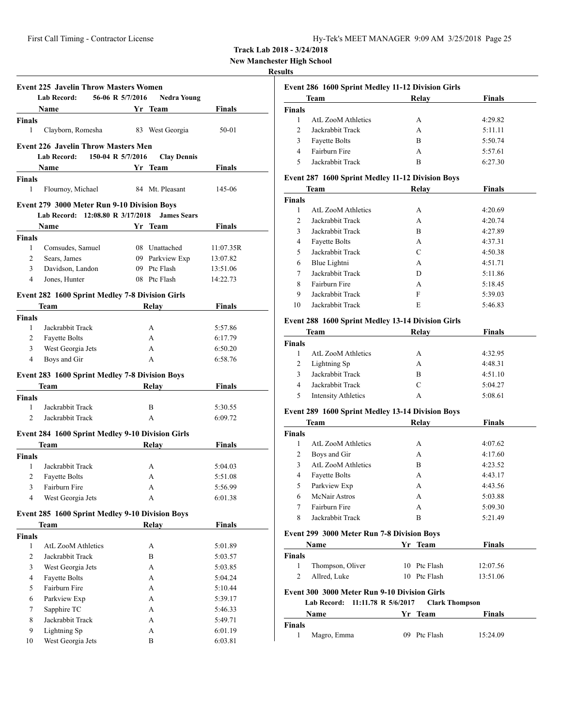**Track Lab 2018 - 3/24/2018**

**New Manchester High School**

**Results**

### Event 225 Javelin Throw Masters Women

**Lab Record: 56-06 R 5/7/2016 Nedra Young**

| | Name | Yr | Team | Finals |
|---|---|---|---|---|
| **Finals** | | | | |
| 1 | Clayborn, Romesha | 83 | West Georgia | 50-01 |

### Event 226 Javelin Throw Masters Men

**Lab Record: 150-04 R 5/7/2016 Clay Dennis**

| | Name | Yr | Team | Finals |
|---|---|---|---|---|
| **Finals** | | | | |
| 1 | Flournoy, Michael | 84 | Mt. Pleasant | 145-06 |

### Event 279 3000 Meter Run 9-10 Division Boys

**Lab Record: 12:08.80 R 3/17/2018 James Sears**

| | Name | Yr | Team | Finals |
|---|---|---|---|---|
| **Finals** | | | | |
| 1 | Comsudes, Samuel | 08 | Unattached | 11:07.35R |
| 2 | Sears, James | 09 | Parkview Exp | 13:07.82 |
| 3 | Davidson, Landon | 09 | Ptc Flash | 13:51.06 |
| 4 | Jones, Hunter | 08 | Ptc Flash | 14:22.73 |

### Event 282 1600 Sprint Medley 7-8 Division Girls

| | Team | Relay | Finals |
|---|---|---|---|
| **Finals** | | | |
| 1 | Jackrabbit Track | A | 5:57.86 |
| 2 | Fayette Bolts | A | 6:17.79 |
| 3 | West Georgia Jets | A | 6:50.20 |
| 4 | Boys and Gir | A | 6:58.76 |

### Event 283 1600 Sprint Medley 7-8 Division Boys

| | Team | Relay | Finals |
|---|---|---|---|
| **Finals** | | | |
| 1 | Jackrabbit Track | B | 5:30.55 |
| 2 | Jackrabbit Track | A | 6:09.72 |

### Event 284 1600 Sprint Medley 9-10 Division Girls

| | Team | Relay | Finals |
|---|---|---|---|
| **Finals** | | | |
| 1 | Jackrabbit Track | A | 5:04.03 |
| 2 | Fayette Bolts | A | 5:51.08 |
| 3 | Fairburn Fire | A | 5:56.99 |
| 4 | West Georgia Jets | A | 6:01.38 |

### Event 285 1600 Sprint Medley 9-10 Division Boys

| | Team | Relay | Finals |
|---|---|---|---|
| **Finals** | | | |
| 1 | AtL ZooM Athletics | A | 5:01.89 |
| 2 | Jackrabbit Track | B | 5:03.57 |
| 3 | West Georgia Jets | A | 5:03.85 |
| 4 | Fayette Bolts | A | 5:04.24 |
| 5 | Fairburn Fire | A | 5:10.44 |
| 6 | Parkview Exp | A | 5:39.17 |
| 7 | Sapphire TC | A | 5:46.33 |
| 8 | Jackrabbit Track | A | 5:49.71 |
| 9 | Lightning Sp | A | 6:01.19 |
| 10 | West Georgia Jets | B | 6:03.81 |

### Event 286 1600 Sprint Medley 11-12 Division Girls

| | Team | Relay | Finals |
|---|---|---|---|
| **Finals** | | | |
| 1 | AtL ZooM Athletics | A | 4:29.82 |
| 2 | Jackrabbit Track | A | 5:11.11 |
| 3 | Fayette Bolts | B | 5:50.74 |
| 4 | Fairburn Fire | A | 5:57.61 |
| 5 | Jackrabbit Track | B | 6:27.30 |

### Event 287 1600 Sprint Medley 11-12 Division Boys

| | Team | Relay | Finals |
|---|---|---|---|
| **Finals** | | | |
| 1 | AtL ZooM Athletics | A | 4:20.69 |
| 2 | Jackrabbit Track | A | 4:20.74 |
| 3 | Jackrabbit Track | B | 4:27.89 |
| 4 | Fayette Bolts | A | 4:37.31 |
| 5 | Jackrabbit Track | C | 4:50.38 |
| 6 | Blue Lightni | A | 4:51.71 |
| 7 | Jackrabbit Track | D | 5:11.86 |
| 8 | Fairburn Fire | A | 5:18.45 |
| 9 | Jackrabbit Track | F | 5:39.03 |
| 10 | Jackrabbit Track | E | 5:46.83 |

### Event 288 1600 Sprint Medley 13-14 Division Girls

| | Team | Relay | Finals |
|---|---|---|---|
| **Finals** | | | |
| 1 | AtL ZooM Athletics | A | 4:32.95 |
| 2 | Lightning Sp | A | 4:48.31 |
| 3 | Jackrabbit Track | B | 4:51.10 |
| 4 | Jackrabbit Track | C | 5:04.27 |
| 5 | Intensity Athletics | A | 5:08.61 |

### Event 289 1600 Sprint Medley 13-14 Division Boys

| | Team | Relay | Finals |
|---|---|---|---|
| **Finals** | | | |
| 1 | AtL ZooM Athletics | A | 4:07.62 |
| 2 | Boys and Gir | A | 4:17.60 |
| 3 | AtL ZooM Athletics | B | 4:23.52 |
| 4 | Fayette Bolts | A | 4:43.17 |
| 5 | Parkview Exp | A | 4:43.56 |
| 6 | McNair Astros | A | 5:03.88 |
| 7 | Fairburn Fire | A | 5:09.30 |
| 8 | Jackrabbit Track | B | 5:21.49 |

### Event 299 3000 Meter Run 7-8 Division Boys

| | Name | Yr | Team | Finals |
|---|---|---|---|---|
| **Finals** | | | | |
| 1 | Thompson, Oliver | 10 | Ptc Flash | 12:07.56 |
| 2 | Allred, Luke | 10 | Ptc Flash | 13:51.06 |

### Event 300 3000 Meter Run 9-10 Division Girls

**Lab Record: 11:11.78 R 5/6/2017 Clark Thompson**

| | Name | Yr | Team | Finals |
|---|---|---|---|---|
| **Finals** | | | | |
| 1 | Magro, Emma | 09 | Ptc Flash | 15:24.09 |